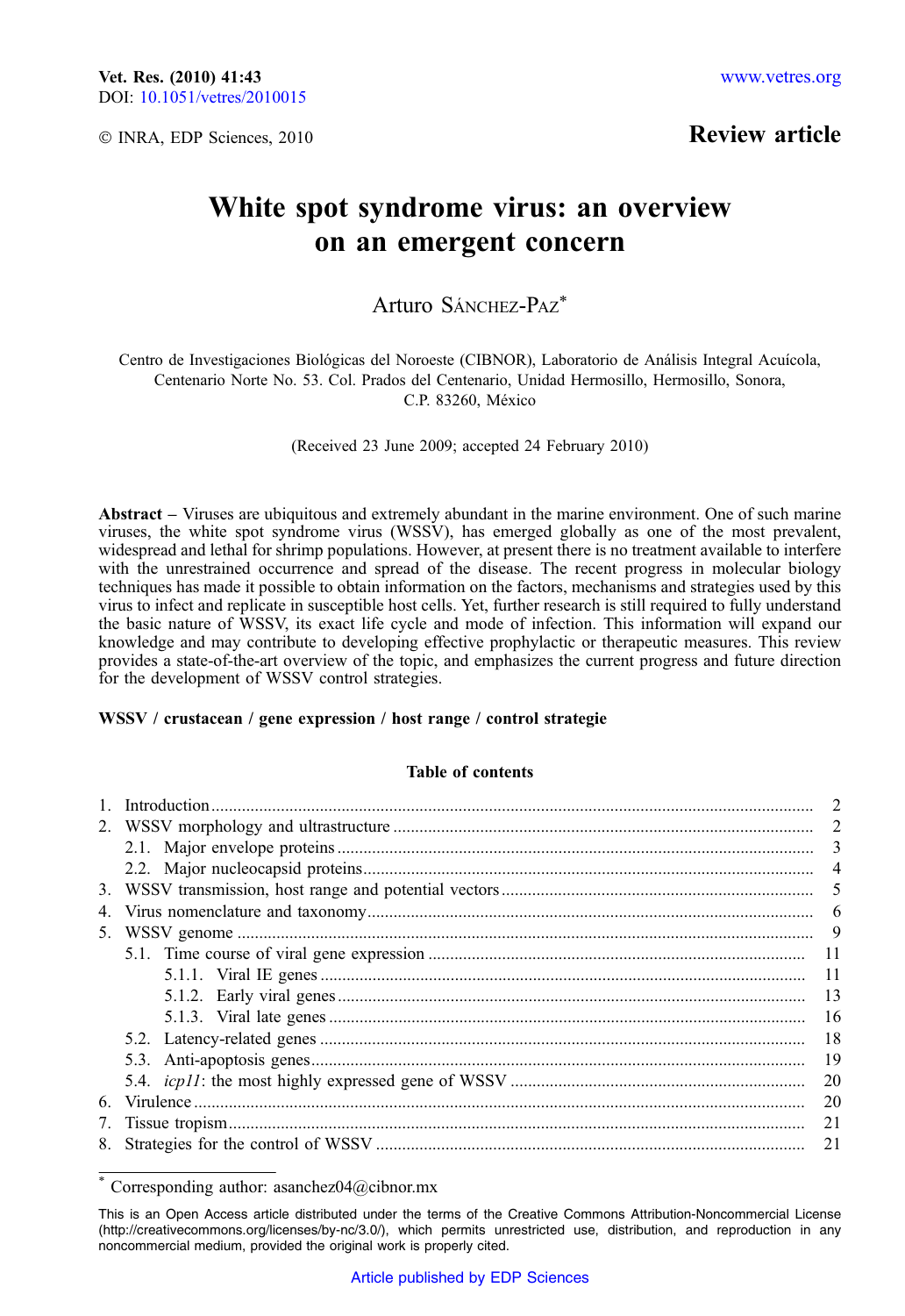Vet. Res. (2010) 41:43
DOI: 10.1051/vetres/2010015

© INRA, EDP Sciences, 2010

**Review article**

# White spot syndrome virus: an overview on an emergent concern

Arturo Sánchez-Paz*

Centro de Investigaciones Biológicas del Noroeste (CIBNOR), Laboratorio de Análisis Integral Acuícola, Centenario Norte No. 53. Col. Prados del Centenario, Unidad Hermosillo, Hermosillo, Sonora, C.P. 83260, México

(Received 23 June 2009; accepted 24 February 2010)

**Abstract** – Viruses are ubiquitous and extremely abundant in the marine environment. One of such marine viruses, the white spot syndrome virus (WSSV), has emerged globally as one of the most prevalent, widespread and lethal for shrimp populations. However, at present there is no treatment available to interfere with the unrestrained occurrence and spread of the disease. The recent progress in molecular biology techniques has made it possible to obtain information on the factors, mechanisms and strategies used by this virus to infect and replicate in susceptible host cells. Yet, further research is still required to fully understand the basic nature of WSSV, its exact life cycle and mode of infection. This information will expand our knowledge and may contribute to developing effective prophylactic or therapeutic measures. This review provides a state-of-the-art overview of the topic, and emphasizes the current progress and future direction for the development of WSSV control strategies.

**WSSV / crustacean / gene expression / host range / control strategie**

**Table of contents**

1. Introduction ..... 2
2. WSSV morphology and ultrastructure ..... 2
   - 2.1. Major envelope proteins ..... 3
   - 2.2. Major nucleocapsid proteins ..... 4
3. WSSV transmission, host range and potential vectors ..... 5
4. Virus nomenclature and taxonomy ..... 6
5. WSSV genome ..... 9
   - 5.1. Time course of viral gene expression ..... 11
     - 5.1.1. Viral IE genes ..... 11
     - 5.1.2. Early viral genes ..... 13
     - 5.1.3. Viral late genes ..... 16
   - 5.2. Latency-related genes ..... 18
   - 5.3. Anti-apoptosis genes ..... 19
   - 5.4. *icp11*: the most highly expressed gene of WSSV ..... 20
6. Virulence ..... 20
7. Tissue tropism ..... 21
8. Strategies for the control of WSSV ..... 21

* Corresponding author: asanchez04@cibnor.mx

This is an Open Access article distributed under the terms of the Creative Commons Attribution-Noncommercial License (http://creativecommons.org/licenses/by-nc/3.0/), which permits unrestricted use, distribution, and reproduction in any noncommercial medium, provided the original work is properly cited.

Article published by EDP Sciences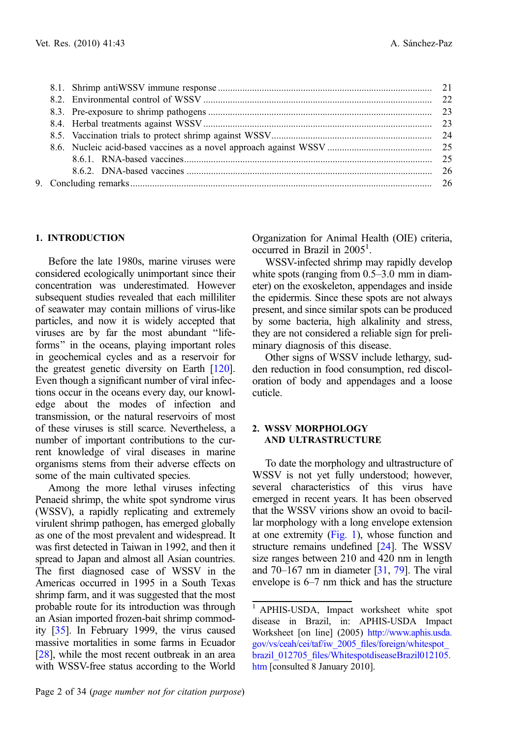8.1. Shrimp antiWSSV immune response ........................................................................................ 21
8.2. Environmental control of WSSV .............................................................................................. 22
8.3. Pre-exposure to shrimp pathogens ........................................................................................... 23
8.4. Herbal treatments against WSSV ............................................................................................. 23
8.5. Vaccination trials to protect shrimp against WSSV .................................................................. 24
8.6. Nucleic acid-based vaccines as a novel approach against WSSV ........................................... 25
8.6.1. RNA-based vaccines ................................................................................................... 25
8.6.2. DNA-based vaccines ................................................................................................... 26
9. Concluding remarks .......................................................................................................................... 26

## 1. INTRODUCTION

Before the late 1980s, marine viruses were considered ecologically unimportant since their concentration was underestimated. However subsequent studies revealed that each milliliter of seawater may contain millions of virus-like particles, and now it is widely accepted that viruses are by far the most abundant "life-forms" in the oceans, playing important roles in geochemical cycles and as a reservoir for the greatest genetic diversity on Earth [120]. Even though a significant number of viral infections occur in the oceans every day, our knowledge about the modes of infection and transmission, or the natural reservoirs of most of these viruses is still scarce. Nevertheless, a number of important contributions to the current knowledge of viral diseases in marine organisms stems from their adverse effects on some of the main cultivated species.

Among the more lethal viruses infecting Penaeid shrimp, the white spot syndrome virus (WSSV), a rapidly replicating and extremely virulent shrimp pathogen, has emerged globally as one of the most prevalent and widespread. It was first detected in Taiwan in 1992, and then it spread to Japan and almost all Asian countries. The first diagnosed case of WSSV in the Americas occurred in 1995 in a South Texas shrimp farm, and it was suggested that the most probable route for its introduction was through an Asian imported frozen-bait shrimp commodity [35]. In February 1999, the virus caused massive mortalities in some farms in Ecuador [28], while the most recent outbreak in an area with WSSV-free status according to the World Organization for Animal Health (OIE) criteria, occurred in Brazil in 2005[1].

WSSV-infected shrimp may rapidly develop white spots (ranging from 0.5–3.0 mm in diameter) on the exoskeleton, appendages and inside the epidermis. Since these spots are not always present, and since similar spots can be produced by some bacteria, high alkalinity and stress, they are not considered a reliable sign for preliminary diagnosis of this disease.

Other signs of WSSV include lethargy, sudden reduction in food consumption, red discoloration of body and appendages and a loose cuticle.

## 2. WSSV MORPHOLOGY AND ULTRASTRUCTURE

To date the morphology and ultrastructure of WSSV is not yet fully understood; however, several characteristics of this virus have emerged in recent years. It has been observed that the WSSV virions show an ovoid to bacillar morphology with a long envelope extension at one extremity (Fig. 1), whose function and structure remains undefined [24]. The WSSV size ranges between 210 and 420 nm in length and 70–167 nm in diameter [31, 79]. The viral envelope is 6–7 nm thick and has the structure

[1] APHIS-USDA, Impact worksheet white spot disease in Brazil, in: APHIS-USDA Impact Worksheet [on line] (2005) http://www.aphis.usda.gov/vs/ceah/cei/taf/iw_2005_files/foreign/whitespot_brazil_012705_files/WhitespotdiseaseBrazil012105.htm [consulted 8 January 2010].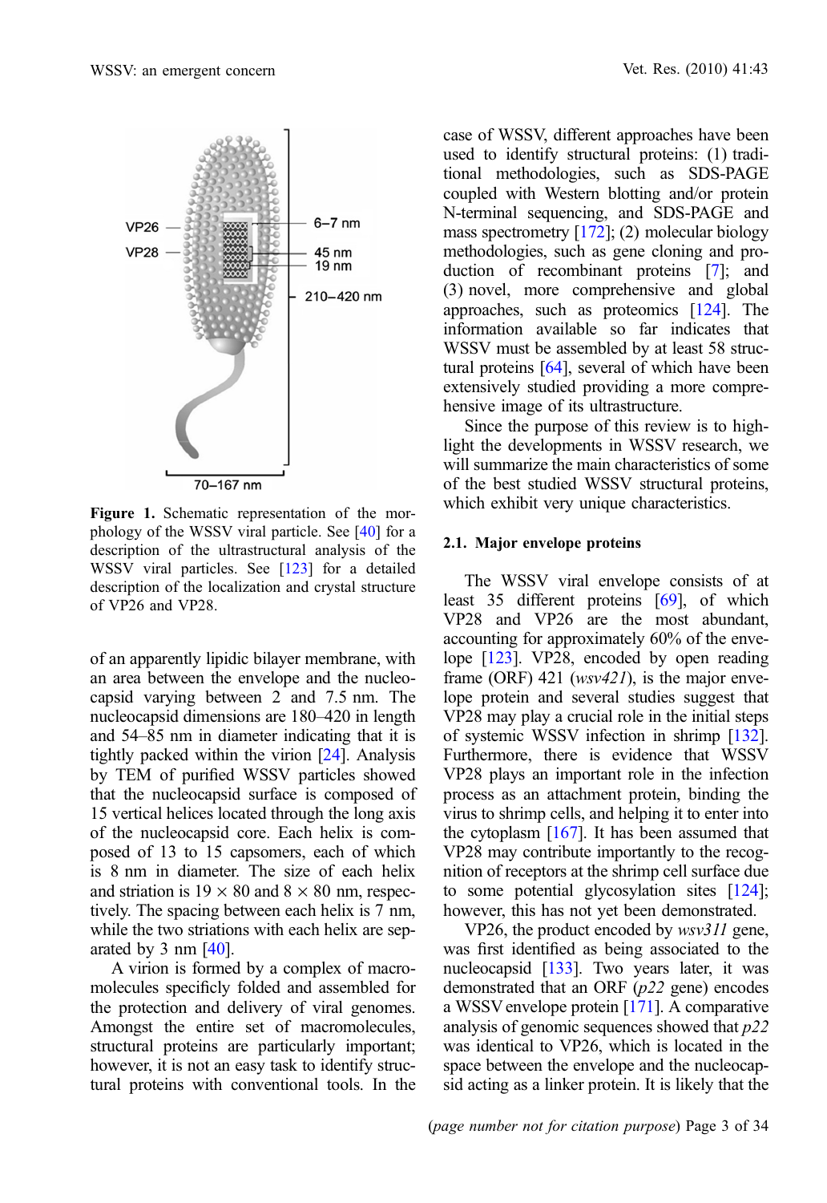Figure 1. Schematic representation of the morphology of the WSSV viral particle. See [40] for a description of the ultrastructural analysis of the WSSV viral particles. See [123] for a detailed description of the localization and crystal structure of VP26 and VP28.

of an apparently lipidic bilayer membrane, with an area between the envelope and the nucleocapsid varying between 2 and 7.5 nm. The nucleocapsid dimensions are 180–420 in length and 54–85 nm in diameter indicating that it is tightly packed within the virion [24]. Analysis by TEM of purified WSSV particles showed that the nucleocapsid surface is composed of 15 vertical helices located through the long axis of the nucleocapsid core. Each helix is composed of 13 to 15 capsomers, each of which is 8 nm in diameter. The size of each helix and striation is 19 × 80 and 8 × 80 nm, respectively. The spacing between each helix is 7 nm, while the two striations with each helix are separated by 3 nm [40].

A virion is formed by a complex of macromolecules specificly folded and assembled for the protection and delivery of viral genomes. Amongst the entire set of macromolecules, structural proteins are particularly important; however, it is not an easy task to identify structural proteins with conventional tools. In the case of WSSV, different approaches have been used to identify structural proteins: (1) traditional methodologies, such as SDS-PAGE coupled with Western blotting and/or protein N-terminal sequencing, and SDS-PAGE and mass spectrometry [172]; (2) molecular biology methodologies, such as gene cloning and production of recombinant proteins [7]; and (3) novel, more comprehensive and global approaches, such as proteomics [124]. The information available so far indicates that WSSV must be assembled by at least 58 structural proteins [64], several of which have been extensively studied providing a more comprehensive image of its ultrastructure.

Since the purpose of this review is to highlight the developments in WSSV research, we will summarize the main characteristics of some of the best studied WSSV structural proteins, which exhibit very unique characteristics.

### 2.1. Major envelope proteins

The WSSV viral envelope consists of at least 35 different proteins [69], of which VP28 and VP26 are the most abundant, accounting for approximately 60% of the envelope [123]. VP28, encoded by open reading frame (ORF) 421 (*wsv421*), is the major envelope protein and several studies suggest that VP28 may play a crucial role in the initial steps of systemic WSSV infection in shrimp [132]. Furthermore, there is evidence that WSSV VP28 plays an important role in the infection process as an attachment protein, binding the virus to shrimp cells, and helping it to enter into the cytoplasm [167]. It has been assumed that VP28 may contribute importantly to the recognition of receptors at the shrimp cell surface due to some potential glycosylation sites [124]; however, this has not yet been demonstrated.

VP26, the product encoded by *wsv311* gene, was first identified as being associated to the nucleocapsid [133]. Two years later, it was demonstrated that an ORF (*p22* gene) encodes a WSSV envelope protein [171]. A comparative analysis of genomic sequences showed that *p22* was identical to VP26, which is located in the space between the envelope and the nucleocapsid acting as a linker protein. It is likely that the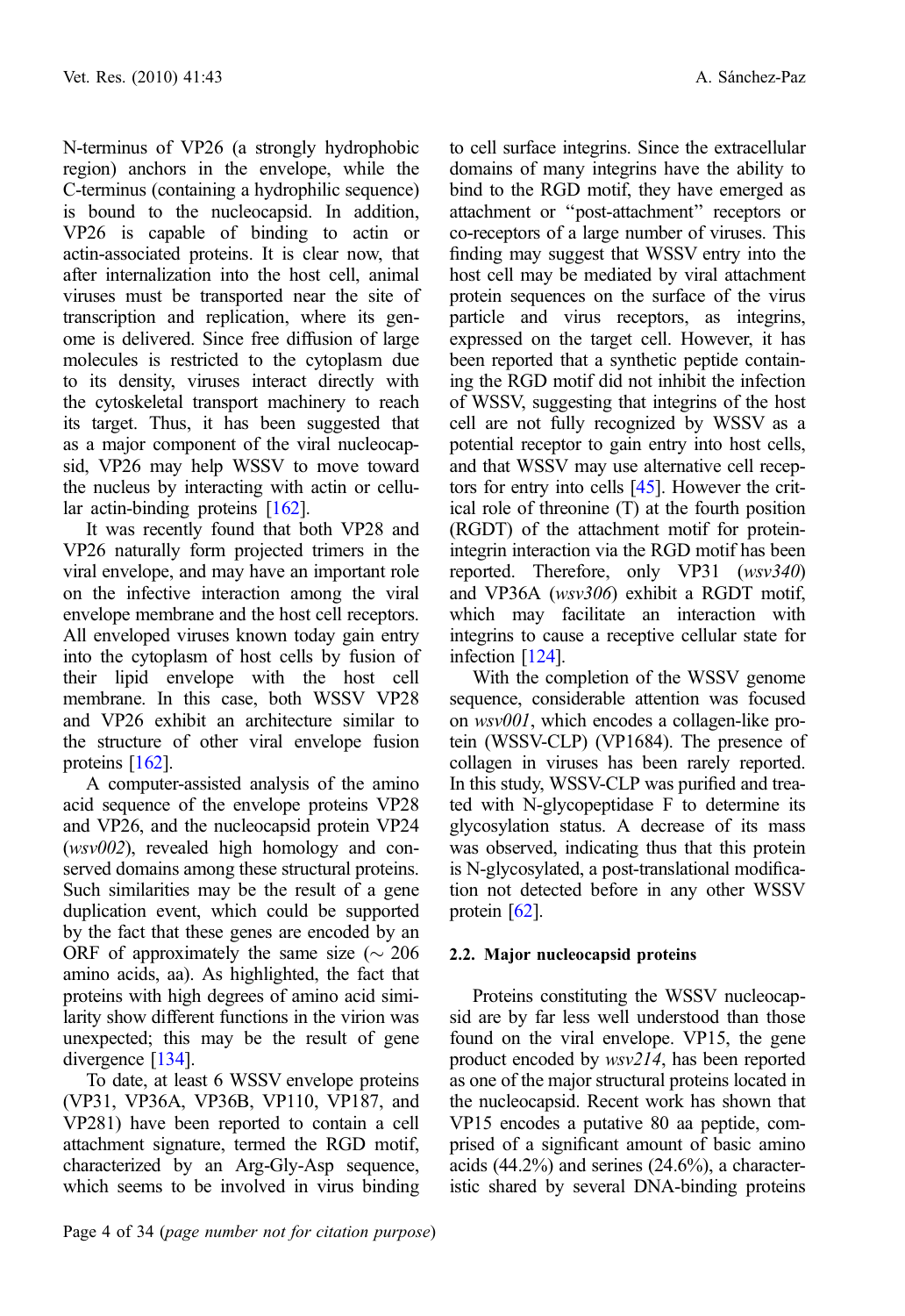N-terminus of VP26 (a strongly hydrophobic region) anchors in the envelope, while the C-terminus (containing a hydrophilic sequence) is bound to the nucleocapsid. In addition, VP26 is capable of binding to actin or actin-associated proteins. It is clear now, that after internalization into the host cell, animal viruses must be transported near the site of transcription and replication, where its genome is delivered. Since free diffusion of large molecules is restricted to the cytoplasm due to its density, viruses interact directly with the cytoskeletal transport machinery to reach its target. Thus, it has been suggested that as a major component of the viral nucleocapsid, VP26 may help WSSV to move toward the nucleus by interacting with actin or cellular actin-binding proteins [162].

It was recently found that both VP28 and VP26 naturally form projected trimers in the viral envelope, and may have an important role on the infective interaction among the viral envelope membrane and the host cell receptors. All enveloped viruses known today gain entry into the cytoplasm of host cells by fusion of their lipid envelope with the host cell membrane. In this case, both WSSV VP28 and VP26 exhibit an architecture similar to the structure of other viral envelope fusion proteins [162].

A computer-assisted analysis of the amino acid sequence of the envelope proteins VP28 and VP26, and the nucleocapsid protein VP24 (*wsv002*), revealed high homology and conserved domains among these structural proteins. Such similarities may be the result of a gene duplication event, which could be supported by the fact that these genes are encoded by an ORF of approximately the same size (~ 206 amino acids, aa). As highlighted, the fact that proteins with high degrees of amino acid similarity show different functions in the virion was unexpected; this may be the result of gene divergence [134].

To date, at least 6 WSSV envelope proteins (VP31, VP36A, VP36B, VP110, VP187, and VP281) have been reported to contain a cell attachment signature, termed the RGD motif, characterized by an Arg-Gly-Asp sequence, which seems to be involved in virus binding to cell surface integrins. Since the extracellular domains of many integrins have the ability to bind to the RGD motif, they have emerged as attachment or "post-attachment" receptors or co-receptors of a large number of viruses. This finding may suggest that WSSV entry into the host cell may be mediated by viral attachment protein sequences on the surface of the virus particle and virus receptors, as integrins, expressed on the target cell. However, it has been reported that a synthetic peptide containing the RGD motif did not inhibit the infection of WSSV, suggesting that integrins of the host cell are not fully recognized by WSSV as a potential receptor to gain entry into host cells, and that WSSV may use alternative cell receptors for entry into cells [45]. However the critical role of threonine (T) at the fourth position (RGDT) of the attachment motif for protein-integrin interaction via the RGD motif has been reported. Therefore, only VP31 (*wsv340*) and VP36A (*wsv306*) exhibit a RGDT motif, which may facilitate an interaction with integrins to cause a receptive cellular state for infection [124].

With the completion of the WSSV genome sequence, considerable attention was focused on *wsv001*, which encodes a collagen-like protein (WSSV-CLP) (VP1684). The presence of collagen in viruses has been rarely reported. In this study, WSSV-CLP was purified and treated with N-glycopeptidase F to determine its glycosylation status. A decrease of its mass was observed, indicating thus that this protein is N-glycosylated, a post-translational modification not detected before in any other WSSV protein [62].

### 2.2. Major nucleocapsid proteins

Proteins constituting the WSSV nucleocapsid are by far less well understood than those found on the viral envelope. VP15, the gene product encoded by *wsv214*, has been reported as one of the major structural proteins located in the nucleocapsid. Recent work has shown that VP15 encodes a putative 80 aa peptide, comprised of a significant amount of basic amino acids (44.2%) and serines (24.6%), a characteristic shared by several DNA-binding proteins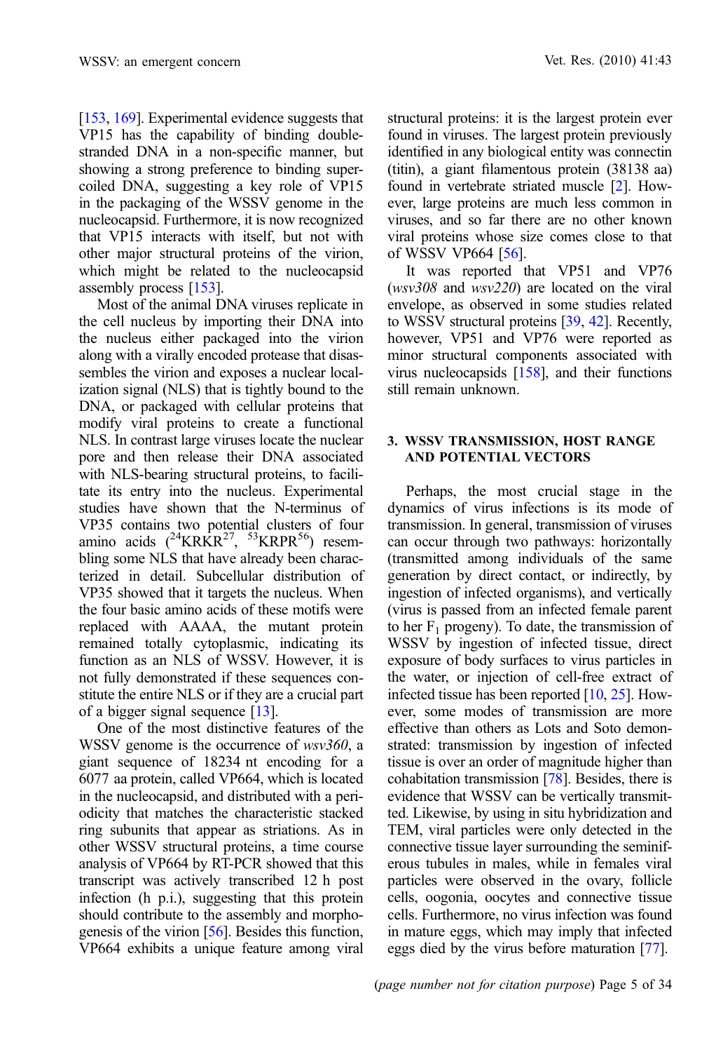[153, 169]. Experimental evidence suggests that VP15 has the capability of binding double-stranded DNA in a non-specific manner, but showing a strong preference to binding super-coiled DNA, suggesting a key role of VP15 in the packaging of the WSSV genome in the nucleocapsid. Furthermore, it is now recognized that VP15 interacts with itself, but not with other major structural proteins of the virion, which might be related to the nucleocapsid assembly process [153].

Most of the animal DNA viruses replicate in the cell nucleus by importing their DNA into the nucleus either packaged into the virion along with a virally encoded protease that disassembles the virion and exposes a nuclear localization signal (NLS) that is tightly bound to the DNA, or packaged with cellular proteins that modify viral proteins to create a functional NLS. In contrast large viruses locate the nuclear pore and then release their DNA associated with NLS-bearing structural proteins, to facilitate its entry into the nucleus. Experimental studies have shown that the N-terminus of VP35 contains two potential clusters of four amino acids ($^{24}$KRKR$^{27}$, $^{53}$KRPR$^{56}$) resembling some NLS that have already been characterized in detail. Subcellular distribution of VP35 showed that it targets the nucleus. When the four basic amino acids of these motifs were replaced with AAAA, the mutant protein remained totally cytoplasmic, indicating its function as an NLS of WSSV. However, it is not fully demonstrated if these sequences constitute the entire NLS or if they are a crucial part of a bigger signal sequence [13].

One of the most distinctive features of the WSSV genome is the occurrence of *wsv360*, a giant sequence of 18234 nt encoding for a 6077 aa protein, called VP664, which is located in the nucleocapsid, and distributed with a periodicity that matches the characteristic stacked ring subunits that appear as striations. As in other WSSV structural proteins, a time course analysis of VP664 by RT-PCR showed that this transcript was actively transcribed 12 h post infection (h p.i.), suggesting that this protein should contribute to the assembly and morphogenesis of the virion [56]. Besides this function, VP664 exhibits a unique feature among viral structural proteins: it is the largest protein ever found in viruses. The largest protein previously identified in any biological entity was connectin (titin), a giant filamentous protein (38138 aa) found in vertebrate striated muscle [2]. However, large proteins are much less common in viruses, and so far there are no other known viral proteins whose size comes close to that of WSSV VP664 [56].

It was reported that VP51 and VP76 (*wsv308* and *wsv220*) are located on the viral envelope, as observed in some studies related to WSSV structural proteins [39, 42]. Recently, however, VP51 and VP76 were reported as minor structural components associated with virus nucleocapsids [158], and their functions still remain unknown.

## 3. WSSV TRANSMISSION, HOST RANGE AND POTENTIAL VECTORS

Perhaps, the most crucial stage in the dynamics of virus infections is its mode of transmission. In general, transmission of viruses can occur through two pathways: horizontally (transmitted among individuals of the same generation by direct contact, or indirectly, by ingestion of infected organisms), and vertically (virus is passed from an infected female parent to her $F_1$ progeny). To date, the transmission of WSSV by ingestion of infected tissue, direct exposure of body surfaces to virus particles in the water, or injection of cell-free extract of infected tissue has been reported [10, 25]. However, some modes of transmission are more effective than others as Lots and Soto demonstrated: transmission by ingestion of infected tissue is over an order of magnitude higher than cohabitation transmission [78]. Besides, there is evidence that WSSV can be vertically transmitted. Likewise, by using in situ hybridization and TEM, viral particles were only detected in the connective tissue layer surrounding the seminiferous tubules in males, while in females viral particles were observed in the ovary, follicle cells, oogonia, oocytes and connective tissue cells. Furthermore, no virus infection was found in mature eggs, which may imply that infected eggs died by the virus before maturation [77].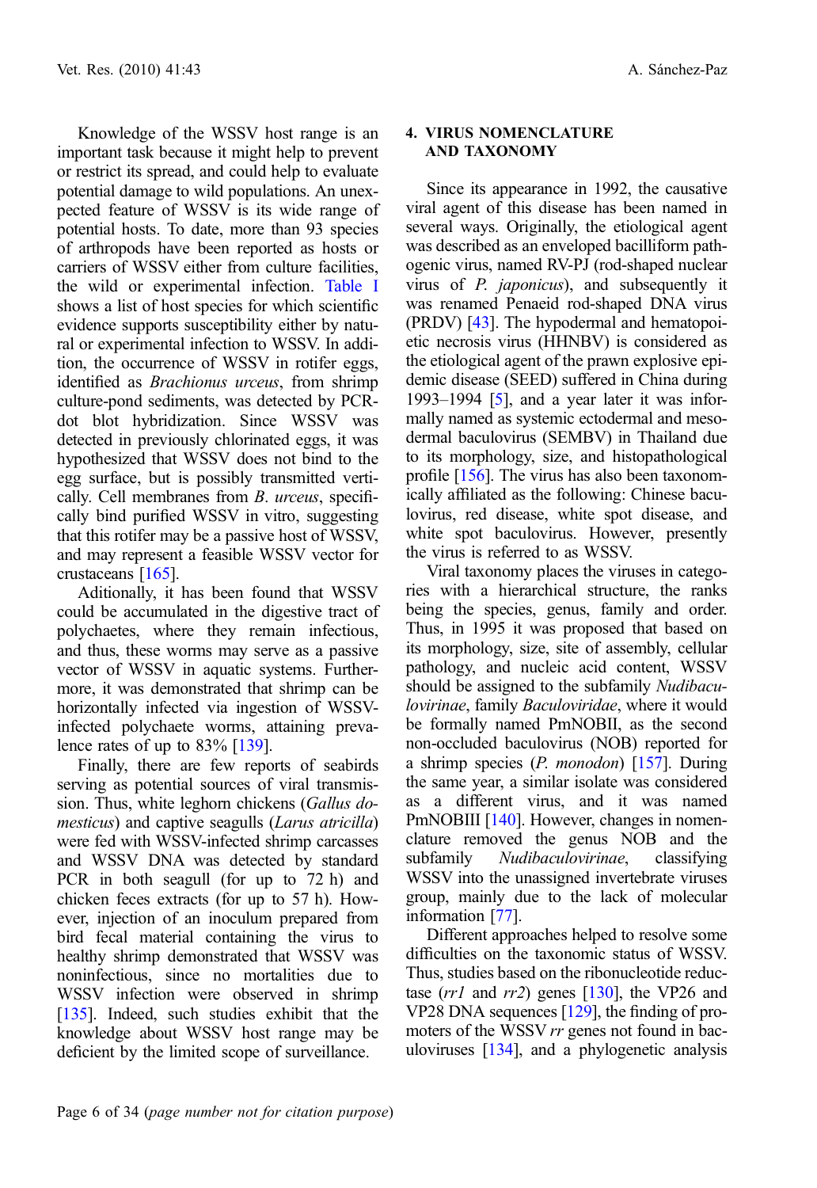Knowledge of the WSSV host range is an important task because it might help to prevent or restrict its spread, and could help to evaluate potential damage to wild populations. An unexpected feature of WSSV is its wide range of potential hosts. To date, more than 93 species of arthropods have been reported as hosts or carriers of WSSV either from culture facilities, the wild or experimental infection. Table I shows a list of host species for which scientific evidence supports susceptibility either by natural or experimental infection to WSSV. In addition, the occurrence of WSSV in rotifer eggs, identified as *Brachionus urceus*, from shrimp culture-pond sediments, was detected by PCR-dot blot hybridization. Since WSSV was detected in previously chlorinated eggs, it was hypothesized that WSSV does not bind to the egg surface, but is possibly transmitted vertically. Cell membranes from *B. urceus*, specifically bind purified WSSV in vitro, suggesting that this rotifer may be a passive host of WSSV, and may represent a feasible WSSV vector for crustaceans [165].

Aditionally, it has been found that WSSV could be accumulated in the digestive tract of polychaetes, where they remain infectious, and thus, these worms may serve as a passive vector of WSSV in aquatic systems. Furthermore, it was demonstrated that shrimp can be horizontally infected via ingestion of WSSV-infected polychaete worms, attaining prevalence rates of up to 83% [139].

Finally, there are few reports of seabirds serving as potential sources of viral transmission. Thus, white leghorn chickens (*Gallus domesticus*) and captive seagulls (*Larus atricilla*) were fed with WSSV-infected shrimp carcasses and WSSV DNA was detected by standard PCR in both seagull (for up to 72 h) and chicken feces extracts (for up to 57 h). However, injection of an inoculum prepared from bird fecal material containing the virus to healthy shrimp demonstrated that WSSV was noninfectious, since no mortalities due to WSSV infection were observed in shrimp [135]. Indeed, such studies exhibit that the knowledge about WSSV host range may be deficient by the limited scope of surveillance.

## 4. VIRUS NOMENCLATURE AND TAXONOMY

Since its appearance in 1992, the causative viral agent of this disease has been named in several ways. Originally, the etiological agent was described as an enveloped bacilliform pathogenic virus, named RV-PJ (rod-shaped nuclear virus of *P. japonicus*), and subsequently it was renamed Penaeid rod-shaped DNA virus (PRDV) [43]. The hypodermal and hematopoietic necrosis virus (HHNBV) is considered as the etiological agent of the prawn explosive epidemic disease (SEED) suffered in China during 1993–1994 [5], and a year later it was informally named as systemic ectodermal and mesodermal baculovirus (SEMBV) in Thailand due to its morphology, size, and histopathological profile [156]. The virus has also been taxonomically affiliated as the following: Chinese baculovirus, red disease, white spot disease, and white spot baculovirus. However, presently the virus is referred to as WSSV.

Viral taxonomy places the viruses in categories with a hierarchical structure, the ranks being the species, genus, family and order. Thus, in 1995 it was proposed that based on its morphology, size, site of assembly, cellular pathology, and nucleic acid content, WSSV should be assigned to the subfamily *Nudibaculovirinae*, family *Baculoviridae*, where it would be formally named PmNOBII, as the second non-occluded baculovirus (NOB) reported for a shrimp species (*P. monodon*) [157]. During the same year, a similar isolate was considered as a different virus, and it was named PmNOBIII [140]. However, changes in nomenclature removed the genus NOB and the subfamily *Nudibaculovirinae*, classifying WSSV into the unassigned invertebrate viruses group, mainly due to the lack of molecular information [77].

Different approaches helped to resolve some difficulties on the taxonomic status of WSSV. Thus, studies based on the ribonucleotide reductase (*rr1* and *rr2*) genes [130], the VP26 and VP28 DNA sequences [129], the finding of promoters of the WSSV *rr* genes not found in baculoviruses [134], and a phylogenetic analysis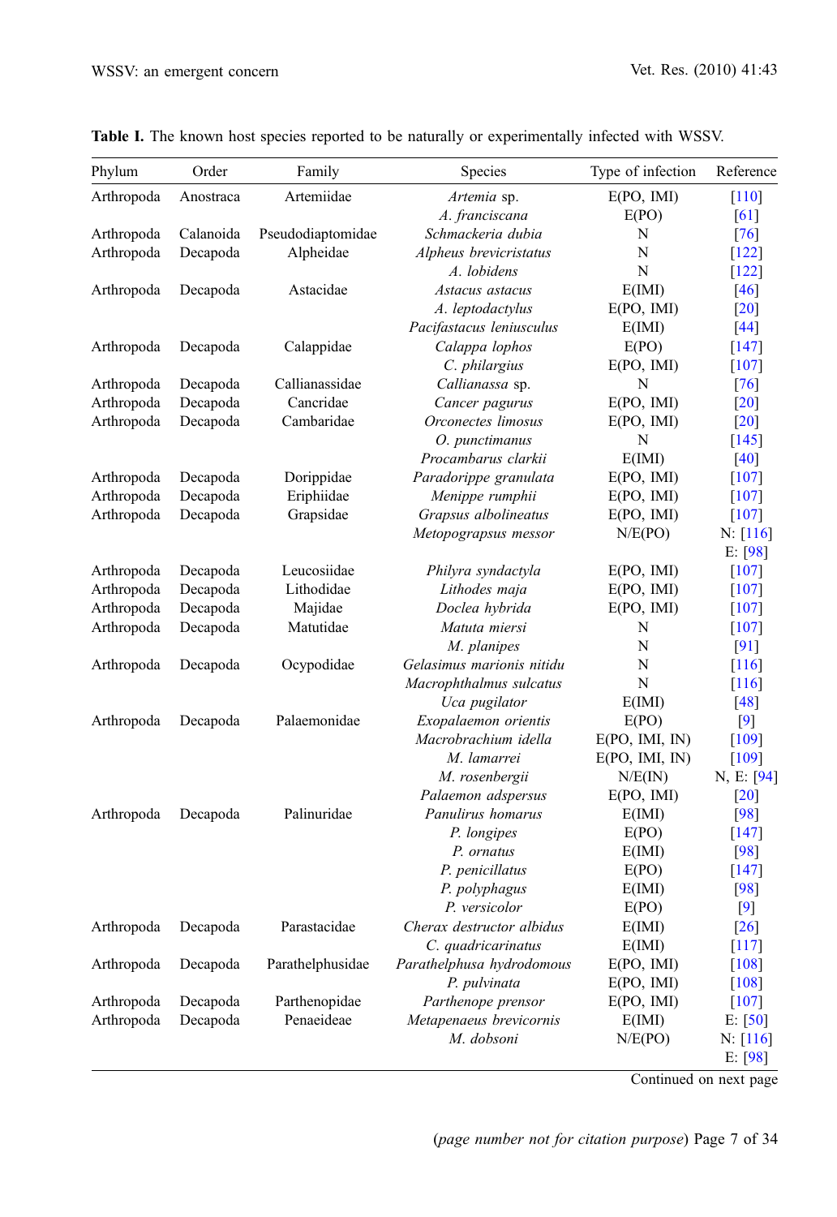**Table I.** The known host species reported to be naturally or experimentally infected with WSSV.

| Phylum | Order | Family | Species | Type of infection | Reference |
|---|---|---|---|---|---|
| Arthropoda | Anostraca | Artemiidae | *Artemia* sp. | E(PO, IMI) | [110] |
| | | | *A. franciscana* | E(PO) | [61] |
| Arthropoda | Calanoida | Pseudodiaptomidae | *Schmackeria dubia* | N | [76] |
| Arthropoda | Decapoda | Alpheidae | *Alpheus brevicristatus* | N | [122] |
| | | | *A. lobidens* | N | [122] |
| Arthropoda | Decapoda | Astacidae | *Astacus astacus* | E(IMI) | [46] |
| | | | *A. leptodactylus* | E(PO, IMI) | [20] |
| | | | *Pacifastacus leniusculus* | E(IMI) | [44] |
| Arthropoda | Decapoda | Calappidae | *Calappa lophos* | E(PO) | [147] |
| | | | *C. philargius* | E(PO, IMI) | [107] |
| Arthropoda | Decapoda | Callianassidae | *Callianassa* sp. | N | [76] |
| Arthropoda | Decapoda | Cancridae | *Cancer pagurus* | E(PO, IMI) | [20] |
| Arthropoda | Decapoda | Cambaridae | *Orconectes limosus* | E(PO, IMI) | [20] |
| | | | *O. punctimanus* | N | [145] |
| | | | *Procambarus clarkii* | E(IMI) | [40] |
| Arthropoda | Decapoda | Dorippidae | *Paradorippe granulata* | E(PO, IMI) | [107] |
| Arthropoda | Decapoda | Eriphiidae | *Menippe rumphii* | E(PO, IMI) | [107] |
| Arthropoda | Decapoda | Grapsidae | *Grapsus albolineatus* | E(PO, IMI) | [107] |
| | | | *Metopograpsus messor* | N/E(PO) | N: [116] E: [98] |
| Arthropoda | Decapoda | Leucosiidae | *Philyra syndactyla* | E(PO, IMI) | [107] |
| Arthropoda | Decapoda | Lithodidae | *Lithodes maja* | E(PO, IMI) | [107] |
| Arthropoda | Decapoda | Majidae | *Doclea hybrida* | E(PO, IMI) | [107] |
| Arthropoda | Decapoda | Matutidae | *Matuta miersi* | N | [107] |
| | | | *M. planipes* | N | [91] |
| Arthropoda | Decapoda | Ocypodidae | *Gelasimus marionis nitidu* | N | [116] |
| | | | *Macrophthalmus sulcatus* | N | [116] |
| | | | *Uca pugilator* | E(IMI) | [48] |
| Arthropoda | Decapoda | Palaemonidae | *Exopalaemon orientis* | E(PO) | [9] |
| | | | *Macrobrachium idella* | E(PO, IMI, IN) | [109] |
| | | | *M. lamarrei* | E(PO, IMI, IN) | [109] |
| | | | *M. rosenbergii* | N/E(IN) | N, E: [94] |
| | | | *Palaemon adspersus* | E(PO, IMI) | [20] |
| Arthropoda | Decapoda | Palinuridae | *Panulirus homarus* | E(IMI) | [98] |
| | | | *P. longipes* | E(PO) | [147] |
| | | | *P. ornatus* | E(IMI) | [98] |
| | | | *P. penicillatus* | E(PO) | [147] |
| | | | *P. polyphagus* | E(IMI) | [98] |
| | | | *P. versicolor* | E(PO) | [9] |
| Arthropoda | Decapoda | Parastacidae | *Cherax destructor albidus* | E(IMI) | [26] |
| | | | *C. quadricarinatus* | E(IMI) | [117] |
| Arthropoda | Decapoda | Parathelphusidae | *Parathelphusa hydrodomous* | E(PO, IMI) | [108] |
| | | | *P. pulvinata* | E(PO, IMI) | [108] |
| Arthropoda | Decapoda | Parthenopidae | *Parthenope prensor* | E(PO, IMI) | [107] |
| Arthropoda | Decapoda | Penaeideae | *Metapenaeus brevicornis* | E(IMI) | E: [50] |
| | | | *M. dobsoni* | N/E(PO) | N: [116] E: [98] |

Continued on next page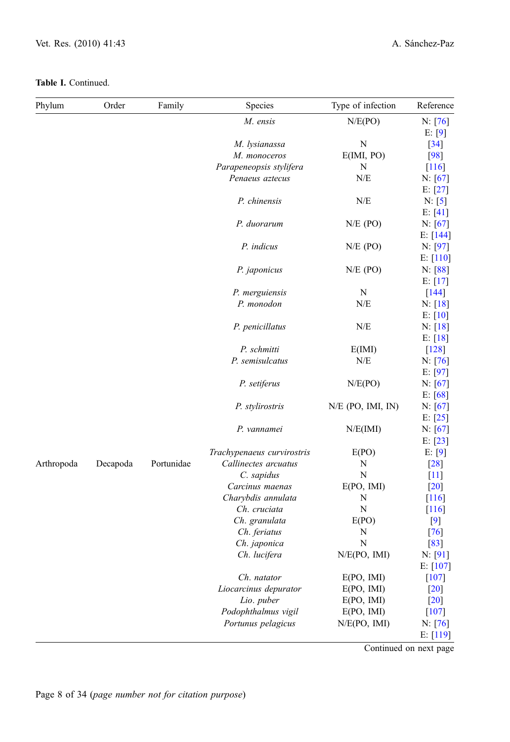**Table I.** Continued.

| Phylum | Order | Family | Species | Type of infection | Reference |
|---|---|---|---|---|---|
| | | | *M. ensis* | N/E(PO) | N: [76] E: [9] |
| | | | *M. lysianassa* | N | [34] |
| | | | *M. monoceros* | E(IMI, PO) | [98] |
| | | | *Parapeneopsis stylifera* | N | [116] |
| | | | *Penaeus aztecus* | N/E | N: [67] E: [27] |
| | | | *P. chinensis* | N/E | N: [5] E: [41] |
| | | | *P. duorarum* | N/E (PO) | N: [67] E: [144] |
| | | | *P. indicus* | N/E (PO) | N: [97] E: [110] |
| | | | *P. japonicus* | N/E (PO) | N: [88] E: [17] |
| | | | *P. merguiensis* | N | [144] |
| | | | *P. monodon* | N/E | N: [18] E: [10] |
| | | | *P. penicillatus* | N/E | N: [18] E: [18] |
| | | | *P. schmitti* | E(IMI) | [128] |
| | | | *P. semisulcatus* | N/E | N: [76] E: [97] |
| | | | *P. setiferus* | N/E(PO) | N: [67] E: [68] |
| | | | *P. stylirostris* | N/E (PO, IMI, IN) | N: [67] E: [25] |
| | | | *P. vannamei* | N/E(IMI) | N: [67] E: [23] |
| | | | *Trachypenaeus curvirostris* | E(PO) | E: [9] |
| Arthropoda | Decapoda | Portunidae | *Callinectes arcuatus* | N | [28] |
| | | | *C. sapidus* | N | [11] |
| | | | *Carcinus maenas* | E(PO, IMI) | [20] |
| | | | *Charybdis annulata* | N | [116] |
| | | | *Ch. cruciata* | N | [116] |
| | | | *Ch. granulata* | E(PO) | [9] |
| | | | *Ch. feriatus* | N | [76] |
| | | | *Ch. japonica* | N | [83] |
| | | | *Ch. lucifera* | N/E(PO, IMI) | N: [91] E: [107] |
| | | | *Ch. natator* | E(PO, IMI) | [107] |
| | | | *Liocarcinus depurator* | E(PO, IMI) | [20] |
| | | | *Lio. puber* | E(PO, IMI) | [20] |
| | | | *Podophthalmus vigil* | E(PO, IMI) | [107] |
| | | | *Portunus pelagicus* | N/E(PO, IMI) | N: [76] E: [119] |

Continued on next page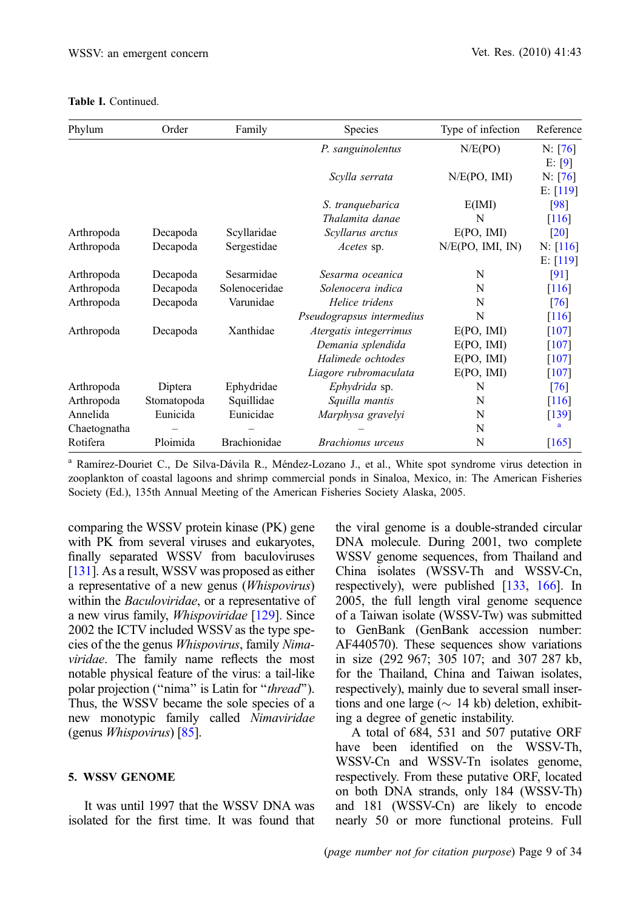**Table I.** Continued.

| Phylum | Order | Family | Species | Type of infection | Reference |
|---|---|---|---|---|---|
| | | | *P. sanguinolentus* | N/E(PO) | N: [76] E: [9] |
| | | | *Scylla serrata* | N/E(PO, IMI) | N: [76] E: [119] |
| | | | *S. tranquebarica* | E(IMI) | [98] |
| | | | *Thalamita danae* | N | [116] |
| Arthropoda | Decapoda | Scyllaridae | *Scyllarus arctus* | E(PO, IMI) | [20] |
| Arthropoda | Decapoda | Sergestidae | *Acetes* sp. | N/E(PO, IMI, IN) | N: [116] E: [119] |
| Arthropoda | Decapoda | Sesarmidae | *Sesarma oceanica* | N | [91] |
| Arthropoda | Decapoda | Solenoceridae | *Solenocera indica* | N | [116] |
| Arthropoda | Decapoda | Varunidae | *Helice tridens* | N | [76] |
| | | | *Pseudograpsus intermedius* | N | [116] |
| Arthropoda | Decapoda | Xanthidae | *Atergatis integerrimus* | E(PO, IMI) | [107] |
| | | | *Demania splendida* | E(PO, IMI) | [107] |
| | | | *Halimede ochtodes* | E(PO, IMI) | [107] |
| | | | *Liagore rubromaculata* | E(PO, IMI) | [107] |
| Arthropoda | Diptera | Ephydridae | *Ephydrida* sp. | N | [76] |
| Arthropoda | Stomatopoda | Squillidae | *Squilla mantis* | N | [116] |
| Annelida | Eunicida | Eunicidae | *Marphysa gravelyi* | N | [139] |
| Chaetognatha | – | – | – | N | [a] |
| Rotifera | Ploimida | Brachionidae | *Brachionus urceus* | N | [165] |

[a] Ramírez-Douriet C., De Silva-Dávila R., Méndez-Lozano J., et al., White spot syndrome virus detection in zooplankton of coastal lagoons and shrimp commercial ponds in Sinaloa, Mexico, in: The American Fisheries Society (Ed.), 135th Annual Meeting of the American Fisheries Society Alaska, 2005.

comparing the WSSV protein kinase (PK) gene with PK from several viruses and eukaryotes, finally separated WSSV from baculoviruses [131]. As a result, WSSV was proposed as either a representative of a new genus (*Whispovirus*) within the *Baculoviridae*, or a representative of a new virus family, *Whispoviridae* [129]. Since 2002 the ICTV included WSSV as the type species of the the genus *Whispovirus*, family *Nimaviridae*. The family name reflects the most notable physical feature of the virus: a tail-like polar projection ("nima" is Latin for "*thread*"). Thus, the WSSV became the sole species of a new monotypic family called *Nimaviridae* (genus *Whispovirus*) [85].

## 5. WSSV GENOME

It was until 1997 that the WSSV DNA was isolated for the first time. It was found that the viral genome is a double-stranded circular DNA molecule. During 2001, two complete WSSV genome sequences, from Thailand and China isolates (WSSV-Th and WSSV-Cn, respectively), were published [133, 166]. In 2005, the full length viral genome sequence of a Taiwan isolate (WSSV-Tw) was submitted to GenBank (GenBank accession number: AF440570). These sequences show variations in size (292 967; 305 107; and 307 287 kb, for the Thailand, China and Taiwan isolates, respectively), mainly due to several small insertions and one large (~ 14 kb) deletion, exhibiting a degree of genetic instability.

A total of 684, 531 and 507 putative ORF have been identified on the WSSV-Th, WSSV-Cn and WSSV-Tn isolates genome, respectively. From these putative ORF, located on both DNA strands, only 184 (WSSV-Th) and 181 (WSSV-Cn) are likely to encode nearly 50 or more functional proteins. Full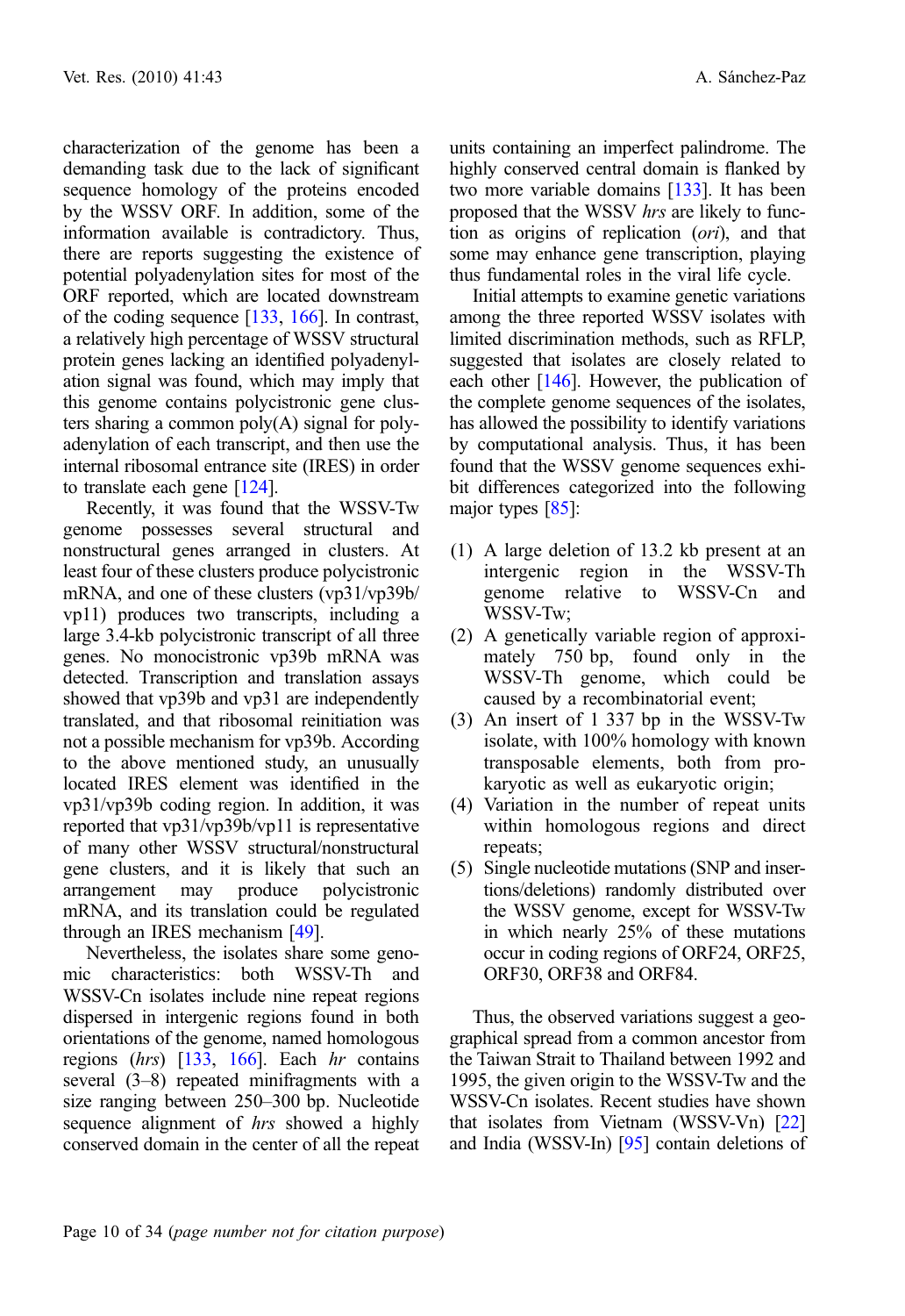characterization of the genome has been a demanding task due to the lack of significant sequence homology of the proteins encoded by the WSSV ORF. In addition, some of the information available is contradictory. Thus, there are reports suggesting the existence of potential polyadenylation sites for most of the ORF reported, which are located downstream of the coding sequence [133, 166]. In contrast, a relatively high percentage of WSSV structural protein genes lacking an identified polyadenylation signal was found, which may imply that this genome contains polycistronic gene clusters sharing a common poly(A) signal for polyadenylation of each transcript, and then use the internal ribosomal entrance site (IRES) in order to translate each gene [124].

Recently, it was found that the WSSV-Tw genome possesses several structural and nonstructural genes arranged in clusters. At least four of these clusters produce polycistronic mRNA, and one of these clusters (vp31/vp39b/vp11) produces two transcripts, including a large 3.4-kb polycistronic transcript of all three genes. No monocistronic vp39b mRNA was detected. Transcription and translation assays showed that vp39b and vp31 are independently translated, and that ribosomal reinitiation was not a possible mechanism for vp39b. According to the above mentioned study, an unusually located IRES element was identified in the vp31/vp39b coding region. In addition, it was reported that vp31/vp39b/vp11 is representative of many other WSSV structural/nonstructural gene clusters, and it is likely that such an arrangement may produce polycistronic mRNA, and its translation could be regulated through an IRES mechanism [49].

Nevertheless, the isolates share some genomic characteristics: both WSSV-Th and WSSV-Cn isolates include nine repeat regions dispersed in intergenic regions found in both orientations of the genome, named homologous regions (*hrs*) [133, 166]. Each *hr* contains several (3–8) repeated minifragments with a size ranging between 250–300 bp. Nucleotide sequence alignment of *hrs* showed a highly conserved domain in the center of all the repeat units containing an imperfect palindrome. The highly conserved central domain is flanked by two more variable domains [133]. It has been proposed that the WSSV *hrs* are likely to function as origins of replication (*ori*), and that some may enhance gene transcription, playing thus fundamental roles in the viral life cycle.

Initial attempts to examine genetic variations among the three reported WSSV isolates with limited discrimination methods, such as RFLP, suggested that isolates are closely related to each other [146]. However, the publication of the complete genome sequences of the isolates, has allowed the possibility to identify variations by computational analysis. Thus, it has been found that the WSSV genome sequences exhibit differences categorized into the following major types [85]:

(1) A large deletion of 13.2 kb present at an intergenic region in the WSSV-Th genome relative to WSSV-Cn and WSSV-Tw;
(2) A genetically variable region of approximately 750 bp, found only in the WSSV-Th genome, which could be caused by a recombinatorial event;
(3) An insert of 1 337 bp in the WSSV-Tw isolate, with 100% homology with known transposable elements, both from prokaryotic as well as eukaryotic origin;
(4) Variation in the number of repeat units within homologous regions and direct repeats;
(5) Single nucleotide mutations (SNP and insertions/deletions) randomly distributed over the WSSV genome, except for WSSV-Tw in which nearly 25% of these mutations occur in coding regions of ORF24, ORF25, ORF30, ORF38 and ORF84.

Thus, the observed variations suggest a geographical spread from a common ancestor from the Taiwan Strait to Thailand between 1992 and 1995, the given origin to the WSSV-Tw and the WSSV-Cn isolates. Recent studies have shown that isolates from Vietnam (WSSV-Vn) [22] and India (WSSV-In) [95] contain deletions of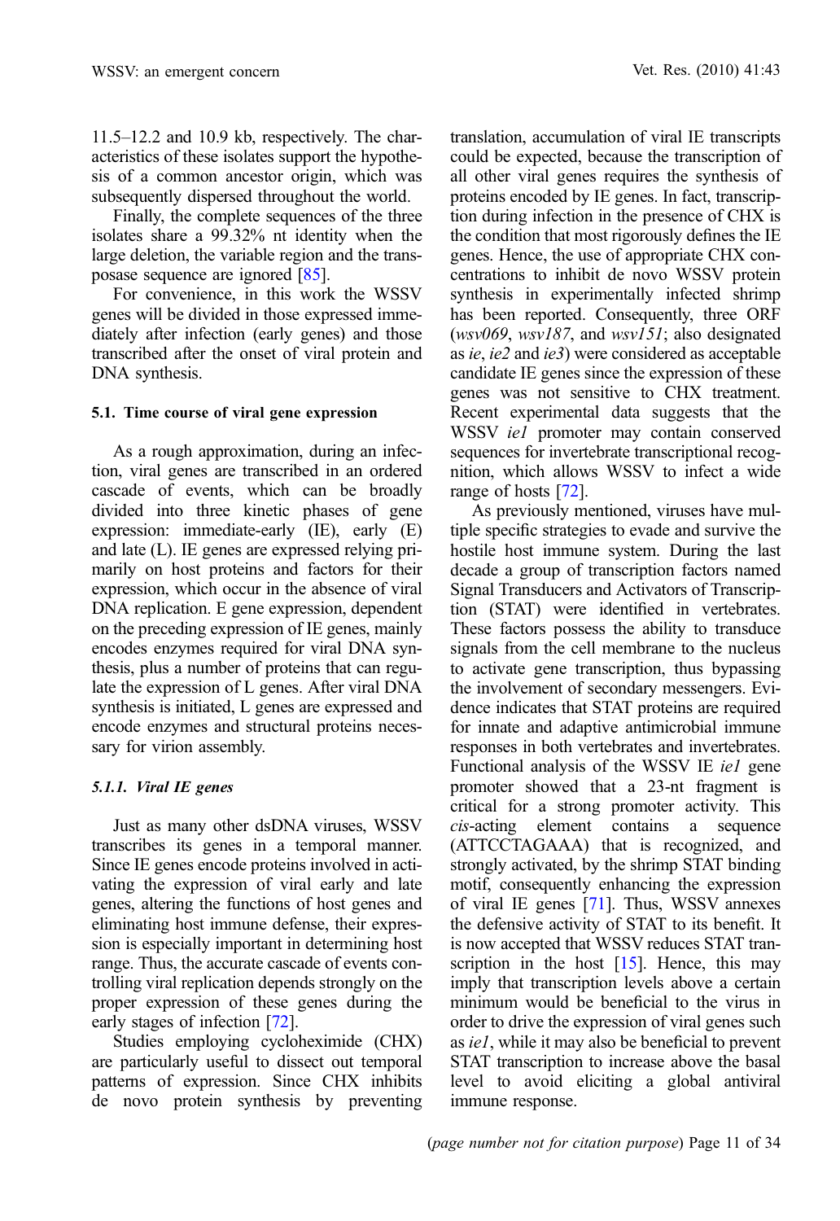11.5–12.2 and 10.9 kb, respectively. The characteristics of these isolates support the hypothesis of a common ancestor origin, which was subsequently dispersed throughout the world.

Finally, the complete sequences of the three isolates share a 99.32% nt identity when the large deletion, the variable region and the transposase sequence are ignored [85].

For convenience, in this work the WSSV genes will be divided in those expressed immediately after infection (early genes) and those transcribed after the onset of viral protein and DNA synthesis.

### 5.1. Time course of viral gene expression

As a rough approximation, during an infection, viral genes are transcribed in an ordered cascade of events, which can be broadly divided into three kinetic phases of gene expression: immediate-early (IE), early (E) and late (L). IE genes are expressed relying primarily on host proteins and factors for their expression, which occur in the absence of viral DNA replication. E gene expression, dependent on the preceding expression of IE genes, mainly encodes enzymes required for viral DNA synthesis, plus a number of proteins that can regulate the expression of L genes. After viral DNA synthesis is initiated, L genes are expressed and encode enzymes and structural proteins necessary for virion assembly.

#### 5.1.1. Viral IE genes

Just as many other dsDNA viruses, WSSV transcribes its genes in a temporal manner. Since IE genes encode proteins involved in activating the expression of viral early and late genes, altering the functions of host genes and eliminating host immune defense, their expression is especially important in determining host range. Thus, the accurate cascade of events controlling viral replication depends strongly on the proper expression of these genes during the early stages of infection [72].

Studies employing cycloheximide (CHX) are particularly useful to dissect out temporal patterns of expression. Since CHX inhibits de novo protein synthesis by preventing translation, accumulation of viral IE transcripts could be expected, because the transcription of all other viral genes requires the synthesis of proteins encoded by IE genes. In fact, transcription during infection in the presence of CHX is the condition that most rigorously defines the IE genes. Hence, the use of appropriate CHX concentrations to inhibit de novo WSSV protein synthesis in experimentally infected shrimp has been reported. Consequently, three ORF (*wsv069*, *wsv187*, and *wsv151*; also designated as *ie*, *ie2* and *ie3*) were considered as acceptable candidate IE genes since the expression of these genes was not sensitive to CHX treatment. Recent experimental data suggests that the WSSV *ie1* promoter may contain conserved sequences for invertebrate transcriptional recognition, which allows WSSV to infect a wide range of hosts [72].

As previously mentioned, viruses have multiple specific strategies to evade and survive the hostile host immune system. During the last decade a group of transcription factors named Signal Transducers and Activators of Transcription (STAT) were identified in vertebrates. These factors possess the ability to transduce signals from the cell membrane to the nucleus to activate gene transcription, thus bypassing the involvement of secondary messengers. Evidence indicates that STAT proteins are required for innate and adaptive antimicrobial immune responses in both vertebrates and invertebrates. Functional analysis of the WSSV IE *ie1* gene promoter showed that a 23-nt fragment is critical for a strong promoter activity. This *cis*-acting element contains a sequence (ATTCCTAGAAA) that is recognized, and strongly activated, by the shrimp STAT binding motif, consequently enhancing the expression of viral IE genes [71]. Thus, WSSV annexes the defensive activity of STAT to its benefit. It is now accepted that WSSV reduces STAT transcription in the host [15]. Hence, this may imply that transcription levels above a certain minimum would be beneficial to the virus in order to drive the expression of viral genes such as *ie1*, while it may also be beneficial to prevent STAT transcription to increase above the basal level to avoid eliciting a global antiviral immune response.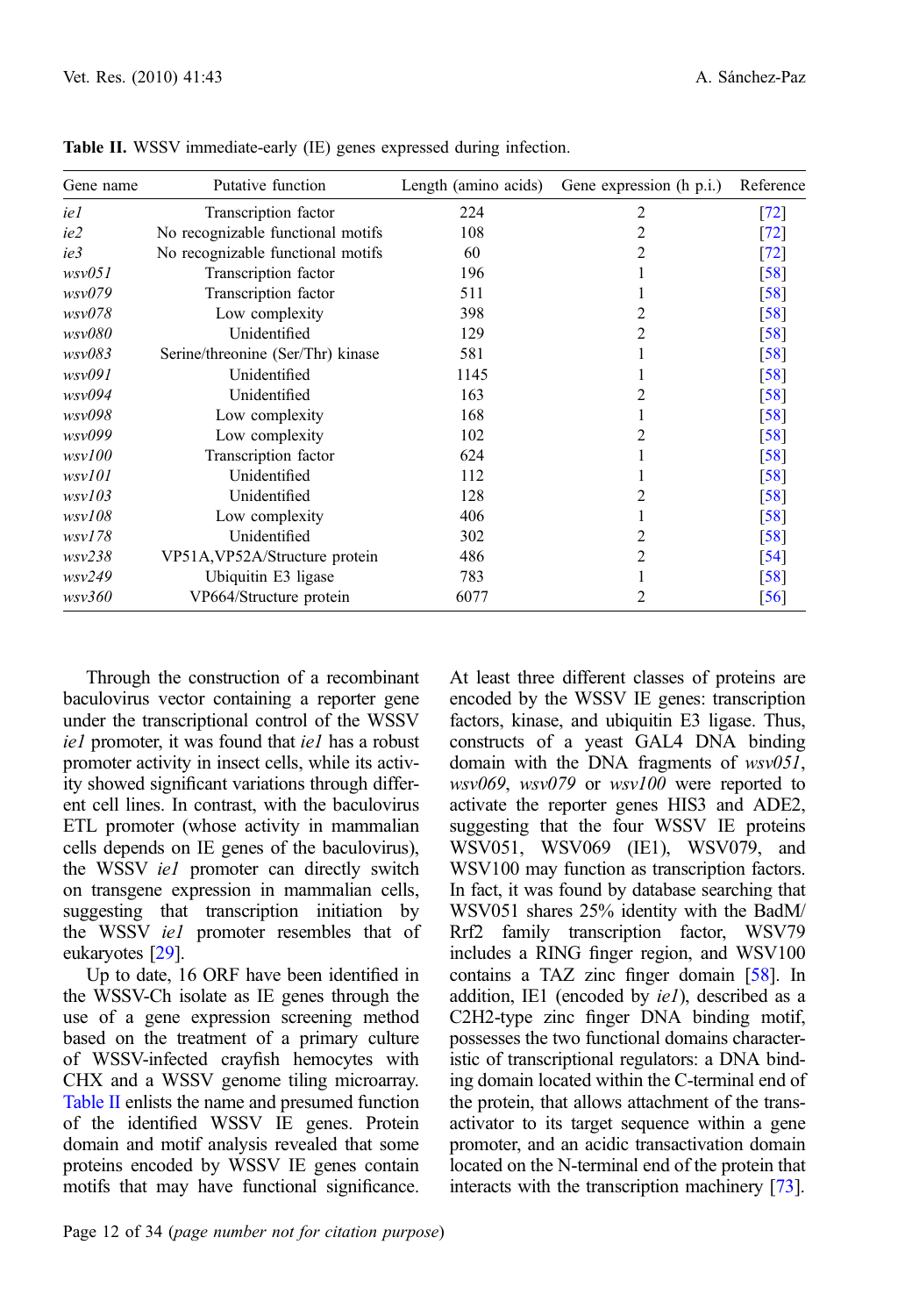**Table II.** WSSV immediate-early (IE) genes expressed during infection.

| Gene name | Putative function | Length (amino acids) | Gene expression (h p.i.) | Reference |
|---|---|---|---|---|
| *ie1* | Transcription factor | 224 | 2 | [72] |
| *ie2* | No recognizable functional motifs | 108 | 2 | [72] |
| *ie3* | No recognizable functional motifs | 60 | 2 | [72] |
| *wsv051* | Transcription factor | 196 | 1 | [58] |
| *wsv079* | Transcription factor | 511 | 1 | [58] |
| *wsv078* | Low complexity | 398 | 2 | [58] |
| *wsv080* | Unidentified | 129 | 2 | [58] |
| *wsv083* | Serine/threonine (Ser/Thr) kinase | 581 | 1 | [58] |
| *wsv091* | Unidentified | 1145 | 1 | [58] |
| *wsv094* | Unidentified | 163 | 2 | [58] |
| *wsv098* | Low complexity | 168 | 1 | [58] |
| *wsv099* | Low complexity | 102 | 2 | [58] |
| *wsv100* | Transcription factor | 624 | 1 | [58] |
| *wsv101* | Unidentified | 112 | 1 | [58] |
| *wsv103* | Unidentified | 128 | 2 | [58] |
| *wsv108* | Low complexity | 406 | 1 | [58] |
| *wsv178* | Unidentified | 302 | 2 | [58] |
| *wsv238* | VP51A,VP52A/Structure protein | 486 | 2 | [54] |
| *wsv249* | Ubiquitin E3 ligase | 783 | 1 | [58] |
| *wsv360* | VP664/Structure protein | 6077 | 2 | [56] |

Through the construction of a recombinant baculovirus vector containing a reporter gene under the transcriptional control of the WSSV *ie1* promoter, it was found that *ie1* has a robust promoter activity in insect cells, while its activity showed significant variations through different cell lines. In contrast, with the baculovirus ETL promoter (whose activity in mammalian cells depends on IE genes of the baculovirus), the WSSV *ie1* promoter can directly switch on transgene expression in mammalian cells, suggesting that transcription initiation by the WSSV *ie1* promoter resembles that of eukaryotes [29].

Up to date, 16 ORF have been identified in the WSSV-Ch isolate as IE genes through the use of a gene expression screening method based on the treatment of a primary culture of WSSV-infected crayfish hemocytes with CHX and a WSSV genome tiling microarray. Table II enlists the name and presumed function of the identified WSSV IE genes. Protein domain and motif analysis revealed that some proteins encoded by WSSV IE genes contain motifs that may have functional significance. At least three different classes of proteins are encoded by the WSSV IE genes: transcription factors, kinase, and ubiquitin E3 ligase. Thus, constructs of a yeast GAL4 DNA binding domain with the DNA fragments of *wsv051*, *wsv069*, *wsv079* or *wsv100* were reported to activate the reporter genes HIS3 and ADE2, suggesting that the four WSSV IE proteins WSV051, WSV069 (IE1), WSV079, and WSV100 may function as transcription factors. In fact, it was found by database searching that WSV051 shares 25% identity with the BadM/Rrf2 family transcription factor, WSV79 includes a RING finger region, and WSV100 contains a TAZ zinc finger domain [58]. In addition, IE1 (encoded by *ie1*), described as a C2H2-type zinc finger DNA binding motif, possesses the two functional domains characteristic of transcriptional regulators: a DNA binding domain located within the C-terminal end of the protein, that allows attachment of the transactivator to its target sequence within a gene promoter, and an acidic transactivation domain located on the N-terminal end of the protein that interacts with the transcription machinery [73].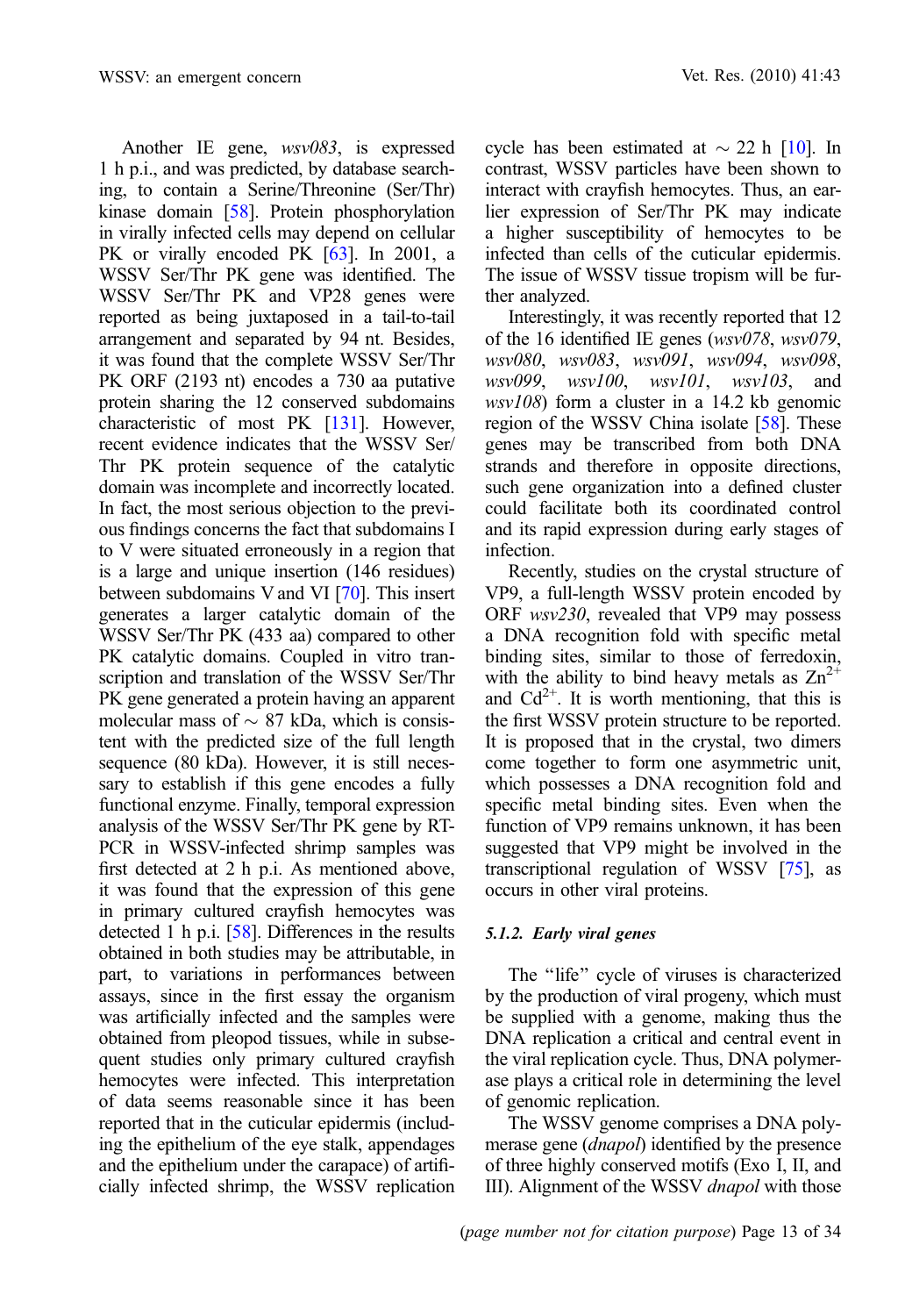Another IE gene, *wsv083*, is expressed 1 h p.i., and was predicted, by database searching, to contain a Serine/Threonine (Ser/Thr) kinase domain [58]. Protein phosphorylation in virally infected cells may depend on cellular PK or virally encoded PK [63]. In 2001, a WSSV Ser/Thr PK gene was identified. The WSSV Ser/Thr PK and VP28 genes were reported as being juxtaposed in a tail-to-tail arrangement and separated by 94 nt. Besides, it was found that the complete WSSV Ser/Thr PK ORF (2193 nt) encodes a 730 aa putative protein sharing the 12 conserved subdomains characteristic of most PK [131]. However, recent evidence indicates that the WSSV Ser/Thr PK protein sequence of the catalytic domain was incomplete and incorrectly located. In fact, the most serious objection to the previous findings concerns the fact that subdomains I to V were situated erroneously in a region that is a large and unique insertion (146 residues) between subdomains V and VI [70]. This insert generates a larger catalytic domain of the WSSV Ser/Thr PK (433 aa) compared to other PK catalytic domains. Coupled in vitro transcription and translation of the WSSV Ser/Thr PK gene generated a protein having an apparent molecular mass of ~ 87 kDa, which is consistent with the predicted size of the full length sequence (80 kDa). However, it is still necessary to establish if this gene encodes a fully functional enzyme. Finally, temporal expression analysis of the WSSV Ser/Thr PK gene by RT-PCR in WSSV-infected shrimp samples was first detected at 2 h p.i. As mentioned above, it was found that the expression of this gene in primary cultured crayfish hemocytes was detected 1 h p.i. [58]. Differences in the results obtained in both studies may be attributable, in part, to variations in performances between assays, since in the first essay the organism was artificially infected and the samples were obtained from pleopod tissues, while in subsequent studies only primary cultured crayfish hemocytes were infected. This interpretation of data seems reasonable since it has been reported that in the cuticular epidermis (including the epithelium of the eye stalk, appendages and the epithelium under the carapace) of artificially infected shrimp, the WSSV replication cycle has been estimated at ~ 22 h [10]. In contrast, WSSV particles have been shown to interact with crayfish hemocytes. Thus, an earlier expression of Ser/Thr PK may indicate a higher susceptibility of hemocytes to be infected than cells of the cuticular epidermis. The issue of WSSV tissue tropism will be further analyzed.

Interestingly, it was recently reported that 12 of the 16 identified IE genes (*wsv078*, *wsv079*, *wsv080*, *wsv083*, *wsv091*, *wsv094*, *wsv098*, *wsv099*, *wsv100*, *wsv101*, *wsv103*, and *wsv108*) form a cluster in a 14.2 kb genomic region of the WSSV China isolate [58]. These genes may be transcribed from both DNA strands and therefore in opposite directions, such gene organization into a defined cluster could facilitate both its coordinated control and its rapid expression during early stages of infection.

Recently, studies on the crystal structure of VP9, a full-length WSSV protein encoded by ORF *wsv230*, revealed that VP9 may possess a DNA recognition fold with specific metal binding sites, similar to those of ferredoxin, with the ability to bind heavy metals as $Zn^{2+}$ and $Cd^{2+}$. It is worth mentioning, that this is the first WSSV protein structure to be reported. It is proposed that in the crystal, two dimers come together to form one asymmetric unit, which possesses a DNA recognition fold and specific metal binding sites. Even when the function of VP9 remains unknown, it has been suggested that VP9 might be involved in the transcriptional regulation of WSSV [75], as occurs in other viral proteins.

#### 5.1.2. Early viral genes

The "life" cycle of viruses is characterized by the production of viral progeny, which must be supplied with a genome, making thus the DNA replication a critical and central event in the viral replication cycle. Thus, DNA polymerase plays a critical role in determining the level of genomic replication.

The WSSV genome comprises a DNA polymerase gene (*dnapol*) identified by the presence of three highly conserved motifs (Exo I, II, and III). Alignment of the WSSV *dnapol* with those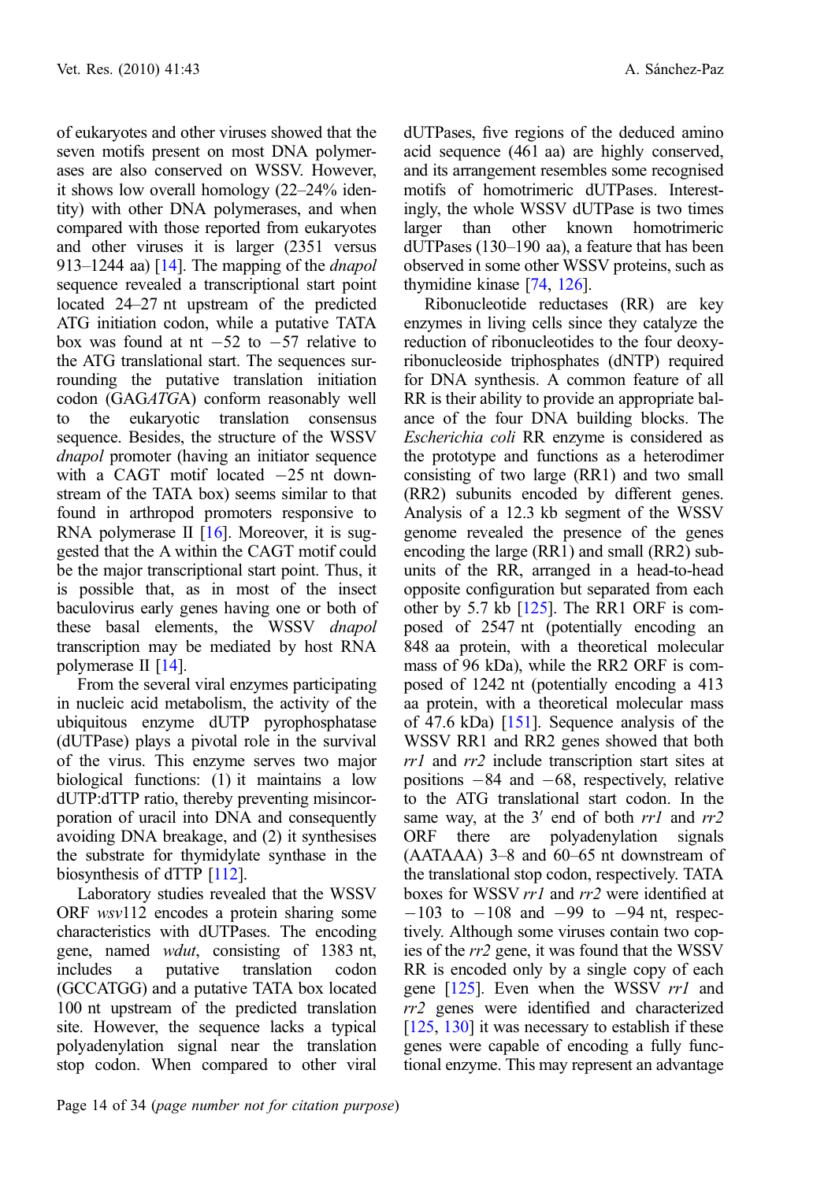of eukaryotes and other viruses showed that the seven motifs present on most DNA polymerases are also conserved on WSSV. However, it shows low overall homology (22–24% identity) with other DNA polymerases, and when compared with those reported from eukaryotes and other viruses it is larger (2351 versus 913–1244 aa) [14]. The mapping of the *dnapol* sequence revealed a transcriptional start point located 24–27 nt upstream of the predicted ATG initiation codon, while a putative TATA box was found at nt −52 to −57 relative to the ATG translational start. The sequences surrounding the putative translation initiation codon (GAG*ATG*A) conform reasonably well to the eukaryotic translation consensus sequence. Besides, the structure of the WSSV *dnapol* promoter (having an initiator sequence with a CAGT motif located −25 nt downstream of the TATA box) seems similar to that found in arthropod promoters responsive to RNA polymerase II [16]. Moreover, it is suggested that the A within the CAGT motif could be the major transcriptional start point. Thus, it is possible that, as in most of the insect baculovirus early genes having one or both of these basal elements, the WSSV *dnapol* transcription may be mediated by host RNA polymerase II [14].

From the several viral enzymes participating in nucleic acid metabolism, the activity of the ubiquitous enzyme dUTP pyrophosphatase (dUTPase) plays a pivotal role in the survival of the virus. This enzyme serves two major biological functions: (1) it maintains a low dUTP:dTTP ratio, thereby preventing misincorporation of uracil into DNA and consequently avoiding DNA breakage, and (2) it synthesises the substrate for thymidylate synthase in the biosynthesis of dTTP [112].

Laboratory studies revealed that the WSSV ORF *wsv*112 encodes a protein sharing some characteristics with dUTPases. The encoding gene, named *wdut*, consisting of 1383 nt, includes a putative translation codon (GCCATGG) and a putative TATA box located 100 nt upstream of the predicted translation site. However, the sequence lacks a typical polyadenylation signal near the translation stop codon. When compared to other viral dUTPases, five regions of the deduced amino acid sequence (461 aa) are highly conserved, and its arrangement resembles some recognised motifs of homotrimeric dUTPases. Interestingly, the whole WSSV dUTPase is two times larger than other known homotrimeric dUTPases (130–190 aa), a feature that has been observed in some other WSSV proteins, such as thymidine kinase [74, 126].

Ribonucleotide reductases (RR) are key enzymes in living cells since they catalyze the reduction of ribonucleotides to the four deoxyribonucleoside triphosphates (dNTP) required for DNA synthesis. A common feature of all RR is their ability to provide an appropriate balance of the four DNA building blocks. The *Escherichia coli* RR enzyme is considered as the prototype and functions as a heterodimer consisting of two large (RR1) and two small (RR2) subunits encoded by different genes. Analysis of a 12.3 kb segment of the WSSV genome revealed the presence of the genes encoding the large (RR1) and small (RR2) subunits of the RR, arranged in a head-to-head opposite configuration but separated from each other by 5.7 kb [125]. The RR1 ORF is composed of 2547 nt (potentially encoding an 848 aa protein, with a theoretical molecular mass of 96 kDa), while the RR2 ORF is composed of 1242 nt (potentially encoding a 413 aa protein, with a theoretical molecular mass of 47.6 kDa) [151]. Sequence analysis of the WSSV RR1 and RR2 genes showed that both *rr1* and *rr2* include transcription start sites at positions −84 and −68, respectively, relative to the ATG translational start codon. In the same way, at the 3′ end of both *rr1* and *rr2* ORF there are polyadenylation signals (AATAAA) 3–8 and 60–65 nt downstream of the translational stop codon, respectively. TATA boxes for WSSV *rr1* and *rr2* were identified at −103 to −108 and −99 to −94 nt, respectively. Although some viruses contain two copies of the *rr2* gene, it was found that the WSSV RR is encoded only by a single copy of each gene [125]. Even when the WSSV *rr1* and *rr2* genes were identified and characterized [125, 130] it was necessary to establish if these genes were capable of encoding a fully functional enzyme. This may represent an advantage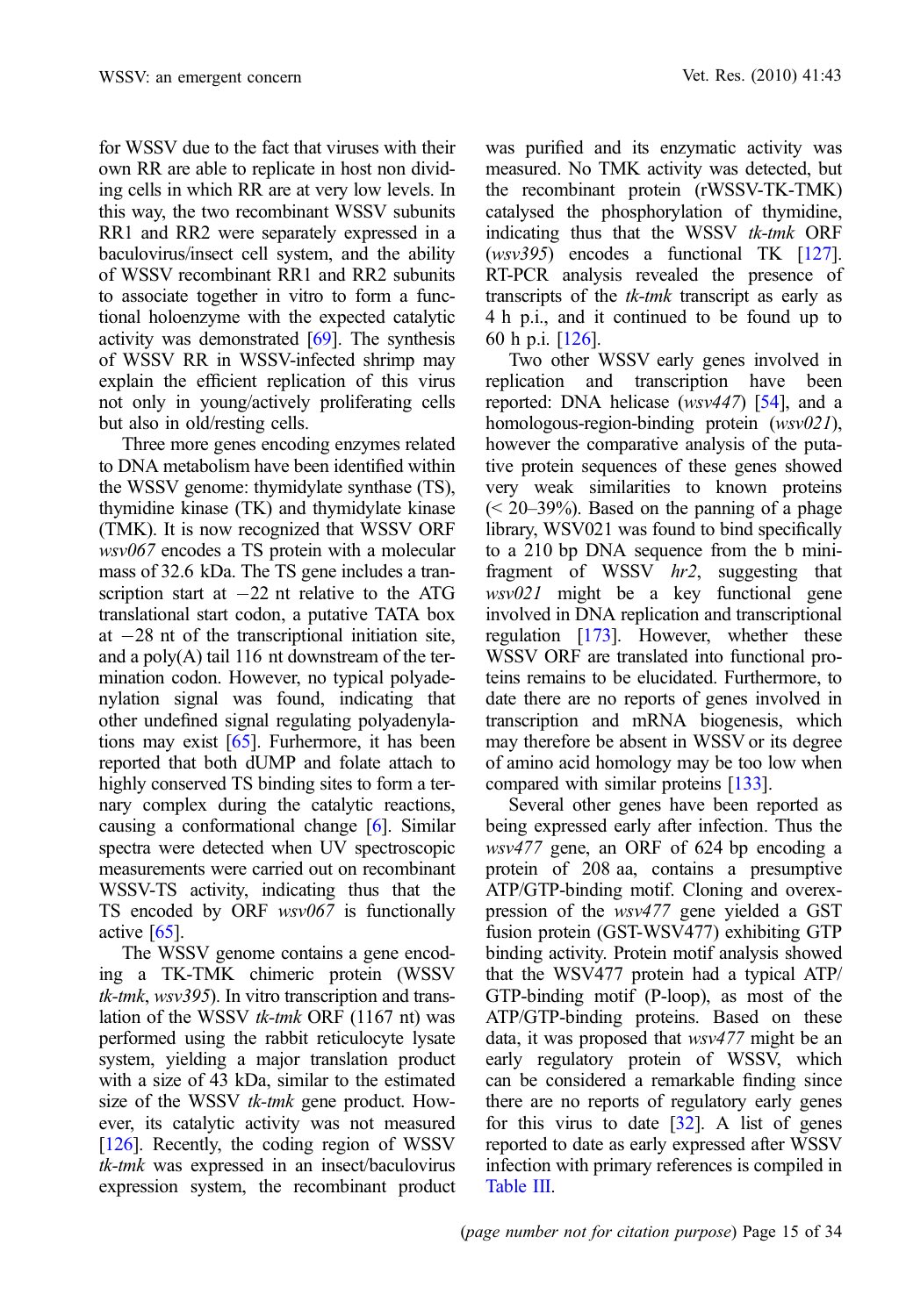for WSSV due to the fact that viruses with their own RR are able to replicate in host non dividing cells in which RR are at very low levels. In this way, the two recombinant WSSV subunits RR1 and RR2 were separately expressed in a baculovirus/insect cell system, and the ability of WSSV recombinant RR1 and RR2 subunits to associate together in vitro to form a functional holoenzyme with the expected catalytic activity was demonstrated [69]. The synthesis of WSSV RR in WSSV-infected shrimp may explain the efficient replication of this virus not only in young/actively proliferating cells but also in old/resting cells.

Three more genes encoding enzymes related to DNA metabolism have been identified within the WSSV genome: thymidylate synthase (TS), thymidine kinase (TK) and thymidylate kinase (TMK). It is now recognized that WSSV ORF *wsv067* encodes a TS protein with a molecular mass of 32.6 kDa. The TS gene includes a transcription start at −22 nt relative to the ATG translational start codon, a putative TATA box at −28 nt of the transcriptional initiation site, and a poly(A) tail 116 nt downstream of the termination codon. However, no typical polyadenylation signal was found, indicating that other undefined signal regulating polyadenylations may exist [65]. Furhermore, it has been reported that both dUMP and folate attach to highly conserved TS binding sites to form a ternary complex during the catalytic reactions, causing a conformational change [6]. Similar spectra were detected when UV spectroscopic measurements were carried out on recombinant WSSV-TS activity, indicating thus that the TS encoded by ORF *wsv067* is functionally active [65].

The WSSV genome contains a gene encoding a TK-TMK chimeric protein (WSSV *tk-tmk*, *wsv395*). In vitro transcription and translation of the WSSV *tk-tmk* ORF (1167 nt) was performed using the rabbit reticulocyte lysate system, yielding a major translation product with a size of 43 kDa, similar to the estimated size of the WSSV *tk-tmk* gene product. However, its catalytic activity was not measured [126]. Recently, the coding region of WSSV *tk-tmk* was expressed in an insect/baculovirus expression system, the recombinant product was purified and its enzymatic activity was measured. No TMK activity was detected, but the recombinant protein (rWSSV-TK-TMK) catalysed the phosphorylation of thymidine, indicating thus that the WSSV *tk-tmk* ORF (*wsv395*) encodes a functional TK [127]. RT-PCR analysis revealed the presence of transcripts of the *tk-tmk* transcript as early as 4 h p.i., and it continued to be found up to 60 h p.i. [126].

Two other WSSV early genes involved in replication and transcription have been reported: DNA helicase (*wsv447*) [54], and a homologous-region-binding protein (*wsv021*), however the comparative analysis of the putative protein sequences of these genes showed very weak similarities to known proteins (< 20–39%). Based on the panning of a phage library, WSV021 was found to bind specifically to a 210 bp DNA sequence from the b mini-fragment of WSSV *hr2*, suggesting that *wsv021* might be a key functional gene involved in DNA replication and transcriptional regulation [173]. However, whether these WSSV ORF are translated into functional proteins remains to be elucidated. Furthermore, to date there are no reports of genes involved in transcription and mRNA biogenesis, which may therefore be absent in WSSV or its degree of amino acid homology may be too low when compared with similar proteins [133].

Several other genes have been reported as being expressed early after infection. Thus the *wsv477* gene, an ORF of 624 bp encoding a protein of 208 aa, contains a presumptive ATP/GTP-binding motif. Cloning and overexpression of the *wsv477* gene yielded a GST fusion protein (GST-WSV477) exhibiting GTP binding activity. Protein motif analysis showed that the WSV477 protein had a typical ATP/GTP-binding motif (P-loop), as most of the ATP/GTP-binding proteins. Based on these data, it was proposed that *wsv477* might be an early regulatory protein of WSSV, which can be considered a remarkable finding since there are no reports of regulatory early genes for this virus to date [32]. A list of genes reported to date as early expressed after WSSV infection with primary references is compiled in Table III.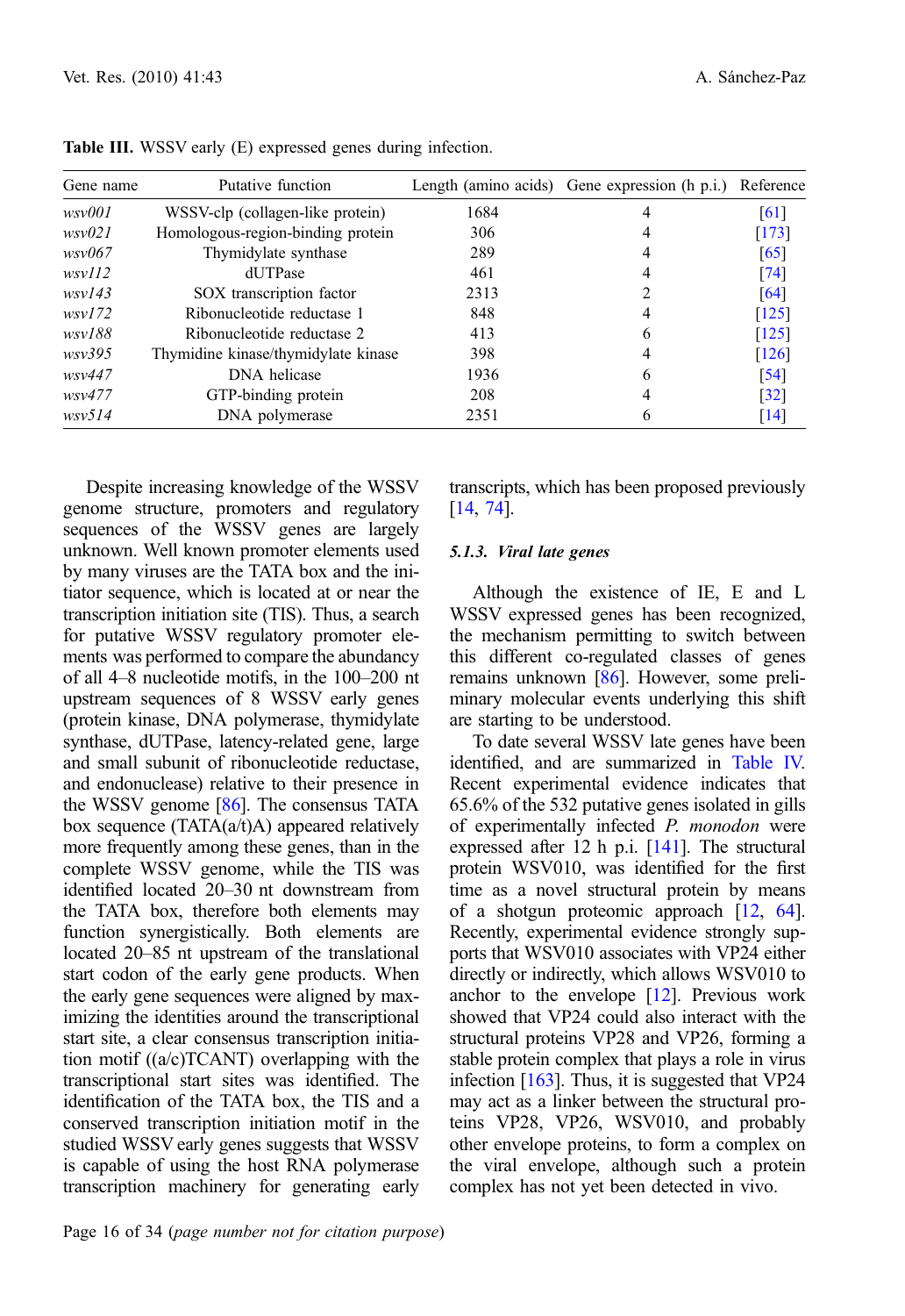**Table III.** WSSV early (E) expressed genes during infection.

| Gene name | Putative function | Length (amino acids) | Gene expression (h p.i.) | Reference |
|---|---|---|---|---|
| *wsv001* | WSSV-clp (collagen-like protein) | 1684 | 4 | [61] |
| *wsv021* | Homologous-region-binding protein | 306 | 4 | [173] |
| *wsv067* | Thymidylate synthase | 289 | 4 | [65] |
| *wsv112* | dUTPase | 461 | 4 | [74] |
| *wsv143* | SOX transcription factor | 2313 | 2 | [64] |
| *wsv172* | Ribonucleotide reductase 1 | 848 | 4 | [125] |
| *wsv188* | Ribonucleotide reductase 2 | 413 | 6 | [125] |
| *wsv395* | Thymidine kinase/thymidylate kinase | 398 | 4 | [126] |
| *wsv447* | DNA helicase | 1936 | 6 | [54] |
| *wsv477* | GTP-binding protein | 208 | 4 | [32] |
| *wsv514* | DNA polymerase | 2351 | 6 | [14] |

Despite increasing knowledge of the WSSV genome structure, promoters and regulatory sequences of the WSSV genes are largely unknown. Well known promoter elements used by many viruses are the TATA box and the initiator sequence, which is located at or near the transcription initiation site (TIS). Thus, a search for putative WSSV regulatory promoter elements was performed to compare the abundancy of all 4–8 nucleotide motifs, in the 100–200 nt upstream sequences of 8 WSSV early genes (protein kinase, DNA polymerase, thymidylate synthase, dUTPase, latency-related gene, large and small subunit of ribonucleotide reductase, and endonuclease) relative to their presence in the WSSV genome [86]. The consensus TATA box sequence (TATA(a/t)A) appeared relatively more frequently among these genes, than in the complete WSSV genome, while the TIS was identified located 20–30 nt downstream from the TATA box, therefore both elements may function synergistically. Both elements are located 20–85 nt upstream of the translational start codon of the early gene products. When the early gene sequences were aligned by maximizing the identities around the transcriptional start site, a clear consensus transcription initiation motif ((a/c)TCANT) overlapping with the transcriptional start sites was identified. The identification of the TATA box, the TIS and a conserved transcription initiation motif in the studied WSSV early genes suggests that WSSV is capable of using the host RNA polymerase transcription machinery for generating early transcripts, which has been proposed previously [14, 74].

#### 5.1.3. *Viral late genes*

Although the existence of IE, E and L WSSV expressed genes has been recognized, the mechanism permitting to switch between this different co-regulated classes of genes remains unknown [86]. However, some preliminary molecular events underlying this shift are starting to be understood.

To date several WSSV late genes have been identified, and are summarized in Table IV. Recent experimental evidence indicates that 65.6% of the 532 putative genes isolated in gills of experimentally infected *P. monodon* were expressed after 12 h p.i. [141]. The structural protein WSV010, was identified for the first time as a novel structural protein by means of a shotgun proteomic approach [12, 64]. Recently, experimental evidence strongly supports that WSV010 associates with VP24 either directly or indirectly, which allows WSV010 to anchor to the envelope [12]. Previous work showed that VP24 could also interact with the structural proteins VP28 and VP26, forming a stable protein complex that plays a role in virus infection [163]. Thus, it is suggested that VP24 may act as a linker between the structural proteins VP28, VP26, WSV010, and probably other envelope proteins, to form a complex on the viral envelope, although such a protein complex has not yet been detected in vivo.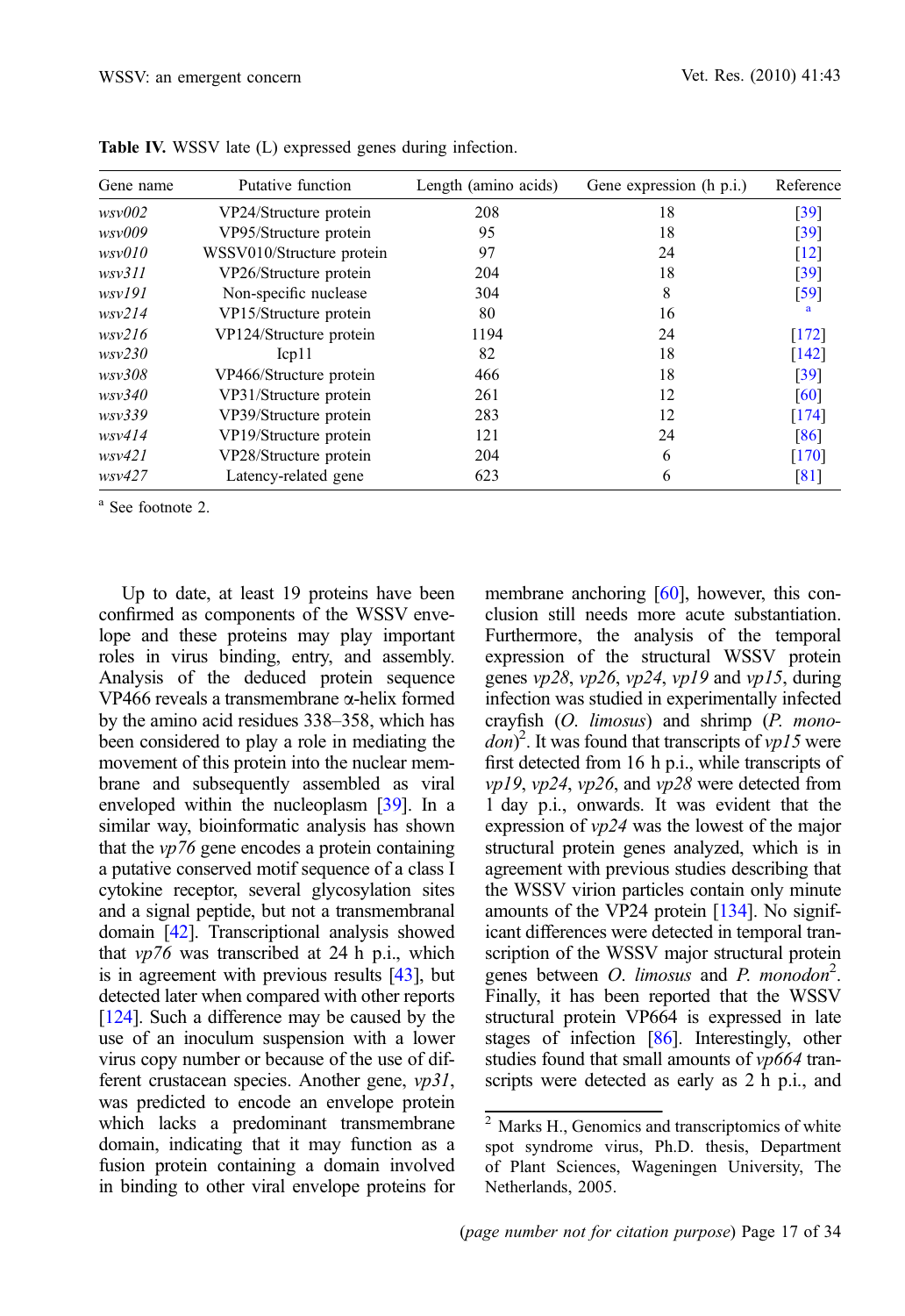**Table IV.** WSSV late (L) expressed genes during infection.

| Gene name | Putative function | Length (amino acids) | Gene expression (h p.i.) | Reference |
|---|---|---|---|---|
| *wsv002* | VP24/Structure protein | 208 | 18 | [39] |
| *wsv009* | VP95/Structure protein | 95 | 18 | [39] |
| *wsv010* | WSSV010/Structure protein | 97 | 24 | [12] |
| *wsv311* | VP26/Structure protein | 204 | 18 | [39] |
| *wsv191* | Non-specific nuclease | 304 | 8 | [59] |
| *wsv214* | VP15/Structure protein | 80 | 16 | [a] |
| *wsv216* | VP124/Structure protein | 1194 | 24 | [172] |
| *wsv230* | Icp11 | 82 | 18 | [142] |
| *wsv308* | VP466/Structure protein | 466 | 18 | [39] |
| *wsv340* | VP31/Structure protein | 261 | 12 | [60] |
| *wsv339* | VP39/Structure protein | 283 | 12 | [174] |
| *wsv414* | VP19/Structure protein | 121 | 24 | [86] |
| *wsv421* | VP28/Structure protein | 204 | 6 | [170] |
| *wsv427* | Latency-related gene | 623 | 6 | [81] |

[a] See footnote 2.

Up to date, at least 19 proteins have been confirmed as components of the WSSV envelope and these proteins may play important roles in virus binding, entry, and assembly. Analysis of the deduced protein sequence VP466 reveals a transmembrane α-helix formed by the amino acid residues 338–358, which has been considered to play a role in mediating the movement of this protein into the nuclear membrane and subsequently assembled as viral enveloped within the nucleoplasm [39]. In a similar way, bioinformatic analysis has shown that the *vp76* gene encodes a protein containing a putative conserved motif sequence of a class I cytokine receptor, several glycosylation sites and a signal peptide, but not a transmembranal domain [42]. Transcriptional analysis showed that *vp76* was transcribed at 24 h p.i., which is in agreement with previous results [43], but detected later when compared with other reports [124]. Such a difference may be caused by the use of an inoculum suspension with a lower virus copy number or because of the use of different crustacean species. Another gene, *vp31*, was predicted to encode an envelope protein which lacks a predominant transmembrane domain, indicating that it may function as a fusion protein containing a domain involved in binding to other viral envelope proteins for membrane anchoring [60], however, this conclusion still needs more acute substantiation. Furthermore, the analysis of the temporal expression of the structural WSSV protein genes *vp28*, *vp26*, *vp24*, *vp19* and *vp15*, during infection was studied in experimentally infected crayfish (*O. limosus*) and shrimp (*P. monodon*)[2]. It was found that transcripts of *vp15* were first detected from 16 h p.i., while transcripts of *vp19*, *vp24*, *vp26*, and *vp28* were detected from 1 day p.i., onwards. It was evident that the expression of *vp24* was the lowest of the major structural protein genes analyzed, which is in agreement with previous studies describing that the WSSV virion particles contain only minute amounts of the VP24 protein [134]. No significant differences were detected in temporal transcription of the WSSV major structural protein genes between *O. limosus* and *P. monodon*[2]. Finally, it has been reported that the WSSV structural protein VP664 is expressed in late stages of infection [86]. Interestingly, other studies found that small amounts of *vp664* transcripts were detected as early as 2 h p.i., and

[2] Marks H., Genomics and transcriptomics of white spot syndrome virus, Ph.D. thesis, Department of Plant Sciences, Wageningen University, The Netherlands, 2005.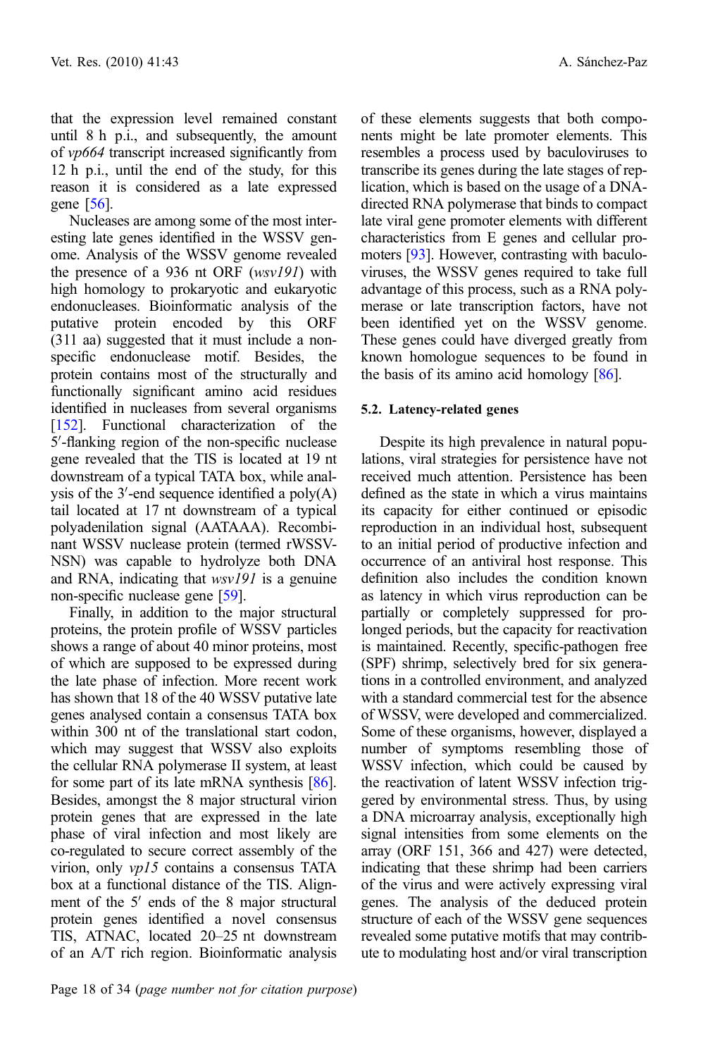that the expression level remained constant until 8 h p.i., and subsequently, the amount of *vp664* transcript increased significantly from 12 h p.i., until the end of the study, for this reason it is considered as a late expressed gene [56].

Nucleases are among some of the most interesting late genes identified in the WSSV genome. Analysis of the WSSV genome revealed the presence of a 936 nt ORF (*wsv191*) with high homology to prokaryotic and eukaryotic endonucleases. Bioinformatic analysis of the putative protein encoded by this ORF (311 aa) suggested that it must include a non-specific endonuclease motif. Besides, the protein contains most of the structurally and functionally significant amino acid residues identified in nucleases from several organisms [152]. Functional characterization of the 5′-flanking region of the non-specific nuclease gene revealed that the TIS is located at 19 nt downstream of a typical TATA box, while analysis of the 3′-end sequence identified a poly(A) tail located at 17 nt downstream of a typical polyadenilation signal (AATAAA). Recombinant WSSV nuclease protein (termed rWSSV-NSN) was capable to hydrolyze both DNA and RNA, indicating that *wsv191* is a genuine non-specific nuclease gene [59].

Finally, in addition to the major structural proteins, the protein profile of WSSV particles shows a range of about 40 minor proteins, most of which are supposed to be expressed during the late phase of infection. More recent work has shown that 18 of the 40 WSSV putative late genes analysed contain a consensus TATA box within 300 nt of the translational start codon, which may suggest that WSSV also exploits the cellular RNA polymerase II system, at least for some part of its late mRNA synthesis [86]. Besides, amongst the 8 major structural virion protein genes that are expressed in the late phase of viral infection and most likely are co-regulated to secure correct assembly of the virion, only *vp15* contains a consensus TATA box at a functional distance of the TIS. Alignment of the 5′ ends of the 8 major structural protein genes identified a novel consensus TIS, ATNAC, located 20–25 nt downstream of an A/T rich region. Bioinformatic analysis of these elements suggests that both components might be late promoter elements. This resembles a process used by baculoviruses to transcribe its genes during the late stages of replication, which is based on the usage of a DNA-directed RNA polymerase that binds to compact late viral gene promoter elements with different characteristics from E genes and cellular promoters [93]. However, contrasting with baculoviruses, the WSSV genes required to take full advantage of this process, such as a RNA polymerase or late transcription factors, have not been identified yet on the WSSV genome. These genes could have diverged greatly from known homologue sequences to be found in the basis of its amino acid homology [86].

#### 5.2. Latency-related genes

Despite its high prevalence in natural populations, viral strategies for persistence have not received much attention. Persistence has been defined as the state in which a virus maintains its capacity for either continued or episodic reproduction in an individual host, subsequent to an initial period of productive infection and occurrence of an antiviral host response. This definition also includes the condition known as latency in which virus reproduction can be partially or completely suppressed for prolonged periods, but the capacity for reactivation is maintained. Recently, specific-pathogen free (SPF) shrimp, selectively bred for six generations in a controlled environment, and analyzed with a standard commercial test for the absence of WSSV, were developed and commercialized. Some of these organisms, however, displayed a number of symptoms resembling those of WSSV infection, which could be caused by the reactivation of latent WSSV infection triggered by environmental stress. Thus, by using a DNA microarray analysis, exceptionally high signal intensities from some elements on the array (ORF 151, 366 and 427) were detected, indicating that these shrimp had been carriers of the virus and were actively expressing viral genes. The analysis of the deduced protein structure of each of the WSSV gene sequences revealed some putative motifs that may contribute to modulating host and/or viral transcription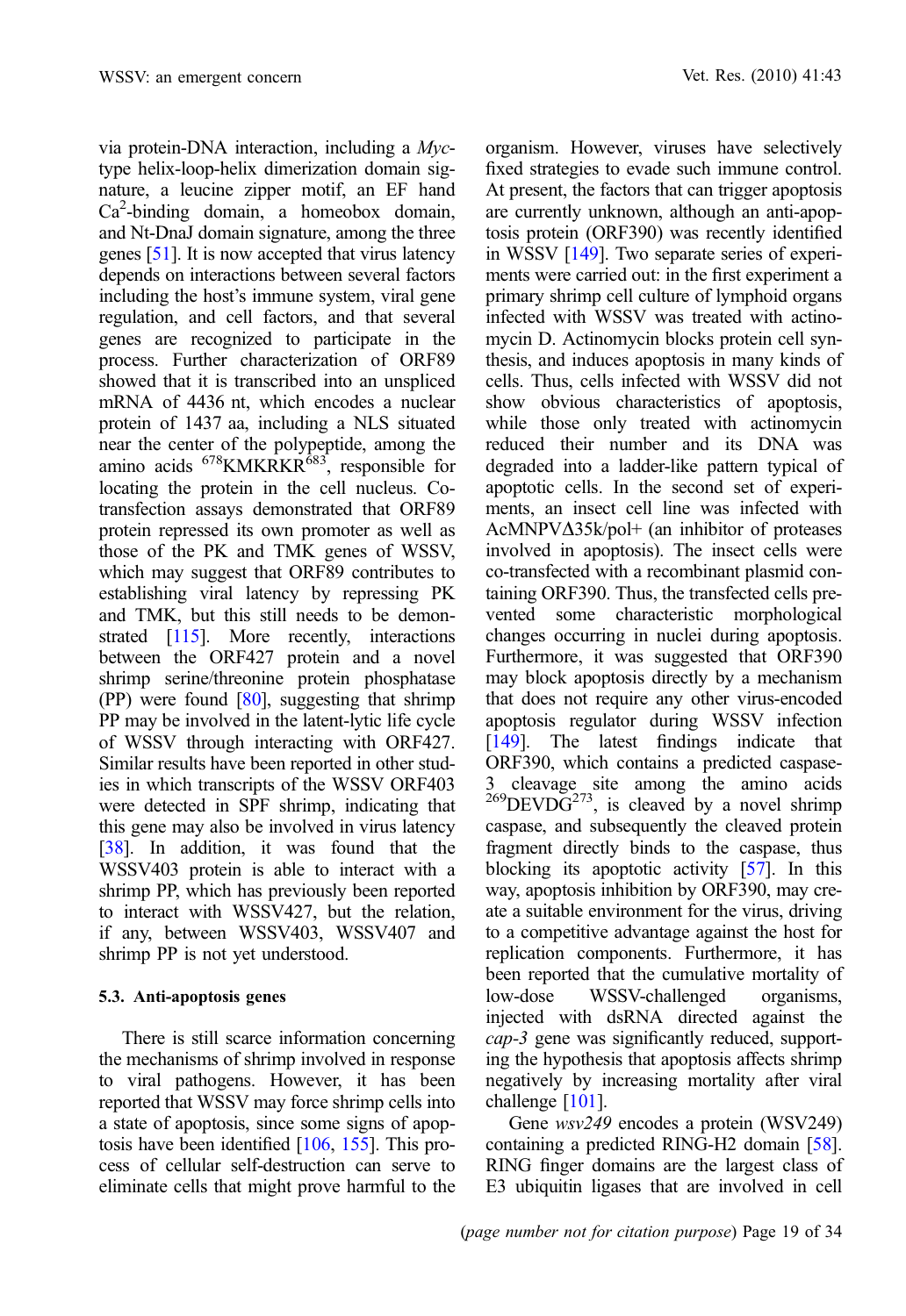via protein-DNA interaction, including a *Myc*-type helix-loop-helix dimerization domain signature, a leucine zipper motif, an EF hand $Ca^2$-binding domain, a homeobox domain, and Nt-DnaJ domain signature, among the three genes [51]. It is now accepted that virus latency depends on interactions between several factors including the host's immune system, viral gene regulation, and cell factors, and that several genes are recognized to participate in the process. Further characterization of ORF89 showed that it is transcribed into an unspliced mRNA of 4436 nt, which encodes a nuclear protein of 1437 aa, including a NLS situated near the center of the polypeptide, among the amino acids $^{678}$KMKRKR$^{683}$, responsible for locating the protein in the cell nucleus. Co-transfection assays demonstrated that ORF89 protein repressed its own promoter as well as those of the PK and TMK genes of WSSV, which may suggest that ORF89 contributes to establishing viral latency by repressing PK and TMK, but this still needs to be demonstrated [115]. More recently, interactions between the ORF427 protein and a novel shrimp serine/threonine protein phosphatase (PP) were found [80], suggesting that shrimp PP may be involved in the latent-lytic life cycle of WSSV through interacting with ORF427. Similar results have been reported in other studies in which transcripts of the WSSV ORF403 were detected in SPF shrimp, indicating that this gene may also be involved in virus latency [38]. In addition, it was found that the WSSV403 protein is able to interact with a shrimp PP, which has previously been reported to interact with WSSV427, but the relation, if any, between WSSV403, WSSV407 and shrimp PP is not yet understood.

#### 5.3. Anti-apoptosis genes

There is still scarce information concerning the mechanisms of shrimp involved in response to viral pathogens. However, it has been reported that WSSV may force shrimp cells into a state of apoptosis, since some signs of apoptosis have been identified [106, 155]. This process of cellular self-destruction can serve to eliminate cells that might prove harmful to the organism. However, viruses have selectively fixed strategies to evade such immune control. At present, the factors that can trigger apoptosis are currently unknown, although an anti-apoptosis protein (ORF390) was recently identified in WSSV [149]. Two separate series of experiments were carried out: in the first experiment a primary shrimp cell culture of lymphoid organs infected with WSSV was treated with actinomycin D. Actinomycin blocks protein cell synthesis, and induces apoptosis in many kinds of cells. Thus, cells infected with WSSV did not show obvious characteristics of apoptosis, while those only treated with actinomycin reduced their number and its DNA was degraded into a ladder-like pattern typical of apoptotic cells. In the second set of experiments, an insect cell line was infected with AcMNPVΔ35k/pol+ (an inhibitor of proteases involved in apoptosis). The insect cells were co-transfected with a recombinant plasmid containing ORF390. Thus, the transfected cells prevented some characteristic morphological changes occurring in nuclei during apoptosis. Furthermore, it was suggested that ORF390 may block apoptosis directly by a mechanism that does not require any other virus-encoded apoptosis regulator during WSSV infection [149]. The latest findings indicate that ORF390, which contains a predicted caspase-3 cleavage site among the amino acids $^{269}$DEVDG$^{273}$, is cleaved by a novel shrimp caspase, and subsequently the cleaved protein fragment directly binds to the caspase, thus blocking its apoptotic activity [57]. In this way, apoptosis inhibition by ORF390, may create a suitable environment for the virus, driving to a competitive advantage against the host for replication components. Furthermore, it has been reported that the cumulative mortality of low-dose WSSV-challenged organisms, injected with dsRNA directed against the *cap-3* gene was significantly reduced, supporting the hypothesis that apoptosis affects shrimp negatively by increasing mortality after viral challenge [101].

Gene *wsv249* encodes a protein (WSV249) containing a predicted RING-H2 domain [58]. RING finger domains are the largest class of E3 ubiquitin ligases that are involved in cell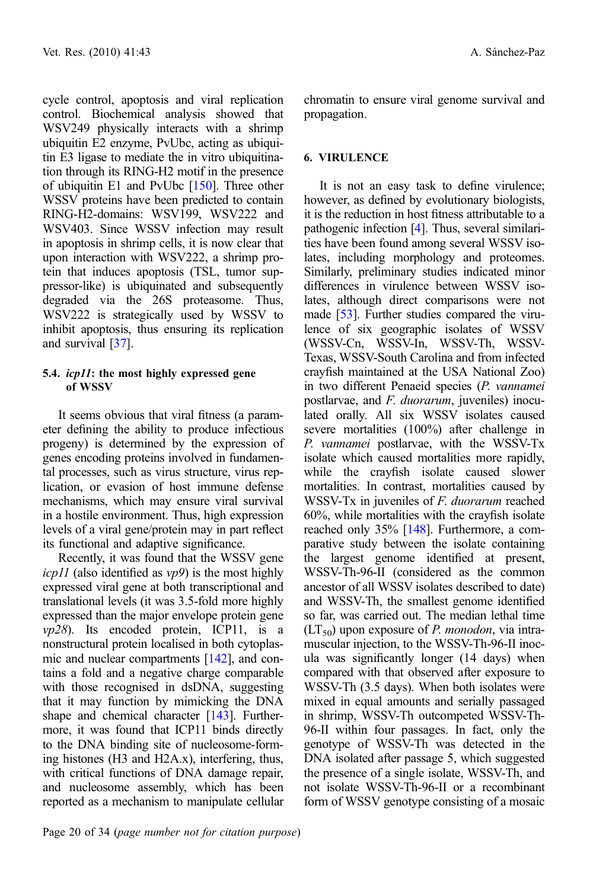cycle control, apoptosis and viral replication control. Biochemical analysis showed that WSV249 physically interacts with a shrimp ubiquitin E2 enzyme, PvUbc, acting as ubiquitin E3 ligase to mediate the in vitro ubiquitination through its RING-H2 motif in the presence of ubiquitin E1 and PvUbc [150]. Three other WSSV proteins have been predicted to contain RING-H2-domains: WSV199, WSV222 and WSV403. Since WSSV infection may result in apoptosis in shrimp cells, it is now clear that upon interaction with WSV222, a shrimp protein that induces apoptosis (TSL, tumor suppressor-like) is ubiquinated and subsequently degraded via the 26S proteasome. Thus, WSV222 is strategically used by WSSV to inhibit apoptosis, thus ensuring its replication and survival [37].

### 5.4. *icp11*: the most highly expressed gene of WSSV

It seems obvious that viral fitness (a parameter defining the ability to produce infectious progeny) is determined by the expression of genes encoding proteins involved in fundamental processes, such as virus structure, virus replication, or evasion of host immune defense mechanisms, which may ensure viral survival in a hostile environment. Thus, high expression levels of a viral gene/protein may in part reflect its functional and adaptive significance.

Recently, it was found that the WSSV gene *icp11* (also identified as *vp9*) is the most highly expressed viral gene at both transcriptional and translational levels (it was 3.5-fold more highly expressed than the major envelope protein gene *vp28*). Its encoded protein, ICP11, is a nonstructural protein localised in both cytoplasmic and nuclear compartments [142], and contains a fold and a negative charge comparable with those recognised in dsDNA, suggesting that it may function by mimicking the DNA shape and chemical character [143]. Furthermore, it was found that ICP11 binds directly to the DNA binding site of nucleosome-forming histones (H3 and H2A.x), interfering, thus, with critical functions of DNA damage repair, and nucleosome assembly, which has been reported as a mechanism to manipulate cellular chromatin to ensure viral genome survival and propagation.

## 6. VIRULENCE

It is not an easy task to define virulence; however, as defined by evolutionary biologists, it is the reduction in host fitness attributable to a pathogenic infection [4]. Thus, several similarities have been found among several WSSV isolates, including morphology and proteomes. Similarly, preliminary studies indicated minor differences in virulence between WSSV isolates, although direct comparisons were not made [53]. Further studies compared the virulence of six geographic isolates of WSSV (WSSV-Cn, WSSV-In, WSSV-Th, WSSV-Texas, WSSV-South Carolina and from infected crayfish maintained at the USA National Zoo) in two different Penaeid species (*P. vannamei* postlarvae, and *F. duorarum*, juveniles) inoculated orally. All six WSSV isolates caused severe mortalities (100%) after challenge in *P. vannamei* postlarvae, with the WSSV-Tx isolate which caused mortalities more rapidly, while the crayfish isolate caused slower mortalities. In contrast, mortalities caused by WSSV-Tx in juveniles of *F. duorarum* reached 60%, while mortalities with the crayfish isolate reached only 35% [148]. Furthermore, a comparative study between the isolate containing the largest genome identified at present, WSSV-Th-96-II (considered as the common ancestor of all WSSV isolates described to date) and WSSV-Th, the smallest genome identified so far, was carried out. The median lethal time ($LT_{50}$) upon exposure of *P. monodon*, via intramuscular injection, to the WSSV-Th-96-II inocula was significantly longer (14 days) when compared with that observed after exposure to WSSV-Th (3.5 days). When both isolates were mixed in equal amounts and serially passaged in shrimp, WSSV-Th outcompeted WSSV-Th-96-II within four passages. In fact, only the genotype of WSSV-Th was detected in the DNA isolated after passage 5, which suggested the presence of a single isolate, WSSV-Th, and not isolate WSSV-Th-96-II or a recombinant form of WSSV genotype consisting of a mosaic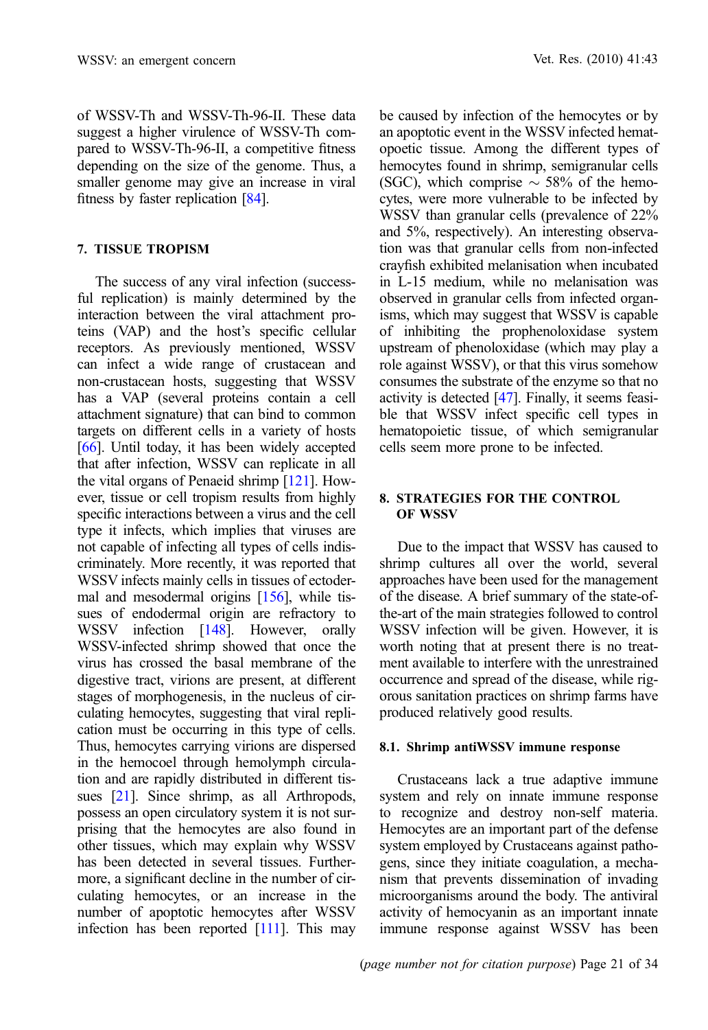of WSSV-Th and WSSV-Th-96-II. These data suggest a higher virulence of WSSV-Th compared to WSSV-Th-96-II, a competitive fitness depending on the size of the genome. Thus, a smaller genome may give an increase in viral fitness by faster replication [84].

## 7. TISSUE TROPISM

The success of any viral infection (successful replication) is mainly determined by the interaction between the viral attachment proteins (VAP) and the host's specific cellular receptors. As previously mentioned, WSSV can infect a wide range of crustacean and non-crustacean hosts, suggesting that WSSV has a VAP (several proteins contain a cell attachment signature) that can bind to common targets on different cells in a variety of hosts [66]. Until today, it has been widely accepted that after infection, WSSV can replicate in all the vital organs of Penaeid shrimp [121]. However, tissue or cell tropism results from highly specific interactions between a virus and the cell type it infects, which implies that viruses are not capable of infecting all types of cells indiscriminately. More recently, it was reported that WSSV infects mainly cells in tissues of ectodermal and mesodermal origins [156], while tissues of endodermal origin are refractory to WSSV infection [148]. However, orally WSSV-infected shrimp showed that once the virus has crossed the basal membrane of the digestive tract, virions are present, at different stages of morphogenesis, in the nucleus of circulating hemocytes, suggesting that viral replication must be occurring in this type of cells. Thus, hemocytes carrying virions are dispersed in the hemocoel through hemolymph circulation and are rapidly distributed in different tissues [21]. Since shrimp, as all Arthropods, possess an open circulatory system it is not surprising that the hemocytes are also found in other tissues, which may explain why WSSV has been detected in several tissues. Furthermore, a significant decline in the number of circulating hemocytes, or an increase in the number of apoptotic hemocytes after WSSV infection has been reported [111]. This may be caused by infection of the hemocytes or by an apoptotic event in the WSSV infected hematopoetic tissue. Among the different types of hemocytes found in shrimp, semigranular cells (SGC), which comprise ~ 58% of the hemocytes, were more vulnerable to be infected by WSSV than granular cells (prevalence of 22% and 5%, respectively). An interesting observation was that granular cells from non-infected crayfish exhibited melanisation when incubated in L-15 medium, while no melanisation was observed in granular cells from infected organisms, which may suggest that WSSV is capable of inhibiting the prophenoloxidase system upstream of phenoloxidase (which may play a role against WSSV), or that this virus somehow consumes the substrate of the enzyme so that no activity is detected [47]. Finally, it seems feasible that WSSV infect specific cell types in hematopoietic tissue, of which semigranular cells seem more prone to be infected.

## 8. STRATEGIES FOR THE CONTROL OF WSSV

Due to the impact that WSSV has caused to shrimp cultures all over the world, several approaches have been used for the management of the disease. A brief summary of the state-of-the-art of the main strategies followed to control WSSV infection will be given. However, it is worth noting that at present there is no treatment available to interfere with the unrestrained occurrence and spread of the disease, while rigorous sanitation practices on shrimp farms have produced relatively good results.

### 8.1. Shrimp antiWSSV immune response

Crustaceans lack a true adaptive immune system and rely on innate immune response to recognize and destroy non-self materia. Hemocytes are an important part of the defense system employed by Crustaceans against pathogens, since they initiate coagulation, a mechanism that prevents dissemination of invading microorganisms around the body. The antiviral activity of hemocyanin as an important innate immune response against WSSV has been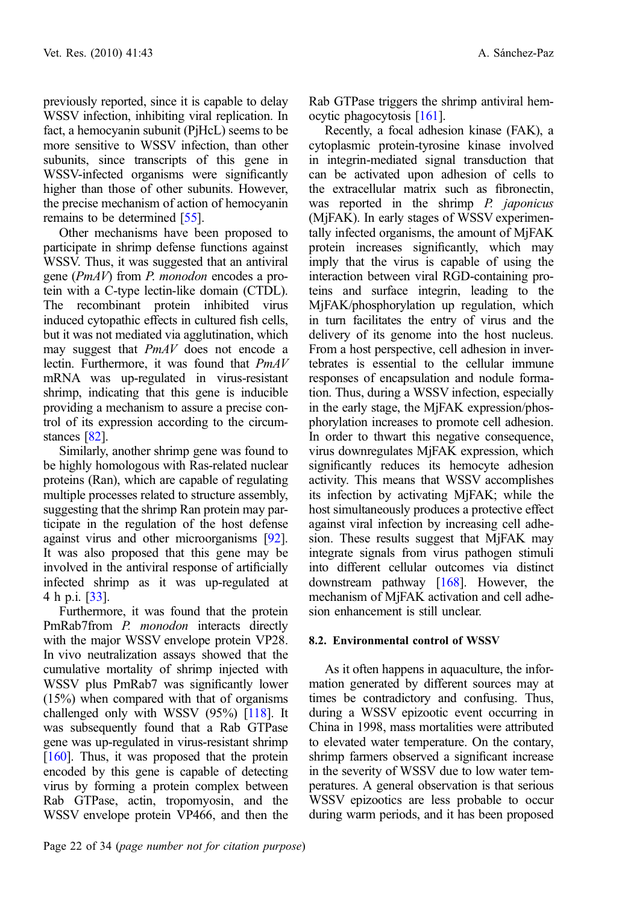previously reported, since it is capable to delay WSSV infection, inhibiting viral replication. In fact, a hemocyanin subunit (PjHcL) seems to be more sensitive to WSSV infection, than other subunits, since transcripts of this gene in WSSV-infected organisms were significantly higher than those of other subunits. However, the precise mechanism of action of hemocyanin remains to be determined [55].

Other mechanisms have been proposed to participate in shrimp defense functions against WSSV. Thus, it was suggested that an antiviral gene (*PmAV*) from *P. monodon* encodes a protein with a C-type lectin-like domain (CTDL). The recombinant protein inhibited virus induced cytopathic effects in cultured fish cells, but it was not mediated via agglutination, which may suggest that *PmAV* does not encode a lectin. Furthermore, it was found that *PmAV* mRNA was up-regulated in virus-resistant shrimp, indicating that this gene is inducible providing a mechanism to assure a precise control of its expression according to the circumstances [82].

Similarly, another shrimp gene was found to be highly homologous with Ras-related nuclear proteins (Ran), which are capable of regulating multiple processes related to structure assembly, suggesting that the shrimp Ran protein may participate in the regulation of the host defense against virus and other microorganisms [92]. It was also proposed that this gene may be involved in the antiviral response of artificially infected shrimp as it was up-regulated at 4 h p.i. [33].

Furthermore, it was found that the protein PmRab7from *P. monodon* interacts directly with the major WSSV envelope protein VP28. In vivo neutralization assays showed that the cumulative mortality of shrimp injected with WSSV plus PmRab7 was significantly lower (15%) when compared with that of organisms challenged only with WSSV (95%) [118]. It was subsequently found that a Rab GTPase gene was up-regulated in virus-resistant shrimp [160]. Thus, it was proposed that the protein encoded by this gene is capable of detecting virus by forming a protein complex between Rab GTPase, actin, tropomyosin, and the WSSV envelope protein VP466, and then the Rab GTPase triggers the shrimp antiviral hemocytic phagocytosis [161].

Recently, a focal adhesion kinase (FAK), a cytoplasmic protein-tyrosine kinase involved in integrin-mediated signal transduction that can be activated upon adhesion of cells to the extracellular matrix such as fibronectin, was reported in the shrimp *P. japonicus* (MjFAK). In early stages of WSSV experimentally infected organisms, the amount of MjFAK protein increases significantly, which may imply that the virus is capable of using the interaction between viral RGD-containing proteins and surface integrin, leading to the MjFAK/phosphorylation up regulation, which in turn facilitates the entry of virus and the delivery of its genome into the host nucleus. From a host perspective, cell adhesion in invertebrates is essential to the cellular immune responses of encapsulation and nodule formation. Thus, during a WSSV infection, especially in the early stage, the MjFAK expression/phosphorylation increases to promote cell adhesion. In order to thwart this negative consequence, virus downregulates MjFAK expression, which significantly reduces its hemocyte adhesion activity. This means that WSSV accomplishes its infection by activating MjFAK; while the host simultaneously produces a protective effect against viral infection by increasing cell adhesion. These results suggest that MjFAK may integrate signals from virus pathogen stimuli into different cellular outcomes via distinct downstream pathway [168]. However, the mechanism of MjFAK activation and cell adhesion enhancement is still unclear.

### 8.2. Environmental control of WSSV

As it often happens in aquaculture, the information generated by different sources may at times be contradictory and confusing. Thus, during a WSSV epizootic event occurring in China in 1998, mass mortalities were attributed to elevated water temperature. On the contary, shrimp farmers observed a significant increase in the severity of WSSV due to low water temperatures. A general observation is that serious WSSV epizootics are less probable to occur during warm periods, and it has been proposed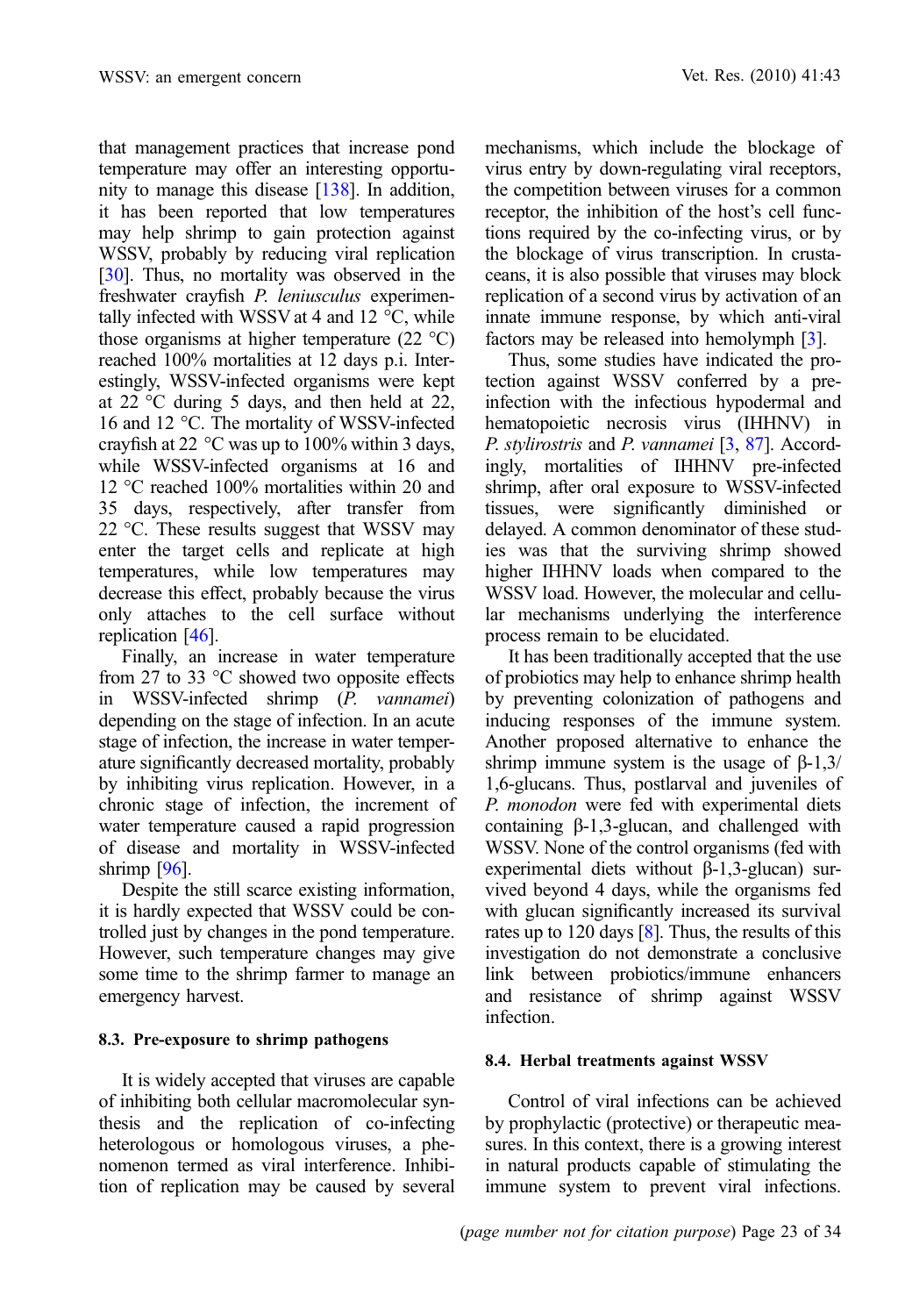that management practices that increase pond temperature may offer an interesting opportunity to manage this disease [138]. In addition, it has been reported that low temperatures may help shrimp to gain protection against WSSV, probably by reducing viral replication [30]. Thus, no mortality was observed in the freshwater crayfish *P. leniusculus* experimentally infected with WSSV at 4 and 12 °C, while those organisms at higher temperature (22 °C) reached 100% mortalities at 12 days p.i. Interestingly, WSSV-infected organisms were kept at 22 °C during 5 days, and then held at 22, 16 and 12 °C. The mortality of WSSV-infected crayfish at 22 °C was up to 100% within 3 days, while WSSV-infected organisms at 16 and 12 °C reached 100% mortalities within 20 and 35 days, respectively, after transfer from 22 °C. These results suggest that WSSV may enter the target cells and replicate at high temperatures, while low temperatures may decrease this effect, probably because the virus only attaches to the cell surface without replication [46].

Finally, an increase in water temperature from 27 to 33 °C showed two opposite effects in WSSV-infected shrimp (*P. vannamei*) depending on the stage of infection. In an acute stage of infection, the increase in water temperature significantly decreased mortality, probably by inhibiting virus replication. However, in a chronic stage of infection, the increment of water temperature caused a rapid progression of disease and mortality in WSSV-infected shrimp [96].

Despite the still scarce existing information, it is hardly expected that WSSV could be controlled just by changes in the pond temperature. However, such temperature changes may give some time to the shrimp farmer to manage an emergency harvest.

### 8.3. Pre-exposure to shrimp pathogens

It is widely accepted that viruses are capable of inhibiting both cellular macromolecular synthesis and the replication of co-infecting heterologous or homologous viruses, a phenomenon termed as viral interference. Inhibition of replication may be caused by several mechanisms, which include the blockage of virus entry by down-regulating viral receptors, the competition between viruses for a common receptor, the inhibition of the host's cell functions required by the co-infecting virus, or by the blockage of virus transcription. In crustaceans, it is also possible that viruses may block replication of a second virus by activation of an innate immune response, by which anti-viral factors may be released into hemolymph [3].

Thus, some studies have indicated the protection against WSSV conferred by a pre-infection with the infectious hypodermal and hematopoietic necrosis virus (IHHNV) in *P. stylirostris* and *P. vannamei* [3, 87]. Accordingly, mortalities of IHHNV pre-infected shrimp, after oral exposure to WSSV-infected tissues, were significantly diminished or delayed. A common denominator of these studies was that the surviving shrimp showed higher IHHNV loads when compared to the WSSV load. However, the molecular and cellular mechanisms underlying the interference process remain to be elucidated.

It has been traditionally accepted that the use of probiotics may help to enhance shrimp health by preventing colonization of pathogens and inducing responses of the immune system. Another proposed alternative to enhance the shrimp immune system is the usage of β-1,3/1,6-glucans. Thus, postlarval and juveniles of *P. monodon* were fed with experimental diets containing β-1,3-glucan, and challenged with WSSV. None of the control organisms (fed with experimental diets without β-1,3-glucan) survived beyond 4 days, while the organisms fed with glucan significantly increased its survival rates up to 120 days [8]. Thus, the results of this investigation do not demonstrate a conclusive link between probiotics/immune enhancers and resistance of shrimp against WSSV infection.

### 8.4. Herbal treatments against WSSV

Control of viral infections can be achieved by prophylactic (protective) or therapeutic measures. In this context, there is a growing interest in natural products capable of stimulating the immune system to prevent viral infections.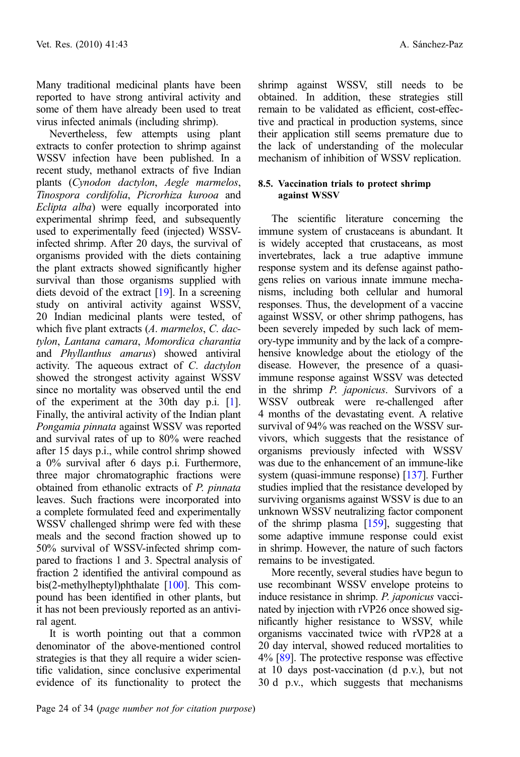Many traditional medicinal plants have been reported to have strong antiviral activity and some of them have already been used to treat virus infected animals (including shrimp).

Nevertheless, few attempts using plant extracts to confer protection to shrimp against WSSV infection have been published. In a recent study, methanol extracts of five Indian plants (*Cynodon dactylon*, *Aegle marmelos*, *Tinospora cordifolia*, *Picrorhiza kurooa* and *Eclipta alba*) were equally incorporated into experimental shrimp feed, and subsequently used to experimentally feed (injected) WSSV-infected shrimp. After 20 days, the survival of organisms provided with the diets containing the plant extracts showed significantly higher survival than those organisms supplied with diets devoid of the extract [19]. In a screening study on antiviral activity against WSSV, 20 Indian medicinal plants were tested, of which five plant extracts (*A. marmelos*, *C. dactylon*, *Lantana camara*, *Momordica charantia* and *Phyllanthus amarus*) showed antiviral activity. The aqueous extract of *C. dactylon* showed the strongest activity against WSSV since no mortality was observed until the end of the experiment at the 30th day p.i. [1]. Finally, the antiviral activity of the Indian plant *Pongamia pinnata* against WSSV was reported and survival rates of up to 80% were reached after 15 days p.i., while control shrimp showed a 0% survival after 6 days p.i. Furthermore, three major chromatographic fractions were obtained from ethanolic extracts of *P. pinnata* leaves. Such fractions were incorporated into a complete formulated feed and experimentally WSSV challenged shrimp were fed with these meals and the second fraction showed up to 50% survival of WSSV-infected shrimp compared to fractions 1 and 3. Spectral analysis of fraction 2 identified the antiviral compound as bis(2-methylheptyl)phthalate [100]. This compound has been identified in other plants, but it has not been previously reported as an antiviral agent.

It is worth pointing out that a common denominator of the above-mentioned control strategies is that they all require a wider scientific validation, since conclusive experimental evidence of its functionality to protect the shrimp against WSSV, still needs to be obtained. In addition, these strategies still remain to be validated as efficient, cost-effective and practical in production systems, since their application still seems premature due to the lack of understanding of the molecular mechanism of inhibition of WSSV replication.

### 8.5. Vaccination trials to protect shrimp against WSSV

The scientific literature concerning the immune system of crustaceans is abundant. It is widely accepted that crustaceans, as most invertebrates, lack a true adaptive immune response system and its defense against pathogens relies on various innate immune mechanisms, including both cellular and humoral responses. Thus, the development of a vaccine against WSSV, or other shrimp pathogens, has been severely impeded by such lack of memory-type immunity and by the lack of a comprehensive knowledge about the etiology of the disease. However, the presence of a quasi-immune response against WSSV was detected in the shrimp *P. japonicus*. Survivors of a WSSV outbreak were re-challenged after 4 months of the devastating event. A relative survival of 94% was reached on the WSSV survivors, which suggests that the resistance of organisms previously infected with WSSV was due to the enhancement of an immune-like system (quasi-immune response) [137]. Further studies implied that the resistance developed by surviving organisms against WSSV is due to an unknown WSSV neutralizing factor component of the shrimp plasma [159], suggesting that some adaptive immune response could exist in shrimp. However, the nature of such factors remains to be investigated.

More recently, several studies have begun to use recombinant WSSV envelope proteins to induce resistance in shrimp. *P. japonicus* vaccinated by injection with rVP26 once showed significantly higher resistance to WSSV, while organisms vaccinated twice with rVP28 at a 20 day interval, showed reduced mortalities to 4% [89]. The protective response was effective at 10 days post-vaccination (d p.v.), but not 30 d p.v., which suggests that mechanisms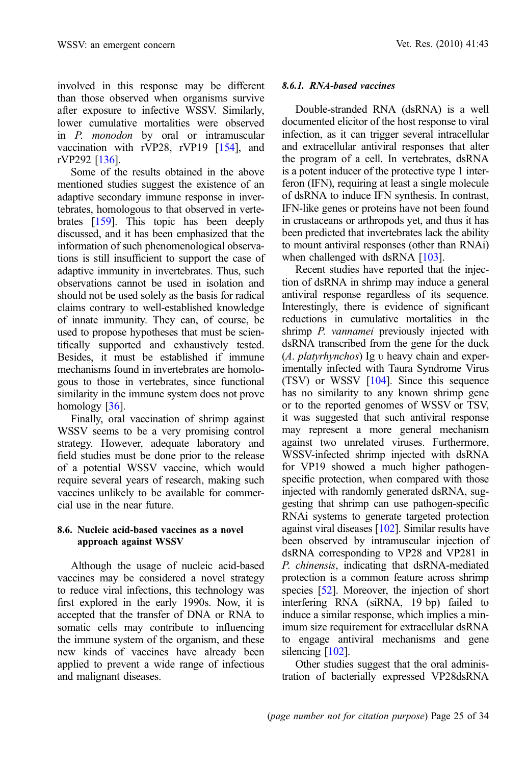involved in this response may be different than those observed when organisms survive after exposure to infective WSSV. Similarly, lower cumulative mortalities were observed in *P. monodon* by oral or intramuscular vaccination with rVP28, rVP19 [154], and rVP292 [136].

Some of the results obtained in the above mentioned studies suggest the existence of an adaptive secondary immune response in invertebrates, homologous to that observed in vertebrates [159]. This topic has been deeply discussed, and it has been emphasized that the information of such phenomenological observations is still insufficient to support the case of adaptive immunity in invertebrates. Thus, such observations cannot be used in isolation and should not be used solely as the basis for radical claims contrary to well-established knowledge of innate immunity. They can, of course, be used to propose hypotheses that must be scientifically supported and exhaustively tested. Besides, it must be established if immune mechanisms found in invertebrates are homologous to those in vertebrates, since functional similarity in the immune system does not prove homology [36].

Finally, oral vaccination of shrimp against WSSV seems to be a very promising control strategy. However, adequate laboratory and field studies must be done prior to the release of a potential WSSV vaccine, which would require several years of research, making such vaccines unlikely to be available for commercial use in the near future.

### 8.6. Nucleic acid-based vaccines as a novel approach against WSSV

Although the usage of nucleic acid-based vaccines may be considered a novel strategy to reduce viral infections, this technology was first explored in the early 1990s. Now, it is accepted that the transfer of DNA or RNA to somatic cells may contribute to influencing the immune system of the organism, and these new kinds of vaccines have already been applied to prevent a wide range of infectious and malignant diseases.

#### *8.6.1. RNA-based vaccines*

Double-stranded RNA (dsRNA) is a well documented elicitor of the host response to viral infection, as it can trigger several intracellular and extracellular antiviral responses that alter the program of a cell. In vertebrates, dsRNA is a potent inducer of the protective type 1 interferon (IFN), requiring at least a single molecule of dsRNA to induce IFN synthesis. In contrast, IFN-like genes or proteins have not been found in crustaceans or arthropods yet, and thus it has been predicted that invertebrates lack the ability to mount antiviral responses (other than RNAi) when challenged with dsRNA [103].

Recent studies have reported that the injection of dsRNA in shrimp may induce a general antiviral response regardless of its sequence. Interestingly, there is evidence of significant reductions in cumulative mortalities in the shrimp *P. vannamei* previously injected with dsRNA transcribed from the gene for the duck (*A. platyrhynchos*) Ig υ heavy chain and experimentally infected with Taura Syndrome Virus (TSV) or WSSV [104]. Since this sequence has no similarity to any known shrimp gene or to the reported genomes of WSSV or TSV, it was suggested that such antiviral response may represent a more general mechanism against two unrelated viruses. Furthermore, WSSV-infected shrimp injected with dsRNA for VP19 showed a much higher pathogen-specific protection, when compared with those injected with randomly generated dsRNA, suggesting that shrimp can use pathogen-specific RNAi systems to generate targeted protection against viral diseases [102]. Similar results have been observed by intramuscular injection of dsRNA corresponding to VP28 and VP281 in *P. chinensis*, indicating that dsRNA-mediated protection is a common feature across shrimp species [52]. Moreover, the injection of short interfering RNA (siRNA, 19 bp) failed to induce a similar response, which implies a minimum size requirement for extracellular dsRNA to engage antiviral mechanisms and gene silencing [102].

Other studies suggest that the oral administration of bacterially expressed VP28dsRNA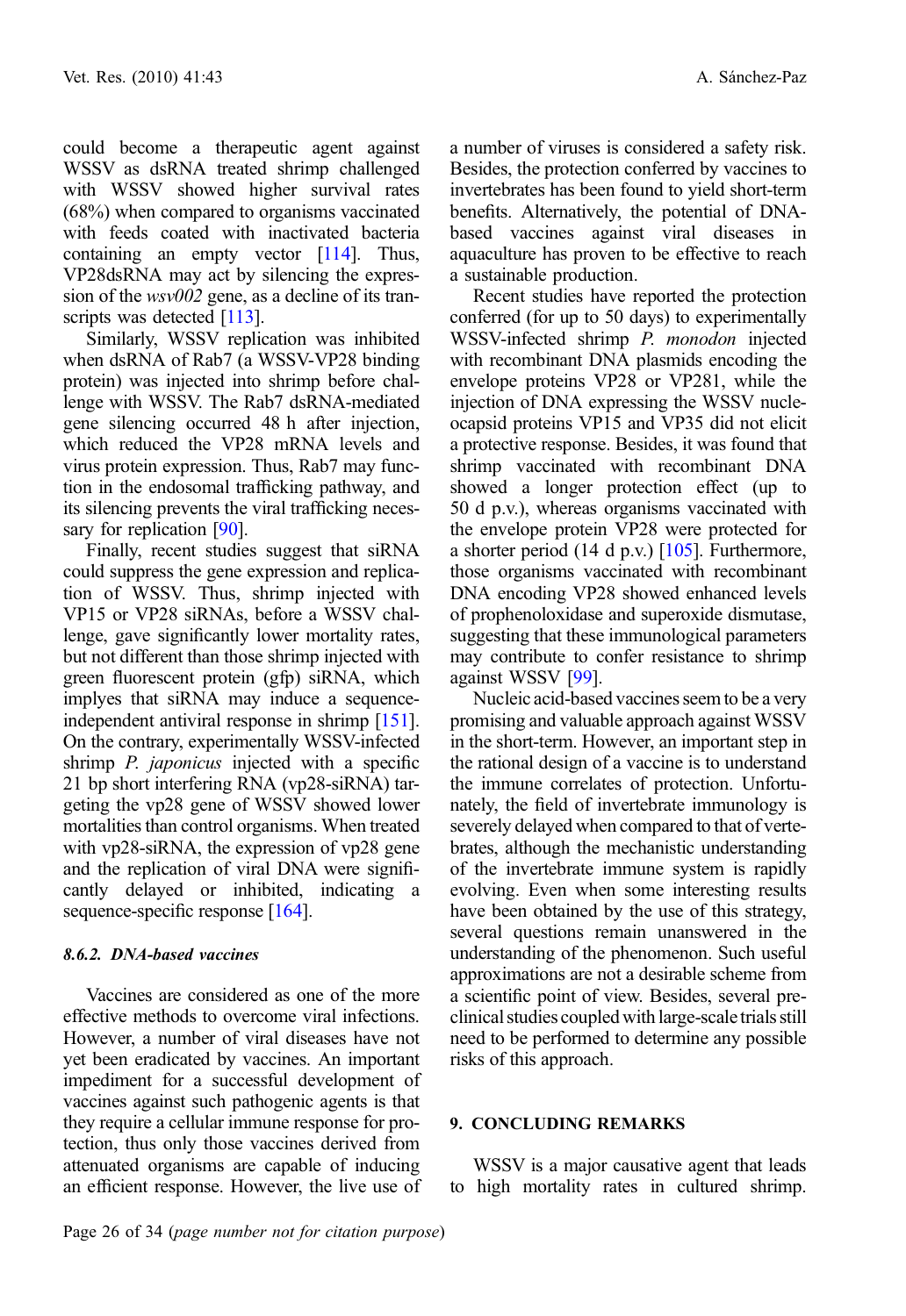could become a therapeutic agent against WSSV as dsRNA treated shrimp challenged with WSSV showed higher survival rates (68%) when compared to organisms vaccinated with feeds coated with inactivated bacteria containing an empty vector [114]. Thus, VP28dsRNA may act by silencing the expression of the *wsv002* gene, as a decline of its transcripts was detected [113].

Similarly, WSSV replication was inhibited when dsRNA of Rab7 (a WSSV-VP28 binding protein) was injected into shrimp before challenge with WSSV. The Rab7 dsRNA-mediated gene silencing occurred 48 h after injection, which reduced the VP28 mRNA levels and virus protein expression. Thus, Rab7 may function in the endosomal trafficking pathway, and its silencing prevents the viral trafficking necessary for replication [90].

Finally, recent studies suggest that siRNA could suppress the gene expression and replication of WSSV. Thus, shrimp injected with VP15 or VP28 siRNAs, before a WSSV challenge, gave significantly lower mortality rates, but not different than those shrimp injected with green fluorescent protein (gfp) siRNA, which implies that siRNA may induce a sequence-independent antiviral response in shrimp [151]. On the contrary, experimentally WSSV-infected shrimp *P. japonicus* injected with a specific 21 bp short interfering RNA (vp28-siRNA) targeting the vp28 gene of WSSV showed lower mortalities than control organisms. When treated with vp28-siRNA, the expression of vp28 gene and the replication of viral DNA were significantly delayed or inhibited, indicating a sequence-specific response [164].

#### 8.6.2. DNA-based vaccines

Vaccines are considered as one of the more effective methods to overcome viral infections. However, a number of viral diseases have not yet been eradicated by vaccines. An important impediment for a successful development of vaccines against such pathogenic agents is that they require a cellular immune response for protection, thus only those vaccines derived from attenuated organisms are capable of inducing an efficient response. However, the live use of a number of viruses is considered a safety risk. Besides, the protection conferred by vaccines to invertebrates has been found to yield short-term benefits. Alternatively, the potential of DNA-based vaccines against viral diseases in aquaculture has proven to be effective to reach a sustainable production.

Recent studies have reported the protection conferred (for up to 50 days) to experimentally WSSV-infected shrimp *P. monodon* injected with recombinant DNA plasmids encoding the envelope proteins VP28 or VP281, while the injection of DNA expressing the WSSV nucleocapsid proteins VP15 and VP35 did not elicit a protective response. Besides, it was found that shrimp vaccinated with recombinant DNA showed a longer protection effect (up to 50 d p.v.), whereas organisms vaccinated with the envelope protein VP28 were protected for a shorter period (14 d p.v.) [105]. Furthermore, those organisms vaccinated with recombinant DNA encoding VP28 showed enhanced levels of prophenoloxidase and superoxide dismutase, suggesting that these immunological parameters may contribute to confer resistance to shrimp against WSSV [99].

Nucleic acid-based vaccines seem to be a very promising and valuable approach against WSSV in the short-term. However, an important step in the rational design of a vaccine is to understand the immune correlates of protection. Unfortunately, the field of invertebrate immunology is severely delayed when compared to that of vertebrates, although the mechanistic understanding of the invertebrate immune system is rapidly evolving. Even when some interesting results have been obtained by the use of this strategy, several questions remain unanswered in the understanding of the phenomenon. Such useful approximations are not a desirable scheme from a scientific point of view. Besides, several preclinical studies coupled with large-scale trials still need to be performed to determine any possible risks of this approach.

## 9. CONCLUDING REMARKS

WSSV is a major causative agent that leads to high mortality rates in cultured shrimp.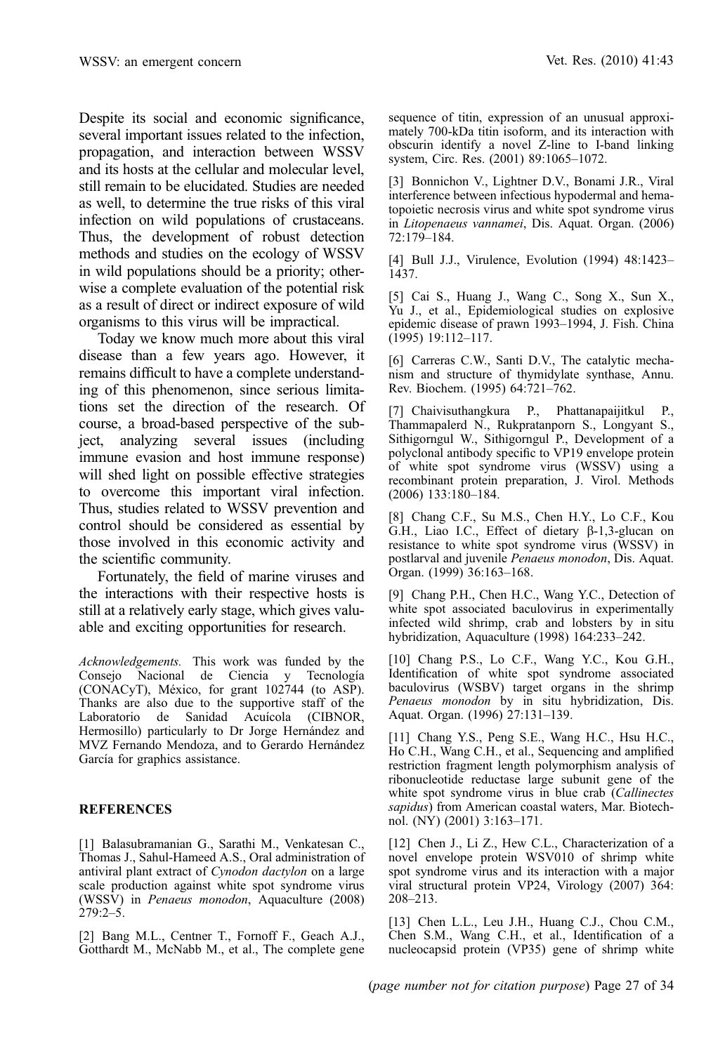Despite its social and economic significance, several important issues related to the infection, propagation, and interaction between WSSV and its hosts at the cellular and molecular level, still remain to be elucidated. Studies are needed as well, to determine the true risks of this viral infection on wild populations of crustaceans. Thus, the development of robust detection methods and studies on the ecology of WSSV in wild populations should be a priority; otherwise a complete evaluation of the potential risk as a result of direct or indirect exposure of wild organisms to this virus will be impractical.

Today we know much more about this viral disease than a few years ago. However, it remains difficult to have a complete understanding of this phenomenon, since serious limitations set the direction of the research. Of course, a broad-based perspective of the subject, analyzing several issues (including immune evasion and host immune response) will shed light on possible effective strategies to overcome this important viral infection. Thus, studies related to WSSV prevention and control should be considered as essential by those involved in this economic activity and the scientific community.

Fortunately, the field of marine viruses and the interactions with their respective hosts is still at a relatively early stage, which gives valuable and exciting opportunities for research.

*Acknowledgements.* This work was funded by the Consejo Nacional de Ciencia y Tecnología (CONACyT), México, for grant 102744 (to ASP). Thanks are also due to the supportive staff of the Laboratorio de Sanidad Acuícola (CIBNOR, Hermosillo) particularly to Dr Jorge Hernández and MVZ Fernando Mendoza, and to Gerardo Hernández García for graphics assistance.

## REFERENCES

[1] Balasubramanian G., Sarathi M., Venkatesan C., Thomas J., Sahul-Hameed A.S., Oral administration of antiviral plant extract of *Cynodon dactylon* on a large scale production against white spot syndrome virus (WSSV) in *Penaeus monodon*, Aquaculture (2008) 279:2–5.

[2] Bang M.L., Centner T., Fornoff F., Geach A.J., Gotthardt M., McNabb M., et al., The complete gene sequence of titin, expression of an unusual approximately 700-kDa titin isoform, and its interaction with obscurin identify a novel Z-line to I-band linking system, Circ. Res. (2001) 89:1065–1072.

[3] Bonnichon V., Lightner D.V., Bonami J.R., Viral interference between infectious hypodermal and hematopoietic necrosis virus and white spot syndrome virus in *Litopenaeus vannamei*, Dis. Aquat. Organ. (2006) 72:179–184.

[4] Bull J.J., Virulence, Evolution (1994) 48:1423–1437.

[5] Cai S., Huang J., Wang C., Song X., Sun X., Yu J., et al., Epidemiological studies on explosive epidemic disease of prawn 1993–1994, J. Fish. China (1995) 19:112–117.

[6] Carreras C.W., Santi D.V., The catalytic mechanism and structure of thymidylate synthase, Annu. Rev. Biochem. (1995) 64:721–762.

[7] Chaivisuthangkura P., Phattanapaijitkul P., Thammapalerd N., Rukpratanporn S., Longyant S., Sithigorngul W., Sithigorngul P., Development of a polyclonal antibody specific to VP19 envelope protein of white spot syndrome virus (WSSV) using a recombinant protein preparation, J. Virol. Methods (2006) 133:180–184.

[8] Chang C.F., Su M.S., Chen H.Y., Lo C.F., Kou G.H., Liao I.C., Effect of dietary β-1,3-glucan on resistance to white spot syndrome virus (WSSV) in postlarval and juvenile *Penaeus monodon*, Dis. Aquat. Organ. (1999) 36:163–168.

[9] Chang P.H., Chen H.C., Wang Y.C., Detection of white spot associated baculovirus in experimentally infected wild shrimp, crab and lobsters by in situ hybridization, Aquaculture (1998) 164:233–242.

[10] Chang P.S., Lo C.F., Wang Y.C., Kou G.H., Identification of white spot syndrome associated baculovirus (WSBV) target organs in the shrimp *Penaeus monodon* by in situ hybridization, Dis. Aquat. Organ. (1996) 27:131–139.

[11] Chang Y.S., Peng S.E., Wang H.C., Hsu H.C., Ho C.H., Wang C.H., et al., Sequencing and amplified restriction fragment length polymorphism analysis of ribonucleotide reductase large subunit gene of the white spot syndrome virus in blue crab (*Callinectes sapidus*) from American coastal waters, Mar. Biotechnol. (NY) (2001) 3:163–171.

[12] Chen J., Li Z., Hew C.L., Characterization of a novel envelope protein WSV010 of shrimp white spot syndrome virus and its interaction with a major viral structural protein VP24, Virology (2007) 364: 208–213.

[13] Chen L.L., Leu J.H., Huang C.J., Chou C.M., Chen S.M., Wang C.H., et al., Identification of a nucleocapsid protein (VP35) gene of shrimp white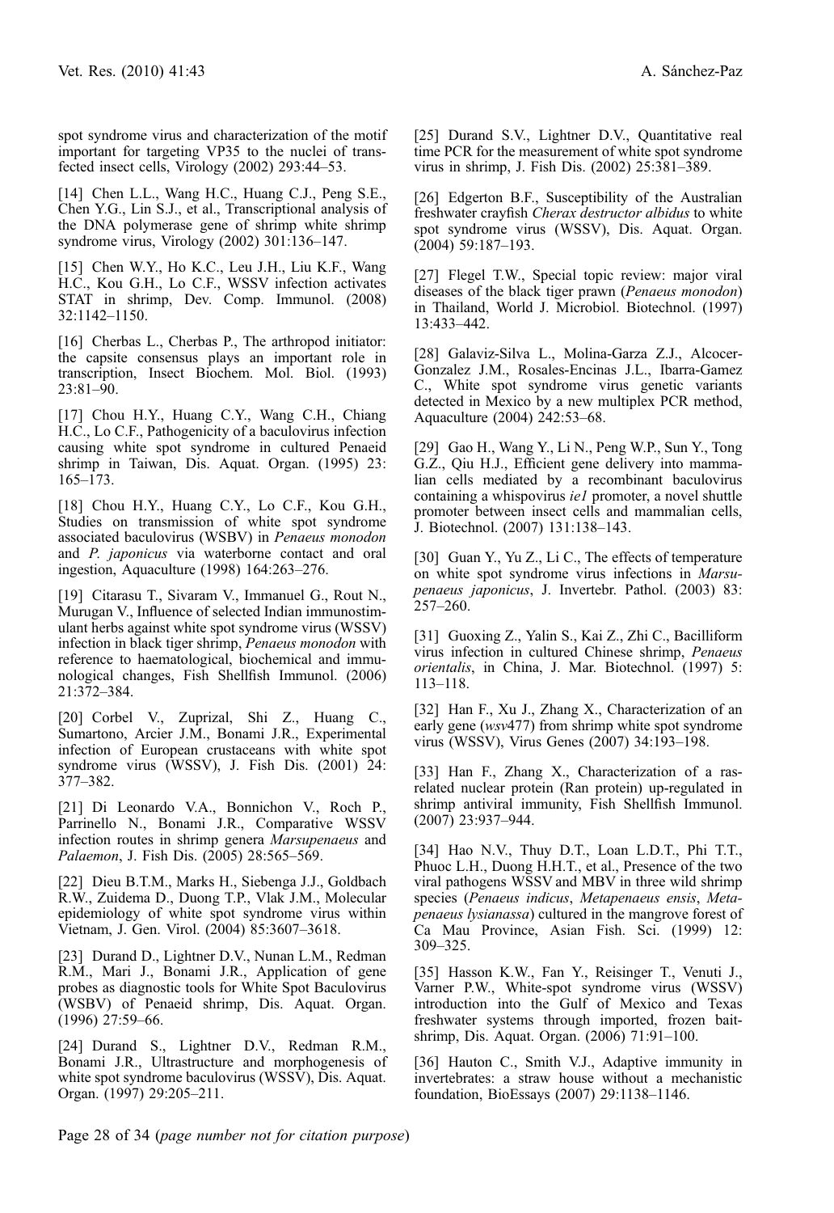spot syndrome virus and characterization of the motif important for targeting VP35 to the nuclei of transfected insect cells, Virology (2002) 293:44–53.

[14] Chen L.L., Wang H.C., Huang C.J., Peng S.E., Chen Y.G., Lin S.J., et al., Transcriptional analysis of the DNA polymerase gene of shrimp white shrimp syndrome virus, Virology (2002) 301:136–147.

[15] Chen W.Y., Ho K.C., Leu J.H., Liu K.F., Wang H.C., Kou G.H., Lo C.F., WSSV infection activates STAT in shrimp, Dev. Comp. Immunol. (2008) 32:1142–1150.

[16] Cherbas L., Cherbas P., The arthropod initiator: the capsite consensus plays an important role in transcription, Insect Biochem. Mol. Biol. (1993) 23:81–90.

[17] Chou H.Y., Huang C.Y., Wang C.H., Chiang H.C., Lo C.F., Pathogenicity of a baculovirus infection causing white spot syndrome in cultured Penaeid shrimp in Taiwan, Dis. Aquat. Organ. (1995) 23: 165–173.

[18] Chou H.Y., Huang C.Y., Lo C.F., Kou G.H., Studies on transmission of white spot syndrome associated baculovirus (WSBV) in *Penaeus monodon* and *P. japonicus* via waterborne contact and oral ingestion, Aquaculture (1998) 164:263–276.

[19] Citarasu T., Sivaram V., Immanuel G., Rout N., Murugan V., Influence of selected Indian immunostimulant herbs against white spot syndrome virus (WSSV) infection in black tiger shrimp, *Penaeus monodon* with reference to haematological, biochemical and immunological changes, Fish Shellfish Immunol. (2006) 21:372–384.

[20] Corbel V., Zuprizal, Shi Z., Huang C., Sumartono, Arcier J.M., Bonami J.R., Experimental infection of European crustaceans with white spot syndrome virus (WSSV), J. Fish Dis. (2001) 24: 377–382.

[21] Di Leonardo V.A., Bonnichon V., Roch P., Parrinello N., Bonami J.R., Comparative WSSV infection routes in shrimp genera *Marsupenaeus* and *Palaemon*, J. Fish Dis. (2005) 28:565–569.

[22] Dieu B.T.M., Marks H., Siebenga J.J., Goldbach R.W., Zuidema D., Duong T.P., Vlak J.M., Molecular epidemiology of white spot syndrome virus within Vietnam, J. Gen. Virol. (2004) 85:3607–3618.

[23] Durand D., Lightner D.V., Nunan L.M., Redman R.M., Mari J., Bonami J.R., Application of gene probes as diagnostic tools for White Spot Baculovirus (WSBV) of Penaeid shrimp, Dis. Aquat. Organ. (1996) 27:59–66.

[24] Durand S., Lightner D.V., Redman R.M., Bonami J.R., Ultrastructure and morphogenesis of white spot syndrome baculovirus (WSSV), Dis. Aquat. Organ. (1997) 29:205–211.

[25] Durand S.V., Lightner D.V., Quantitative real time PCR for the measurement of white spot syndrome virus in shrimp, J. Fish Dis. (2002) 25:381–389.

[26] Edgerton B.F., Susceptibility of the Australian freshwater crayfish *Cherax destructor albidus* to white spot syndrome virus (WSSV), Dis. Aquat. Organ. (2004) 59:187–193.

[27] Flegel T.W., Special topic review: major viral diseases of the black tiger prawn (*Penaeus monodon*) in Thailand, World J. Microbiol. Biotechnol. (1997) 13:433–442.

[28] Galaviz-Silva L., Molina-Garza Z.J., Alcocer-Gonzalez J.M., Rosales-Encinas J.L., Ibarra-Gamez C., White spot syndrome virus genetic variants detected in Mexico by a new multiplex PCR method, Aquaculture (2004) 242:53–68.

[29] Gao H., Wang Y., Li N., Peng W.P., Sun Y., Tong G.Z., Qiu H.J., Efficient gene delivery into mammalian cells mediated by a recombinant baculovirus containing a whispovirus *ie1* promoter, a novel shuttle promoter between insect cells and mammalian cells, J. Biotechnol. (2007) 131:138–143.

[30] Guan Y., Yu Z., Li C., The effects of temperature on white spot syndrome virus infections in *Marsupenaeus japonicus*, J. Invertebr. Pathol. (2003) 83: 257–260.

[31] Guoxing Z., Yalin S., Kai Z., Zhi C., Bacilliform virus infection in cultured Chinese shrimp, *Penaeus orientalis*, in China, J. Mar. Biotechnol. (1997) 5: 113–118.

[32] Han F., Xu J., Zhang X., Characterization of an early gene (*wsv*477) from shrimp white spot syndrome virus (WSSV), Virus Genes (2007) 34:193–198.

[33] Han F., Zhang X., Characterization of a ras-related nuclear protein (Ran protein) up-regulated in shrimp antiviral immunity, Fish Shellfish Immunol. (2007) 23:937–944.

[34] Hao N.V., Thuy D.T., Loan L.D.T., Phi T.T., Phuoc L.H., Duong H.H.T., et al., Presence of the two viral pathogens WSSV and MBV in three wild shrimp species (*Penaeus indicus*, *Metapenaeus ensis*, *Metapenaeus lysianassa*) cultured in the mangrove forest of Ca Mau Province, Asian Fish. Sci. (1999) 12: 309–325.

[35] Hasson K.W., Fan Y., Reisinger T., Venuti J., Varner P.W., White-spot syndrome virus (WSSV) introduction into the Gulf of Mexico and Texas freshwater systems through imported, frozen bait-shrimp, Dis. Aquat. Organ. (2006) 71:91–100.

[36] Hauton C., Smith V.J., Adaptive immunity in invertebrates: a straw house without a mechanistic foundation, BioEssays (2007) 29:1138–1146.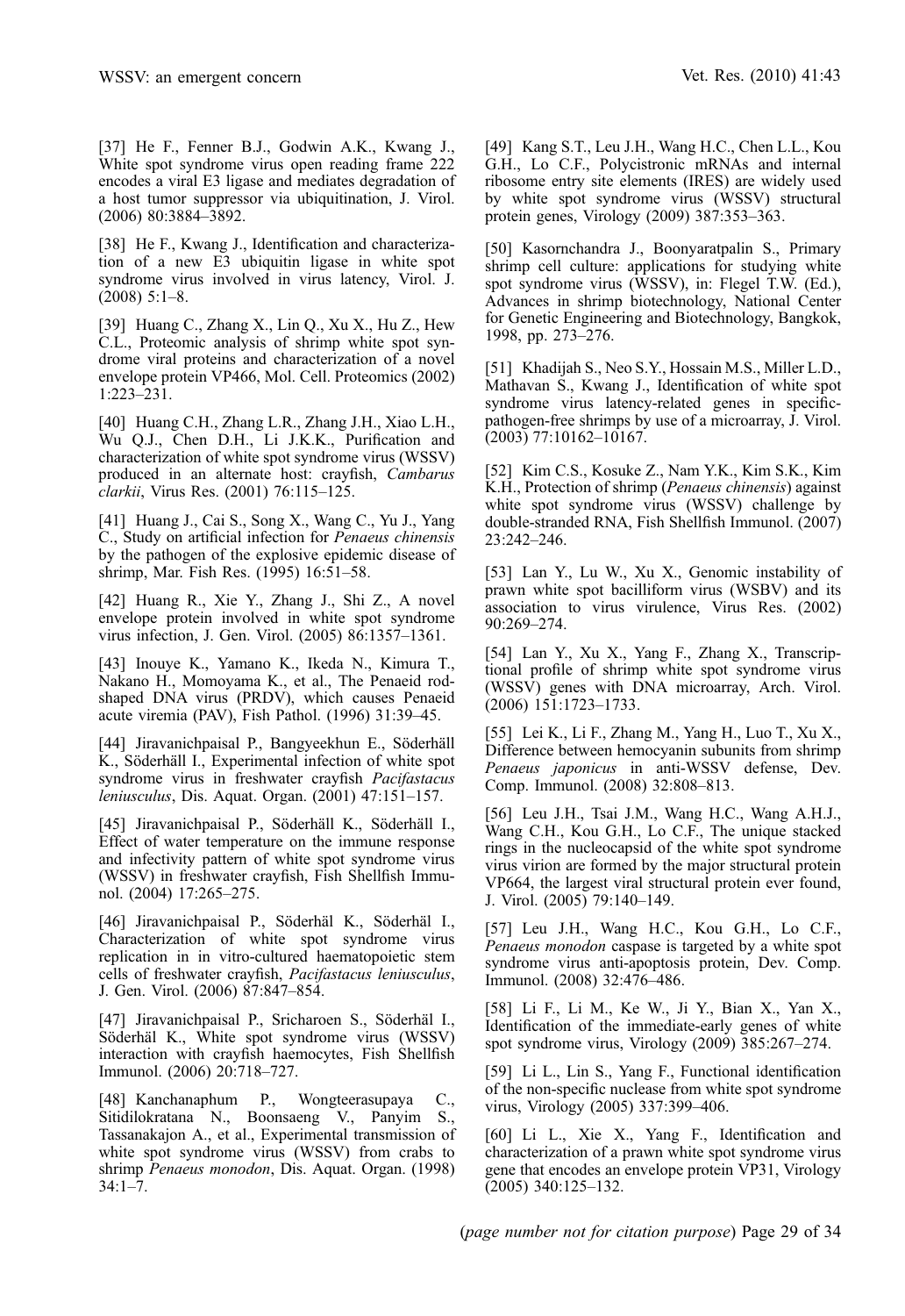[37] He F., Fenner B.J., Godwin A.K., Kwang J., White spot syndrome virus open reading frame 222 encodes a viral E3 ligase and mediates degradation of a host tumor suppressor via ubiquitination, J. Virol. (2006) 80:3884–3892.

[38] He F., Kwang J., Identification and characterization of a new E3 ubiquitin ligase in white spot syndrome virus involved in virus latency, Virol. J. (2008) 5:1–8.

[39] Huang C., Zhang X., Lin Q., Xu X., Hu Z., Hew C.L., Proteomic analysis of shrimp white spot syndrome viral proteins and characterization of a novel envelope protein VP466, Mol. Cell. Proteomics (2002) 1:223–231.

[40] Huang C.H., Zhang L.R., Zhang J.H., Xiao L.H., Wu Q.J., Chen D.H., Li J.K.K., Purification and characterization of white spot syndrome virus (WSSV) produced in an alternate host: crayfish, *Cambarus clarkii*, Virus Res. (2001) 76:115–125.

[41] Huang J., Cai S., Song X., Wang C., Yu J., Yang C., Study on artificial infection for *Penaeus chinensis* by the pathogen of the explosive epidemic disease of shrimp, Mar. Fish Res. (1995) 16:51–58.

[42] Huang R., Xie Y., Zhang J., Shi Z., A novel envelope protein involved in white spot syndrome virus infection, J. Gen. Virol. (2005) 86:1357–1361.

[43] Inouye K., Yamano K., Ikeda N., Kimura T., Nakano H., Momoyama K., et al., The Penaeid rod-shaped DNA virus (PRDV), which causes Penaeid acute viremia (PAV), Fish Pathol. (1996) 31:39–45.

[44] Jiravanichpaisal P., Bangyeekhun E., Söderhäll K., Söderhäll I., Experimental infection of white spot syndrome virus in freshwater crayfish *Pacifastacus leniusculus*, Dis. Aquat. Organ. (2001) 47:151–157.

[45] Jiravanichpaisal P., Söderhäll K., Söderhäll I., Effect of water temperature on the immune response and infectivity pattern of white spot syndrome virus (WSSV) in freshwater crayfish, Fish Shellfish Immunol. (2004) 17:265–275.

[46] Jiravanichpaisal P., Söderhäl K., Söderhäl I., Characterization of white spot syndrome virus replication in in vitro-cultured haematopoietic stem cells of freshwater crayfish, *Pacifastacus leniusculus*, J. Gen. Virol. (2006) 87:847–854.

[47] Jiravanichpaisal P., Sricharoen S., Söderhäl I., Söderhäl K., White spot syndrome virus (WSSV) interaction with crayfish haemocytes, Fish Shellfish Immunol. (2006) 20:718–727.

[48] Kanchanaphum P., Wongteerasupaya C., Sitidilokratana N., Boonsaeng V., Panyim S., Tassanakajon A., et al., Experimental transmission of white spot syndrome virus (WSSV) from crabs to shrimp *Penaeus monodon*, Dis. Aquat. Organ. (1998) 34:1–7.

[49] Kang S.T., Leu J.H., Wang H.C., Chen L.L., Kou G.H., Lo C.F., Polycistronic mRNAs and internal ribosome entry site elements (IRES) are widely used by white spot syndrome virus (WSSV) structural protein genes, Virology (2009) 387:353–363.

[50] Kasornchandra J., Boonyaratpalin S., Primary shrimp cell culture: applications for studying white spot syndrome virus (WSSV), in: Flegel T.W. (Ed.), Advances in shrimp biotechnology, National Center for Genetic Engineering and Biotechnology, Bangkok, 1998, pp. 273–276.

[51] Khadijah S., Neo S.Y., Hossain M.S., Miller L.D., Mathavan S., Kwang J., Identification of white spot syndrome virus latency-related genes in specific-pathogen-free shrimps by use of a microarray, J. Virol. (2003) 77:10162–10167.

[52] Kim C.S., Kosuke Z., Nam Y.K., Kim S.K., Kim K.H., Protection of shrimp (*Penaeus chinensis*) against white spot syndrome virus (WSSV) challenge by double-stranded RNA, Fish Shellfish Immunol. (2007) 23:242–246.

[53] Lan Y., Lu W., Xu X., Genomic instability of prawn white spot bacilliform virus (WSBV) and its association to virus virulence, Virus Res. (2002) 90:269–274.

[54] Lan Y., Xu X., Yang F., Zhang X., Transcriptional profile of shrimp white spot syndrome virus (WSSV) genes with DNA microarray, Arch. Virol. (2006) 151:1723–1733.

[55] Lei K., Li F., Zhang M., Yang H., Luo T., Xu X., Difference between hemocyanin subunits from shrimp *Penaeus japonicus* in anti-WSSV defense, Dev. Comp. Immunol. (2008) 32:808–813.

[56] Leu J.H., Tsai J.M., Wang H.C., Wang A.H.J., Wang C.H., Kou G.H., Lo C.F., The unique stacked rings in the nucleocapsid of the white spot syndrome virus virion are formed by the major structural protein VP664, the largest viral structural protein ever found, J. Virol. (2005) 79:140–149.

[57] Leu J.H., Wang H.C., Kou G.H., Lo C.F., *Penaeus monodon* caspase is targeted by a white spot syndrome virus anti-apoptosis protein, Dev. Comp. Immunol. (2008) 32:476–486.

[58] Li F., Li M., Ke W., Ji Y., Bian X., Yan X., Identification of the immediate-early genes of white spot syndrome virus, Virology (2009) 385:267–274.

[59] Li L., Lin S., Yang F., Functional identification of the non-specific nuclease from white spot syndrome virus, Virology (2005) 337:399–406.

[60] Li L., Xie X., Yang F., Identification and characterization of a prawn white spot syndrome virus gene that encodes an envelope protein VP31, Virology (2005) 340:125–132.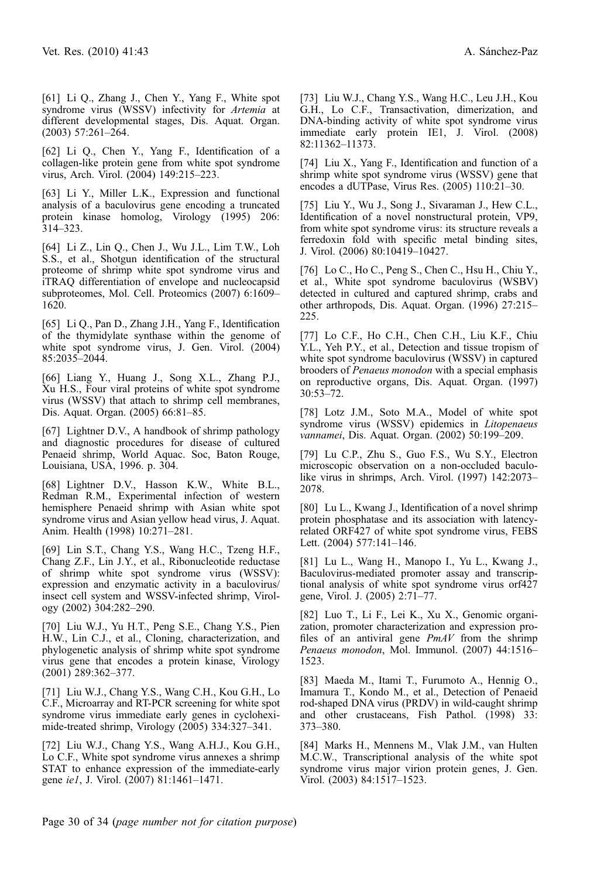[61] Li Q., Zhang J., Chen Y., Yang F., White spot syndrome virus (WSSV) infectivity for *Artemia* at different developmental stages, Dis. Aquat. Organ. (2003) 57:261–264.

[62] Li Q., Chen Y., Yang F., Identification of a collagen-like protein gene from white spot syndrome virus, Arch. Virol. (2004) 149:215–223.

[63] Li Y., Miller L.K., Expression and functional analysis of a baculovirus gene encoding a truncated protein kinase homolog, Virology (1995) 206: 314–323.

[64] Li Z., Lin Q., Chen J., Wu J.L., Lim T.W., Loh S.S., et al., Shotgun identification of the structural proteome of shrimp white spot syndrome virus and iTRAQ differentiation of envelope and nucleocapsid subproteomes, Mol. Cell. Proteomics (2007) 6:1609–1620.

[65] Li Q., Pan D., Zhang J.H., Yang F., Identification of the thymidylate synthase within the genome of white spot syndrome virus, J. Gen. Virol. (2004) 85:2035–2044.

[66] Liang Y., Huang J., Song X.L., Zhang P.J., Xu H.S., Four viral proteins of white spot syndrome virus (WSSV) that attach to shrimp cell membranes, Dis. Aquat. Organ. (2005) 66:81–85.

[67] Lightner D.V., A handbook of shrimp pathology and diagnostic procedures for disease of cultured Penaeid shrimp, World Aquac. Soc, Baton Rouge, Louisiana, USA, 1996. p. 304.

[68] Lightner D.V., Hasson K.W., White B.L., Redman R.M., Experimental infection of western hemisphere Penaeid shrimp with Asian white spot syndrome virus and Asian yellow head virus, J. Aquat. Anim. Health (1998) 10:271–281.

[69] Lin S.T., Chang Y.S., Wang H.C., Tzeng H.F., Chang Z.F., Lin J.Y., et al., Ribonucleotide reductase of shrimp white spot syndrome virus (WSSV): expression and enzymatic activity in a baculovirus/insect cell system and WSSV-infected shrimp, Virology (2002) 304:282–290.

[70] Liu W.J., Yu H.T., Peng S.E., Chang Y.S., Pien H.W., Lin C.J., et al., Cloning, characterization, and phylogenetic analysis of shrimp white spot syndrome virus gene that encodes a protein kinase, Virology (2001) 289:362–377.

[71] Liu W.J., Chang Y.S., Wang C.H., Kou G.H., Lo C.F., Microarray and RT-PCR screening for white spot syndrome virus immediate early genes in cycloheximide-treated shrimp, Virology (2005) 334:327–341.

[72] Liu W.J., Chang Y.S., Wang A.H.J., Kou G.H., Lo C.F., White spot syndrome virus annexes a shrimp STAT to enhance expression of the immediate-early gene *ie1*, J. Virol. (2007) 81:1461–1471.

[73] Liu W.J., Chang Y.S., Wang H.C., Leu J.H., Kou G.H., Lo C.F., Transactivation, dimerization, and DNA-binding activity of white spot syndrome virus immediate early protein IE1, J. Virol. (2008) 82:11362–11373.

[74] Liu X., Yang F., Identification and function of a shrimp white spot syndrome virus (WSSV) gene that encodes a dUTPase, Virus Res. (2005) 110:21–30.

[75] Liu Y., Wu J., Song J., Sivaraman J., Hew C.L., Identification of a novel nonstructural protein, VP9, from white spot syndrome virus: its structure reveals a ferredoxin fold with specific metal binding sites, J. Virol. (2006) 80:10419–10427.

[76] Lo C., Ho C., Peng S., Chen C., Hsu H., Chiu Y., et al., White spot syndrome baculovirus (WSBV) detected in cultured and captured shrimp, crabs and other arthropods, Dis. Aquat. Organ. (1996) 27:215–225.

[77] Lo C.F., Ho C.H., Chen C.H., Liu K.F., Chiu Y.L., Yeh P.Y., et al., Detection and tissue tropism of white spot syndrome baculovirus (WSSV) in captured brooders of *Penaeus monodon* with a special emphasis on reproductive organs, Dis. Aquat. Organ. (1997) 30:53–72.

[78] Lotz J.M., Soto M.A., Model of white spot syndrome virus (WSSV) epidemics in *Litopenaeus vannamei*, Dis. Aquat. Organ. (2002) 50:199–209.

[79] Lu C.P., Zhu S., Guo F.S., Wu S.Y., Electron microscopic observation on a non-occluded baculo-like virus in shrimps, Arch. Virol. (1997) 142:2073–2078.

[80] Lu L., Kwang J., Identification of a novel shrimp protein phosphatase and its association with latency-related ORF427 of white spot syndrome virus, FEBS Lett. (2004) 577:141–146.

[81] Lu L., Wang H., Manopo I., Yu L., Kwang J., Baculovirus-mediated promoter assay and transcriptional analysis of white spot syndrome virus orf427 gene, Virol. J. (2005) 2:71–77.

[82] Luo T., Li F., Lei K., Xu X., Genomic organization, promoter characterization and expression profiles of an antiviral gene *PmAV* from the shrimp *Penaeus monodon*, Mol. Immunol. (2007) 44:1516–1523.

[83] Maeda M., Itami T., Furumoto A., Hennig O., Imamura T., Kondo M., et al., Detection of Penaeid rod-shaped DNA virus (PRDV) in wild-caught shrimp and other crustaceans, Fish Pathol. (1998) 33: 373–380.

[84] Marks H., Mennens M., Vlak J.M., van Hulten M.C.W., Transcriptional analysis of the white spot syndrome virus major virion protein genes, J. Gen. Virol. (2003) 84:1517–1523.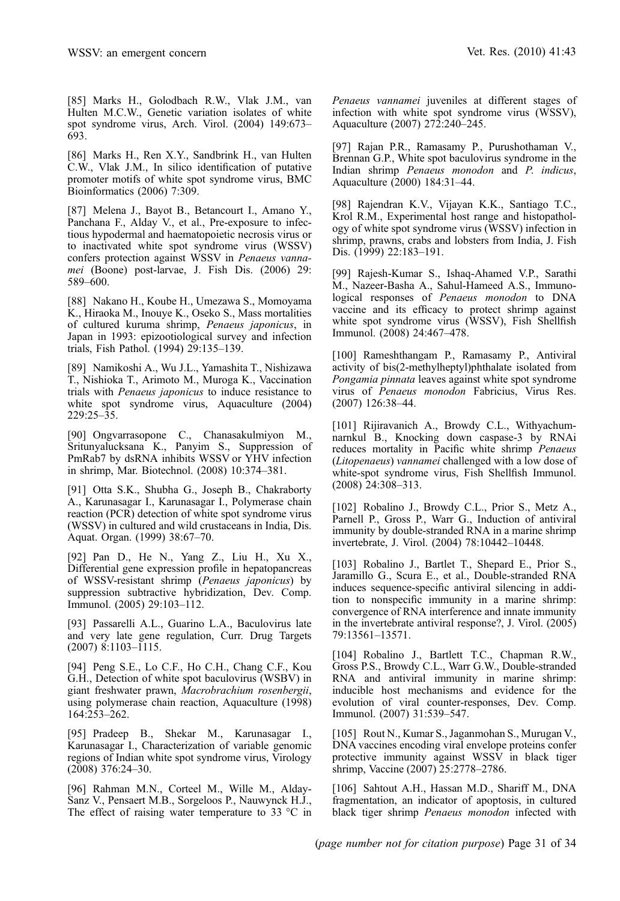[85] Marks H., Golodbach R.W., Vlak J.M., van Hulten M.C.W., Genetic variation isolates of white spot syndrome virus, Arch. Virol. (2004) 149:673–693.

[86] Marks H., Ren X.Y., Sandbrink H., van Hulten C.W., Vlak J.M., In silico identification of putative promoter motifs of white spot syndrome virus, BMC Bioinformatics (2006) 7:309.

[87] Melena J., Bayot B., Betancourt I., Amano Y., Panchana F., Alday V., et al., Pre-exposure to infectious hypodermal and haematopoietic necrosis virus or to inactivated white spot syndrome virus (WSSV) confers protection against WSSV in *Penaeus vannamei* (Boone) post-larvae, J. Fish Dis. (2006) 29: 589–600.

[88] Nakano H., Koube H., Umezawa S., Momoyama K., Hiraoka M., Inouye K., Oseko S., Mass mortalities of cultured kuruma shrimp, *Penaeus japonicus*, in Japan in 1993: epizootiological survey and infection trials, Fish Pathol. (1994) 29:135–139.

[89] Namikoshi A., Wu J.L., Yamashita T., Nishizawa T., Nishioka T., Arimoto M., Muroga K., Vaccination trials with *Penaeus japonicus* to induce resistance to white spot syndrome virus, Aquaculture (2004) 229:25–35.

[90] Ongvarrasopone C., Chanasakulmiyon M., Sritunyalucksana K., Panyim S., Suppression of PmRab7 by dsRNA inhibits WSSV or YHV infection in shrimp, Mar. Biotechnol. (2008) 10:374–381.

[91] Otta S.K., Shubha G., Joseph B., Chakraborty A., Karunasagar I., Karunasagar I., Polymerase chain reaction (PCR) detection of white spot syndrome virus (WSSV) in cultured and wild crustaceans in India, Dis. Aquat. Organ. (1999) 38:67–70.

[92] Pan D., He N., Yang Z., Liu H., Xu X., Differential gene expression profile in hepatopancreas of WSSV-resistant shrimp (*Penaeus japonicus*) by suppression subtractive hybridization, Dev. Comp. Immunol. (2005) 29:103–112.

[93] Passarelli A.L., Guarino L.A., Baculovirus late and very late gene regulation, Curr. Drug Targets (2007) 8:1103–1115.

[94] Peng S.E., Lo C.F., Ho C.H., Chang C.F., Kou G.H., Detection of white spot baculovirus (WSBV) in giant freshwater prawn, *Macrobrachium rosenbergii*, using polymerase chain reaction, Aquaculture (1998) 164:253–262.

[95] Pradeep B., Shekar M., Karunasagar I., Karunasagar I., Characterization of variable genomic regions of Indian white spot syndrome virus, Virology (2008) 376:24–30.

[96] Rahman M.N., Corteel M., Wille M., Alday-Sanz V., Pensaert M.B., Sorgeloos P., Nauwynck H.J., The effect of raising water temperature to 33 °C in *Penaeus vannamei* juveniles at different stages of infection with white spot syndrome virus (WSSV), Aquaculture (2007) 272:240–245.

[97] Rajan P.R., Ramasamy P., Purushothaman V., Brennan G.P., White spot baculovirus syndrome in the Indian shrimp *Penaeus monodon* and *P. indicus*, Aquaculture (2000) 184:31–44.

[98] Rajendran K.V., Vijayan K.K., Santiago T.C., Krol R.M., Experimental host range and histopathology of white spot syndrome virus (WSSV) infection in shrimp, prawns, crabs and lobsters from India, J. Fish Dis. (1999) 22:183–191.

[99] Rajesh-Kumar S., Ishaq-Ahamed V.P., Sarathi M., Nazeer-Basha A., Sahul-Hameed A.S., Immunological responses of *Penaeus monodon* to DNA vaccine and its efficacy to protect shrimp against white spot syndrome virus (WSSV), Fish Shellfish Immunol. (2008) 24:467–478.

[100] Rameshthangam P., Ramasamy P., Antiviral activity of bis(2-methylheptyl)phthalate isolated from *Pongamia pinnata* leaves against white spot syndrome virus of *Penaeus monodon* Fabricius, Virus Res. (2007) 126:38–44.

[101] Rijiravanich A., Browdy C.L., Withyachumnarnkul B., Knocking down caspase-3 by RNAi reduces mortality in Pacific white shrimp *Penaeus* (*Litopenaeus*) *vannamei* challenged with a low dose of white-spot syndrome virus, Fish Shellfish Immunol. (2008) 24:308–313.

[102] Robalino J., Browdy C.L., Prior S., Metz A., Parnell P., Gross P., Warr G., Induction of antiviral immunity by double-stranded RNA in a marine shrimp invertebrate, J. Virol. (2004) 78:10442–10448.

[103] Robalino J., Bartlet T., Shepard E., Prior S., Jaramillo G., Scura E., et al., Double-stranded RNA induces sequence-specific antiviral silencing in addition to nonspecific immunity in a marine shrimp: convergence of RNA interference and innate immunity in the invertebrate antiviral response?, J. Virol. (2005) 79:13561–13571.

[104] Robalino J., Bartlett T.C., Chapman R.W., Gross P.S., Browdy C.L., Warr G.W., Double-stranded RNA and antiviral immunity in marine shrimp: inducible host mechanisms and evidence for the evolution of viral counter-responses, Dev. Comp. Immunol. (2007) 31:539–547.

[105] Rout N., Kumar S., Jaganmohan S., Murugan V., DNA vaccines encoding viral envelope proteins confer protective immunity against WSSV in black tiger shrimp, Vaccine (2007) 25:2778–2786.

[106] Sahtout A.H., Hassan M.D., Shariff M., DNA fragmentation, an indicator of apoptosis, in cultured black tiger shrimp *Penaeus monodon* infected with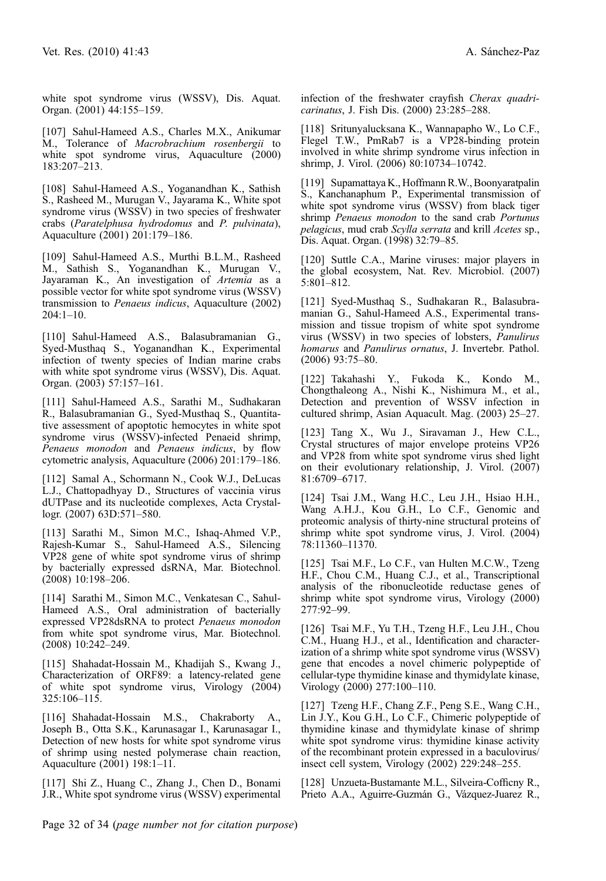white spot syndrome virus (WSSV), Dis. Aquat. Organ. (2001) 44:155–159.

[107] Sahul-Hameed A.S., Charles M.X., Anikumar M., Tolerance of *Macrobrachium rosenbergii* to white spot syndrome virus, Aquaculture (2000) 183:207–213.

[108] Sahul-Hameed A.S., Yoganandhan K., Sathish S., Rasheed M., Murugan V., Jayarama K., White spot syndrome virus (WSSV) in two species of freshwater crabs (*Paratelphusa hydrodomus* and *P. pulvinata*), Aquaculture (2001) 201:179–186.

[109] Sahul-Hameed A.S., Murthi B.L.M., Rasheed M., Sathish S., Yoganandhan K., Murugan V., Jayaraman K., An investigation of *Artemia* as a possible vector for white spot syndrome virus (WSSV) transmission to *Penaeus indicus*, Aquaculture (2002) 204:1–10.

[110] Sahul-Hameed A.S., Balasubramanian G., Syed-Musthaq S., Yoganandhan K., Experimental infection of twenty species of Indian marine crabs with white spot syndrome virus (WSSV), Dis. Aquat. Organ. (2003) 57:157–161.

[111] Sahul-Hameed A.S., Sarathi M., Sudhakaran R., Balasubramanian G., Syed-Musthaq S., Quantitative assessment of apoptotic hemocytes in white spot syndrome virus (WSSV)-infected Penaeid shrimp, *Penaeus monodon* and *Penaeus indicus*, by flow cytometric analysis, Aquaculture (2006) 201:179–186.

[112] Samal A., Schormann N., Cook W.J., DeLucas L.J., Chattopadhyay D., Structures of vaccinia virus dUTPase and its nucleotide complexes, Acta Crystallogr. (2007) 63D:571–580.

[113] Sarathi M., Simon M.C., Ishaq-Ahmed V.P., Rajesh-Kumar S., Sahul-Hameed A.S., Silencing VP28 gene of white spot syndrome virus of shrimp by bacterially expressed dsRNA, Mar. Biotechnol. (2008) 10:198–206.

[114] Sarathi M., Simon M.C., Venkatesan C., Sahul-Hameed A.S., Oral administration of bacterially expressed VP28dsRNA to protect *Penaeus monodon* from white spot syndrome virus, Mar. Biotechnol. (2008) 10:242–249.

[115] Shahadat-Hossain M., Khadijah S., Kwang J., Characterization of ORF89: a latency-related gene of white spot syndrome virus, Virology (2004) 325:106–115.

[116] Shahadat-Hossain M.S., Chakraborty A., Joseph B., Otta S.K., Karunasagar I., Karunasagar I., Detection of new hosts for white spot syndrome virus of shrimp using nested polymerase chain reaction, Aquaculture (2001) 198:1–11.

[117] Shi Z., Huang C., Zhang J., Chen D., Bonami J.R., White spot syndrome virus (WSSV) experimental infection of the freshwater crayfish *Cherax quadricarinatus*, J. Fish Dis. (2000) 23:285–288.

[118] Sritunyalucksana K., Wannapapho W., Lo C.F., Flegel T.W., PmRab7 is a VP28-binding protein involved in white shrimp syndrome virus infection in shrimp, J. Virol. (2006) 80:10734–10742.

[119] Supamattaya K., Hoffmann R.W., Boonyaratpalin S., Kanchanaphum P., Experimental transmission of white spot syndrome virus (WSSV) from black tiger shrimp *Penaeus monodon* to the sand crab *Portunus pelagicus*, mud crab *Scylla serrata* and krill *Acetes* sp., Dis. Aquat. Organ. (1998) 32:79–85.

[120] Suttle C.A., Marine viruses: major players in the global ecosystem, Nat. Rev. Microbiol. (2007) 5:801–812.

[121] Syed-Musthaq S., Sudhakaran R., Balasubramanian G., Sahul-Hameed A.S., Experimental transmission and tissue tropism of white spot syndrome virus (WSSV) in two species of lobsters, *Panulirus homarus* and *Panulirus ornatus*, J. Invertebr. Pathol. (2006) 93:75–80.

[122] Takahashi Y., Fukoda K., Kondo M., Chongthaleong A., Nishi K., Nishimura M., et al., Detection and prevention of WSSV infection in cultured shrimp, Asian Aquacult. Mag. (2003) 25–27.

[123] Tang X., Wu J., Siravaman J., Hew C.L., Crystal structures of major envelope proteins VP26 and VP28 from white spot syndrome virus shed light on their evolutionary relationship, J. Virol. (2007) 81:6709–6717.

[124] Tsai J.M., Wang H.C., Leu J.H., Hsiao H.H., Wang A.H.J., Kou G.H., Lo C.F., Genomic and proteomic analysis of thirty-nine structural proteins of shrimp white spot syndrome virus, J. Virol. (2004) 78:11360–11370.

[125] Tsai M.F., Lo C.F., van Hulten M.C.W., Tzeng H.F., Chou C.M., Huang C.J., et al., Transcriptional analysis of the ribonucleotide reductase genes of shrimp white spot syndrome virus, Virology (2000) 277:92–99.

[126] Tsai M.F., Yu T.H., Tzeng H.F., Leu J.H., Chou C.M., Huang H.J., et al., Identification and characterization of a shrimp white spot syndrome virus (WSSV) gene that encodes a novel chimeric polypeptide of cellular-type thymidine kinase and thymidylate kinase, Virology (2000) 277:100–110.

[127] Tzeng H.F., Chang Z.F., Peng S.E., Wang C.H., Lin J.Y., Kou G.H., Lo C.F., Chimeric polypeptide of thymidine kinase and thymidylate kinase of shrimp white spot syndrome virus: thymidine kinase activity of the recombinant protein expressed in a baculovirus/insect cell system, Virology (2002) 229:248–255.

[128] Unzueta-Bustamante M.L., Silveira-Cofficny R., Prieto A.A., Aguirre-Guzmán G., Vázquez-Juarez R.,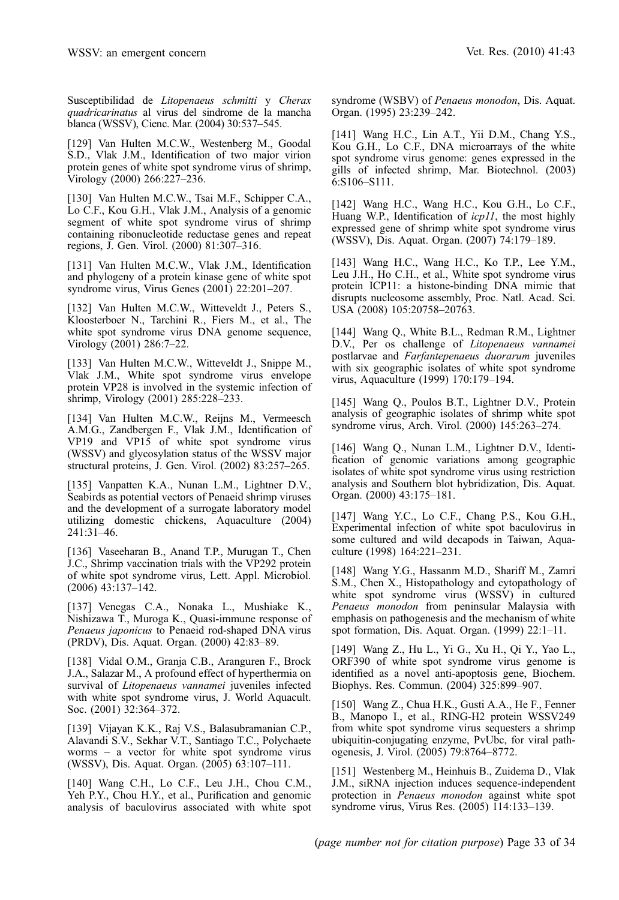Susceptibilidad de *Litopenaeus schmitti* y *Cherax quadricarinatus* al virus del sindrome de la mancha blanca (WSSV), Cienc. Mar. (2004) 30:537–545.

[129] Van Hulten M.C.W., Westenberg M., Goodal S.D., Vlak J.M., Identification of two major virion protein genes of white spot syndrome virus of shrimp, Virology (2000) 266:227–236.

[130] Van Hulten M.C.W., Tsai M.F., Schipper C.A., Lo C.F., Kou G.H., Vlak J.M., Analysis of a genomic segment of white spot syndrome virus of shrimp containing ribonucleotide reductase genes and repeat regions, J. Gen. Virol. (2000) 81:307–316.

[131] Van Hulten M.C.W., Vlak J.M., Identification and phylogeny of a protein kinase gene of white spot syndrome virus, Virus Genes (2001) 22:201–207.

[132] Van Hulten M.C.W., Witteveldt J., Peters S., Kloosterboer N., Tarchini R., Fiers M., et al., The white spot syndrome virus DNA genome sequence, Virology (2001) 286:7–22.

[133] Van Hulten M.C.W., Witteveldt J., Snippe M., Vlak J.M., White spot syndrome virus envelope protein VP28 is involved in the systemic infection of shrimp, Virology (2001) 285:228–233.

[134] Van Hulten M.C.W., Reijns M., Vermeesch A.M.G., Zandbergen F., Vlak J.M., Identification of VP19 and VP15 of white spot syndrome virus (WSSV) and glycosylation status of the WSSV major structural proteins, J. Gen. Virol. (2002) 83:257–265.

[135] Vanpatten K.A., Nunan L.M., Lightner D.V., Seabirds as potential vectors of Penaeid shrimp viruses and the development of a surrogate laboratory model utilizing domestic chickens, Aquaculture (2004) 241:31–46.

[136] Vaseeharan B., Anand T.P., Murugan T., Chen J.C., Shrimp vaccination trials with the VP292 protein of white spot syndrome virus, Lett. Appl. Microbiol. (2006) 43:137–142.

[137] Venegas C.A., Nonaka L., Mushiake K., Nishizawa T., Muroga K., Quasi-immune response of *Penaeus japonicus* to Penaeid rod-shaped DNA virus (PRDV), Dis. Aquat. Organ. (2000) 42:83–89.

[138] Vidal O.M., Granja C.B., Aranguren F., Brock J.A., Salazar M., A profound effect of hyperthermia on survival of *Litopenaeus vannamei* juveniles infected with white spot syndrome virus, J. World Aquacult. Soc. (2001) 32:364–372.

[139] Vijayan K.K., Raj V.S., Balasubramanian C.P., Alavandi S.V., Sekhar V.T., Santiago T.C., Polychaete worms – a vector for white spot syndrome virus (WSSV), Dis. Aquat. Organ. (2005) 63:107–111.

[140] Wang C.H., Lo C.F., Leu J.H., Chou C.M., Yeh P.Y., Chou H.Y., et al., Purification and genomic analysis of baculovirus associated with white spot syndrome (WSBV) of *Penaeus monodon*, Dis. Aquat. Organ. (1995) 23:239–242.

[141] Wang H.C., Lin A.T., Yii D.M., Chang Y.S., Kou G.H., Lo C.F., DNA microarrays of the white spot syndrome virus genome: genes expressed in the gills of infected shrimp, Mar. Biotechnol. (2003) 6:S106–S111.

[142] Wang H.C., Wang H.C., Kou G.H., Lo C.F., Huang W.P., Identification of *icp11*, the most highly expressed gene of shrimp white spot syndrome virus (WSSV), Dis. Aquat. Organ. (2007) 74:179–189.

[143] Wang H.C., Wang H.C., Ko T.P., Lee Y.M., Leu J.H., Ho C.H., et al., White spot syndrome virus protein ICP11: a histone-binding DNA mimic that disrupts nucleosome assembly, Proc. Natl. Acad. Sci. USA (2008) 105:20758–20763.

[144] Wang Q., White B.L., Redman R.M., Lightner D.V., Per os challenge of *Litopenaeus vannamei* postlarvae and *Farfantepenaeus duorarum* juveniles with six geographic isolates of white spot syndrome virus, Aquaculture (1999) 170:179–194.

[145] Wang Q., Poulos B.T., Lightner D.V., Protein analysis of geographic isolates of shrimp white spot syndrome virus, Arch. Virol. (2000) 145:263–274.

[146] Wang Q., Nunan L.M., Lightner D.V., Identification of genomic variations among geographic isolates of white spot syndrome virus using restriction analysis and Southern blot hybridization, Dis. Aquat. Organ. (2000) 43:175–181.

[147] Wang Y.C., Lo C.F., Chang P.S., Kou G.H., Experimental infection of white spot baculovirus in some cultured and wild decapods in Taiwan, Aquaculture (1998) 164:221–231.

[148] Wang Y.G., Hassanm M.D., Shariff M., Zamri S.M., Chen X., Histopathology and cytopathology of white spot syndrome virus (WSSV) in cultured *Penaeus monodon* from peninsular Malaysia with emphasis on pathogenesis and the mechanism of white spot formation, Dis. Aquat. Organ. (1999) 22:1–11.

[149] Wang Z., Hu L., Yi G., Xu H., Qi Y., Yao L., ORF390 of white spot syndrome virus genome is identified as a novel anti-apoptosis gene, Biochem. Biophys. Res. Commun. (2004) 325:899–907.

[150] Wang Z., Chua H.K., Gusti A.A., He F., Fenner B., Manopo I., et al., RING-H2 protein WSSV249 from white spot syndrome virus sequesters a shrimp ubiquitin-conjugating enzyme, PvUbc, for viral pathogenesis, J. Virol. (2005) 79:8764–8772.

[151] Westenberg M., Heinhuis B., Zuidema D., Vlak J.M., siRNA injection induces sequence-independent protection in *Penaeus monodon* against white spot syndrome virus, Virus Res. (2005) 114:133–139.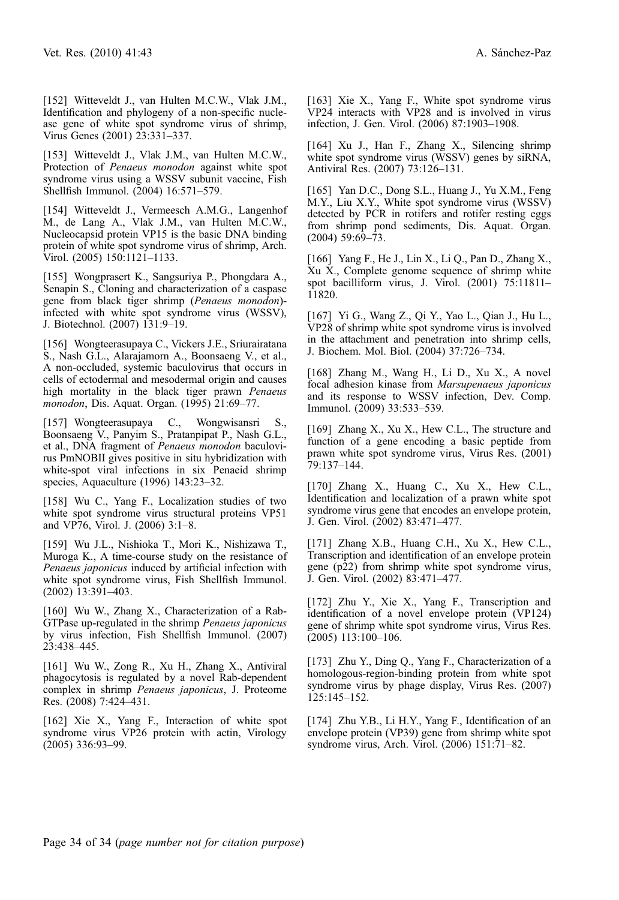[152] Witteveldt J., van Hulten M.C.W., Vlak J.M., Identification and phylogeny of a non-specific nuclease gene of white spot syndrome virus of shrimp, Virus Genes (2001) 23:331–337.

[153] Witteveldt J., Vlak J.M., van Hulten M.C.W., Protection of *Penaeus monodon* against white spot syndrome virus using a WSSV subunit vaccine, Fish Shellfish Immunol. (2004) 16:571–579.

[154] Witteveldt J., Vermeesch A.M.G., Langenhof M., de Lang A., Vlak J.M., van Hulten M.C.W., Nucleocapsid protein VP15 is the basic DNA binding protein of white spot syndrome virus of shrimp, Arch. Virol. (2005) 150:1121–1133.

[155] Wongprasert K., Sangsuriya P., Phongdara A., Senapin S., Cloning and characterization of a caspase gene from black tiger shrimp (*Penaeus monodon*)-infected with white spot syndrome virus (WSSV), J. Biotechnol. (2007) 131:9–19.

[156] Wongteerasupaya C., Vickers J.E., Sriurairatana S., Nash G.L., Alarajamorn A., Boonsaeng V., et al., A non-occluded, systemic baculovirus that occurs in cells of ectodermal and mesodermal origin and causes high mortality in the black tiger prawn *Penaeus monodon*, Dis. Aquat. Organ. (1995) 21:69–77.

[157] Wongteerasupaya C., Wongwisansri S., Boonsaeng V., Panyim S., Pratanpipat P., Nash G.L., et al., DNA fragment of *Penaeus monodon* baculovirus PmNOBII gives positive in situ hybridization with white-spot viral infections in six Penaeid shrimp species, Aquaculture (1996) 143:23–32.

[158] Wu C., Yang F., Localization studies of two white spot syndrome virus structural proteins VP51 and VP76, Virol. J. (2006) 3:1–8.

[159] Wu J.L., Nishioka T., Mori K., Nishizawa T., Muroga K., A time-course study on the resistance of *Penaeus japonicus* induced by artificial infection with white spot syndrome virus, Fish Shellfish Immunol. (2002) 13:391–403.

[160] Wu W., Zhang X., Characterization of a Rab-GTPase up-regulated in the shrimp *Penaeus japonicus* by virus infection, Fish Shellfish Immunol. (2007) 23:438–445.

[161] Wu W., Zong R., Xu H., Zhang X., Antiviral phagocytosis is regulated by a novel Rab-dependent complex in shrimp *Penaeus japonicus*, J. Proteome Res. (2008) 7:424–431.

[162] Xie X., Yang F., Interaction of white spot syndrome virus VP26 protein with actin, Virology (2005) 336:93–99.

[163] Xie X., Yang F., White spot syndrome virus VP24 interacts with VP28 and is involved in virus infection, J. Gen. Virol. (2006) 87:1903–1908.

[164] Xu J., Han F., Zhang X., Silencing shrimp white spot syndrome virus (WSSV) genes by siRNA, Antiviral Res. (2007) 73:126–131.

[165] Yan D.C., Dong S.L., Huang J., Yu X.M., Feng M.Y., Liu X.Y., White spot syndrome virus (WSSV) detected by PCR in rotifers and rotifer resting eggs from shrimp pond sediments, Dis. Aquat. Organ. (2004) 59:69–73.

[166] Yang F., He J., Lin X., Li Q., Pan D., Zhang X., Xu X., Complete genome sequence of shrimp white spot bacilliform virus, J. Virol. (2001) 75:11811–11820.

[167] Yi G., Wang Z., Qi Y., Yao L., Qian J., Hu L., VP28 of shrimp white spot syndrome virus is involved in the attachment and penetration into shrimp cells, J. Biochem. Mol. Biol. (2004) 37:726–734.

[168] Zhang M., Wang H., Li D., Xu X., A novel focal adhesion kinase from *Marsupenaeus japonicus* and its response to WSSV infection, Dev. Comp. Immunol. (2009) 33:533–539.

[169] Zhang X., Xu X., Hew C.L., The structure and function of a gene encoding a basic peptide from prawn white spot syndrome virus, Virus Res. (2001) 79:137–144.

[170] Zhang X., Huang C., Xu X., Hew C.L., Identification and localization of a prawn white spot syndrome virus gene that encodes an envelope protein, J. Gen. Virol. (2002) 83:471–477.

[171] Zhang X.B., Huang C.H., Xu X., Hew C.L., Transcription and identification of an envelope protein gene (p22) from shrimp white spot syndrome virus, J. Gen. Virol. (2002) 83:471–477.

[172] Zhu Y., Xie X., Yang F., Transcription and identification of a novel envelope protein (VP124) gene of shrimp white spot syndrome virus, Virus Res. (2005) 113:100–106.

[173] Zhu Y., Ding Q., Yang F., Characterization of a homologous-region-binding protein from white spot syndrome virus by phage display, Virus Res. (2007) 125:145–152.

[174] Zhu Y.B., Li H.Y., Yang F., Identification of an envelope protein (VP39) gene from shrimp white spot syndrome virus, Arch. Virol. (2006) 151:71–82.